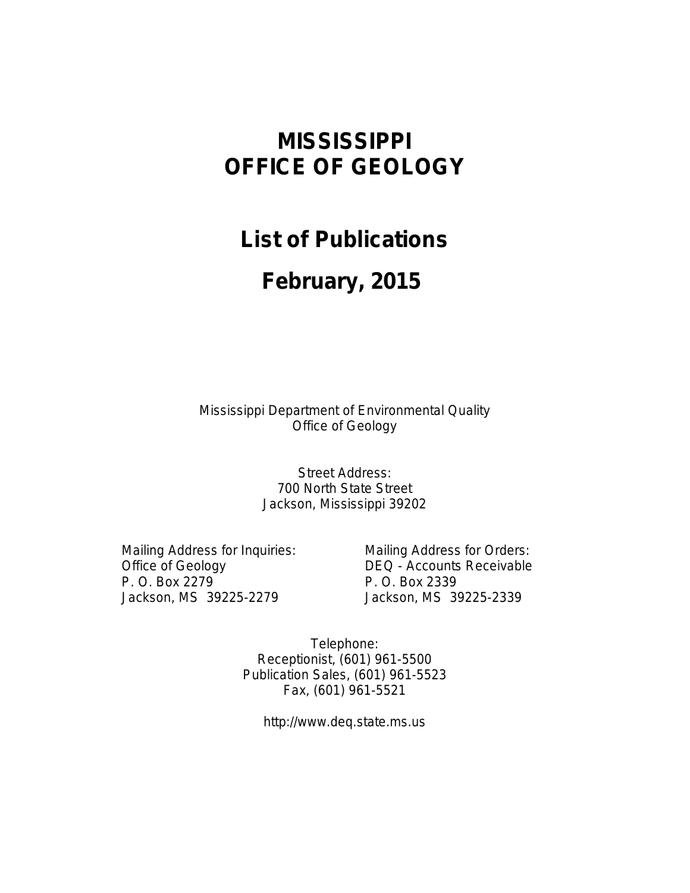# MISSISSIPPI
# OFFICE OF GEOLOGY

## List of Publications

## February, 2015

Mississippi Department of Environmental Quality
Office of Geology

Street Address:
700 North State Street
Jackson, Mississippi 39202

Mailing Address for Inquiries:
Office of Geology
P. O. Box 2279
Jackson, MS 39225-2279

Mailing Address for Orders:
DEQ - Accounts Receivable
P. O. Box 2339
Jackson, MS 39225-2339

Telephone:
Receptionist, (601) 961-5500
Publication Sales, (601) 961-5523
Fax, (601) 961-5521

http://www.deq.state.ms.us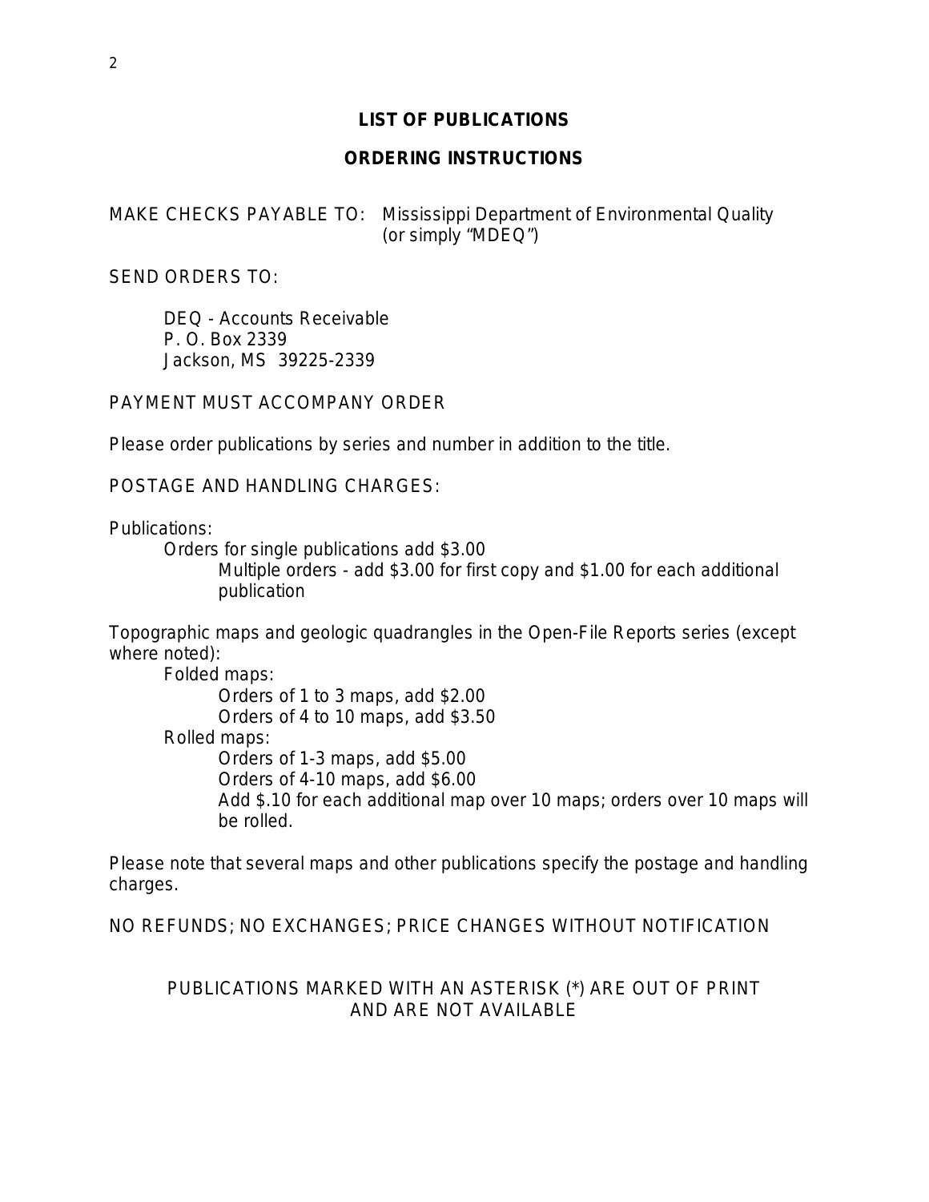# LIST OF PUBLICATIONS

## ORDERING INSTRUCTIONS

MAKE CHECKS PAYABLE TO: Mississippi Department of Environmental Quality (or simply "MDEQ")

SEND ORDERS TO:

DEQ - Accounts Receivable
P. O. Box 2339
Jackson, MS 39225-2339

PAYMENT MUST ACCOMPANY ORDER

Please order publications by series and number in addition to the title.

POSTAGE AND HANDLING CHARGES:

Publications:

- Orders for single publications add $3.00
  - Multiple orders - add $3.00 for first copy and $1.00 for each additional publication

Topographic maps and geologic quadrangles in the Open-File Reports series (except where noted):

- Folded maps:
  - Orders of 1 to 3 maps, add $2.00
  - Orders of 4 to 10 maps, add $3.50
- Rolled maps:
  - Orders of 1-3 maps, add $5.00
  - Orders of 4-10 maps, add $6.00
  - Add $.10 for each additional map over 10 maps; orders over 10 maps will be rolled.

Please note that several maps and other publications specify the postage and handling charges.

NO REFUNDS; NO EXCHANGES; PRICE CHANGES WITHOUT NOTIFICATION

PUBLICATIONS MARKED WITH AN ASTERISK (*) ARE OUT OF PRINT AND ARE NOT AVAILABLE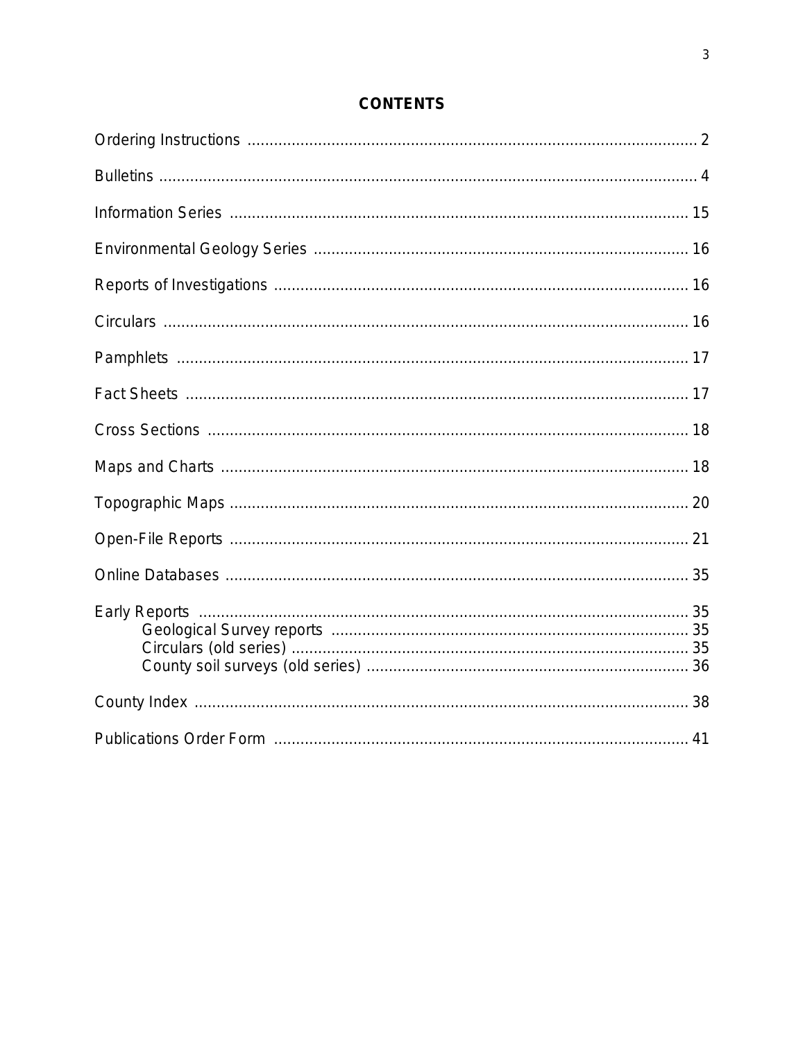# CONTENTS

| | |
|---|---|
| Ordering Instructions | 2 |
| Bulletins | 4 |
| Information Series | 15 |
| Environmental Geology Series | 16 |
| Reports of Investigations | 16 |
| Circulars | 16 |
| Pamphlets | 17 |
| Fact Sheets | 17 |
| Cross Sections | 18 |
| Maps and Charts | 18 |
| Topographic Maps | 20 |
| Open-File Reports | 21 |
| Online Databases | 35 |
| Early Reports | 35 |
| Geological Survey reports | 35 |
| Circulars (old series) | 35 |
| County soil surveys (old series) | 36 |
| County Index | 38 |
| Publications Order Form | 41 |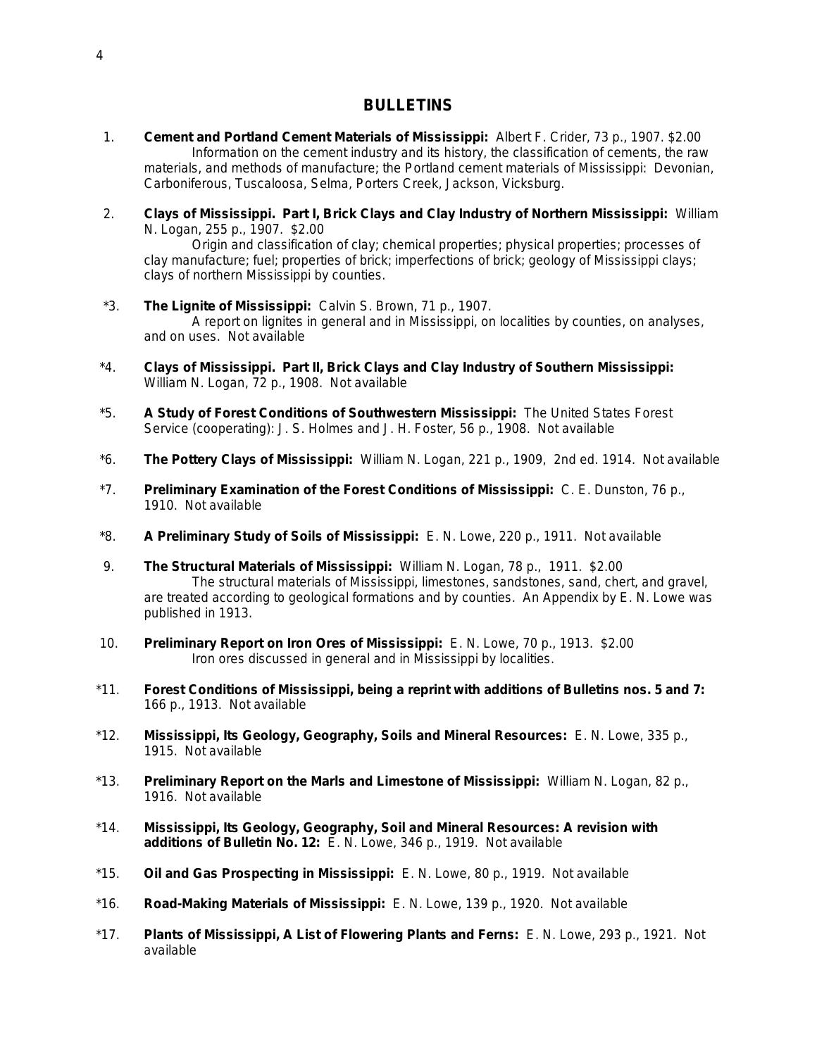## BULLETINS

1. **Cement and Portland Cement Materials of Mississippi:** Albert F. Crider, 73 p., 1907. $2.00
   Information on the cement industry and its history, the classification of cements, the raw materials, and methods of manufacture; the Portland cement materials of Mississippi: Devonian, Carboniferous, Tuscaloosa, Selma, Porters Creek, Jackson, Vicksburg.

2. **Clays of Mississippi. Part I, Brick Clays and Clay Industry of Northern Mississippi:** William N. Logan, 255 p., 1907. $2.00
   Origin and classification of clay; chemical properties; physical properties; processes of clay manufacture; fuel; properties of brick; imperfections of brick; geology of Mississippi clays; clays of northern Mississippi by counties.

*3. **The Lignite of Mississippi:** Calvin S. Brown, 71 p., 1907.
   A report on lignites in general and in Mississippi, on localities by counties, on analyses, and on uses. Not available

*4. **Clays of Mississippi. Part II, Brick Clays and Clay Industry of Southern Mississippi:** William N. Logan, 72 p., 1908. Not available

*5. **A Study of Forest Conditions of Southwestern Mississippi:** The United States Forest Service (cooperating): J. S. Holmes and J. H. Foster, 56 p., 1908. Not available

*6. **The Pottery Clays of Mississippi:** William N. Logan, 221 p., 1909, 2nd ed. 1914. Not available

*7. **Preliminary Examination of the Forest Conditions of Mississippi:** C. E. Dunston, 76 p., 1910. Not available

*8. **A Preliminary Study of Soils of Mississippi:** E. N. Lowe, 220 p., 1911. Not available

9. **The Structural Materials of Mississippi:** William N. Logan, 78 p., 1911. $2.00
   The structural materials of Mississippi, limestones, sandstones, sand, chert, and gravel, are treated according to geological formations and by counties. An Appendix by E. N. Lowe was published in 1913.

10. **Preliminary Report on Iron Ores of Mississippi:** E. N. Lowe, 70 p., 1913. $2.00
    Iron ores discussed in general and in Mississippi by localities.

*11. **Forest Conditions of Mississippi, being a reprint with additions of Bulletins nos. 5 and 7:** 166 p., 1913. Not available

*12. **Mississippi, Its Geology, Geography, Soils and Mineral Resources:** E. N. Lowe, 335 p., 1915. Not available

*13. **Preliminary Report on the Marls and Limestone of Mississippi:** William N. Logan, 82 p., 1916. Not available

*14. **Mississippi, Its Geology, Geography, Soil and Mineral Resources: A revision with additions of Bulletin No. 12:** E. N. Lowe, 346 p., 1919. Not available

*15. **Oil and Gas Prospecting in Mississippi:** E. N. Lowe, 80 p., 1919. Not available

*16. **Road-Making Materials of Mississippi:** E. N. Lowe, 139 p., 1920. Not available

*17. **Plants of Mississippi, A List of Flowering Plants and Ferns:** E. N. Lowe, 293 p., 1921. Not available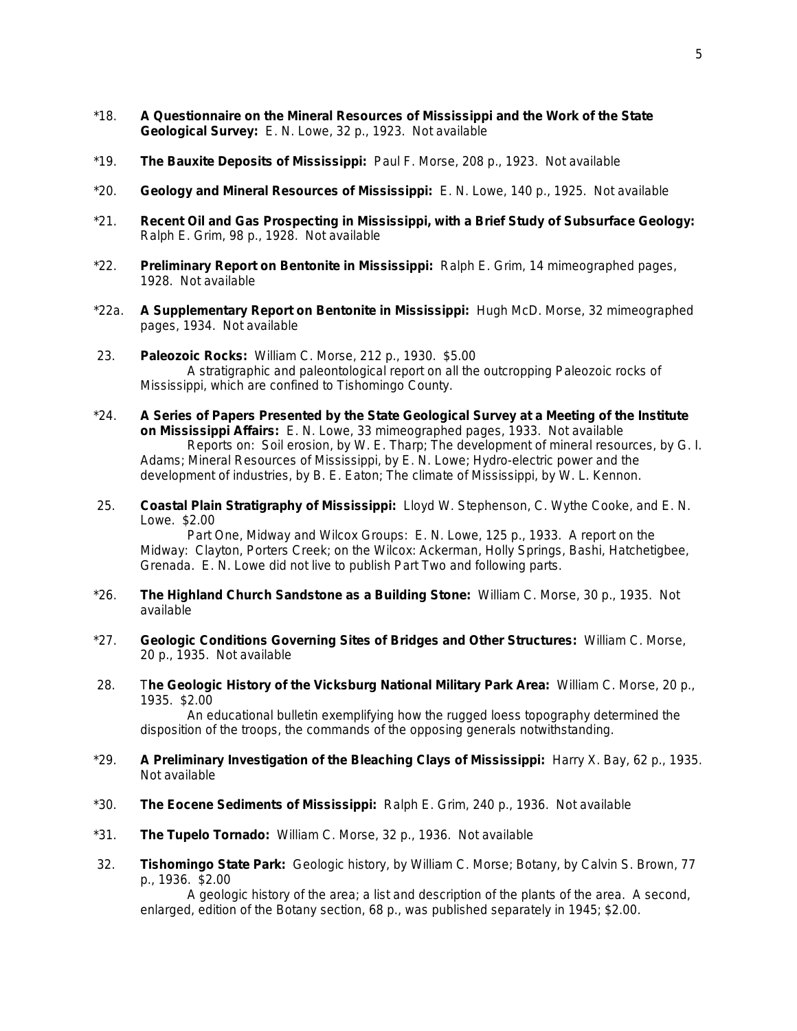*18. **A Questionnaire on the Mineral Resources of Mississippi and the Work of the State Geological Survey:** E. N. Lowe, 32 p., 1923. Not available

*19. **The Bauxite Deposits of Mississippi:** Paul F. Morse, 208 p., 1923. Not available

*20. **Geology and Mineral Resources of Mississippi:** E. N. Lowe, 140 p., 1925. Not available

*21. **Recent Oil and Gas Prospecting in Mississippi, with a Brief Study of Subsurface Geology:** Ralph E. Grim, 98 p., 1928. Not available

*22. **Preliminary Report on Bentonite in Mississippi:** Ralph E. Grim, 14 mimeographed pages, 1928. Not available

*22a. **A Supplementary Report on Bentonite in Mississippi:** Hugh McD. Morse, 32 mimeographed pages, 1934. Not available

23. **Paleozoic Rocks:** William C. Morse, 212 p., 1930. $5.00
    A stratigraphic and paleontological report on all the outcropping Paleozoic rocks of Mississippi, which are confined to Tishomingo County.

*24. **A Series of Papers Presented by the State Geological Survey at a Meeting of the Institute on Mississippi Affairs:** E. N. Lowe, 33 mimeographed pages, 1933. Not available
    Reports on: Soil erosion, by W. E. Tharp; The development of mineral resources, by G. I. Adams; Mineral Resources of Mississippi, by E. N. Lowe; Hydro-electric power and the development of industries, by B. E. Eaton; The climate of Mississippi, by W. L. Kennon.

25. **Coastal Plain Stratigraphy of Mississippi:** Lloyd W. Stephenson, C. Wythe Cooke, and E. N. Lowe. $2.00
    Part One, Midway and Wilcox Groups: E. N. Lowe, 125 p., 1933. A report on the Midway: Clayton, Porters Creek; on the Wilcox: Ackerman, Holly Springs, Bashi, Hatchetigbee, Grenada. E. N. Lowe did not live to publish Part Two and following parts.

*26. **The Highland Church Sandstone as a Building Stone:** William C. Morse, 30 p., 1935. Not available

*27. **Geologic Conditions Governing Sites of Bridges and Other Structures:** William C. Morse, 20 p., 1935. Not available

28. **The Geologic History of the Vicksburg National Military Park Area:** William C. Morse, 20 p., 1935. $2.00
    An educational bulletin exemplifying how the rugged loess topography determined the disposition of the troops, the commands of the opposing generals notwithstanding.

*29. **A Preliminary Investigation of the Bleaching Clays of Mississippi:** Harry X. Bay, 62 p., 1935. Not available

*30. **The Eocene Sediments of Mississippi:** Ralph E. Grim, 240 p., 1936. Not available

*31. **The Tupelo Tornado:** William C. Morse, 32 p., 1936. Not available

32. **Tishomingo State Park:** Geologic history, by William C. Morse; Botany, by Calvin S. Brown, 77 p., 1936. $2.00
    A geologic history of the area; a list and description of the plants of the area. A second, enlarged, edition of the Botany section, 68 p., was published separately in 1945; $2.00.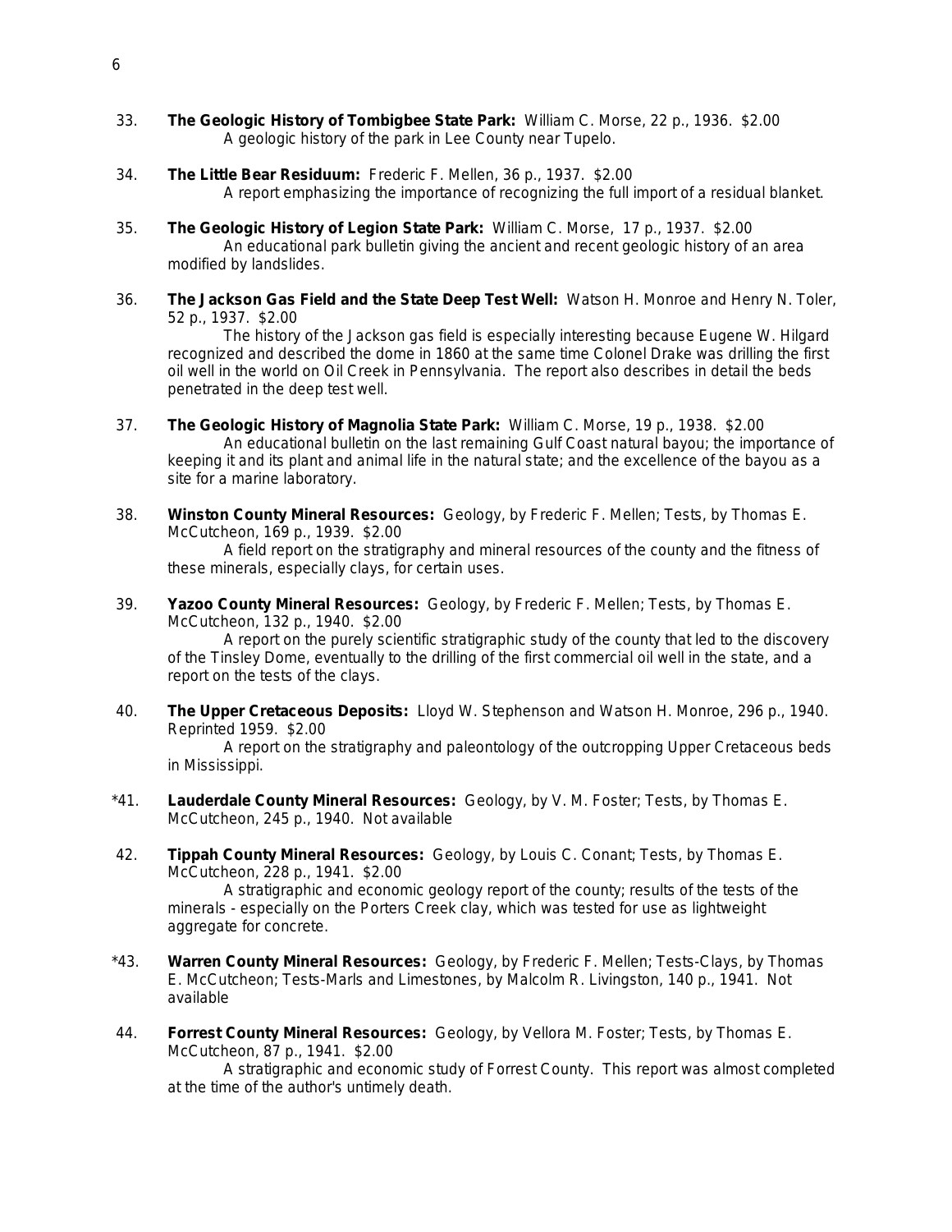33. **The Geologic History of Tombigbee State Park:** William C. Morse, 22 p., 1936. $2.00
    A geologic history of the park in Lee County near Tupelo.

34. **The Little Bear Residuum:** Frederic F. Mellen, 36 p., 1937. $2.00
    A report emphasizing the importance of recognizing the full import of a residual blanket.

35. **The Geologic History of Legion State Park:** William C. Morse, 17 p., 1937. $2.00
    An educational park bulletin giving the ancient and recent geologic history of an area modified by landslides.

36. **The Jackson Gas Field and the State Deep Test Well:** Watson H. Monroe and Henry N. Toler, 52 p., 1937. $2.00
    The history of the Jackson gas field is especially interesting because Eugene W. Hilgard recognized and described the dome in 1860 at the same time Colonel Drake was drilling the first oil well in the world on Oil Creek in Pennsylvania. The report also describes in detail the beds penetrated in the deep test well.

37. **The Geologic History of Magnolia State Park:** William C. Morse, 19 p., 1938. $2.00
    An educational bulletin on the last remaining Gulf Coast natural bayou; the importance of keeping it and its plant and animal life in the natural state; and the excellence of the bayou as a site for a marine laboratory.

38. **Winston County Mineral Resources:** Geology, by Frederic F. Mellen; Tests, by Thomas E. McCutcheon, 169 p., 1939. $2.00
    A field report on the stratigraphy and mineral resources of the county and the fitness of these minerals, especially clays, for certain uses.

39. **Yazoo County Mineral Resources:** Geology, by Frederic F. Mellen; Tests, by Thomas E. McCutcheon, 132 p., 1940. $2.00
    A report on the purely scientific stratigraphic study of the county that led to the discovery of the Tinsley Dome, eventually to the drilling of the first commercial oil well in the state, and a report on the tests of the clays.

40. **The Upper Cretaceous Deposits:** Lloyd W. Stephenson and Watson H. Monroe, 296 p., 1940. Reprinted 1959. $2.00
    A report on the stratigraphy and paleontology of the outcropping Upper Cretaceous beds in Mississippi.

*41. **Lauderdale County Mineral Resources:** Geology, by V. M. Foster; Tests, by Thomas E. McCutcheon, 245 p., 1940. Not available

42. **Tippah County Mineral Resources:** Geology, by Louis C. Conant; Tests, by Thomas E. McCutcheon, 228 p., 1941. $2.00
    A stratigraphic and economic geology report of the county; results of the tests of the minerals - especially on the Porters Creek clay, which was tested for use as lightweight aggregate for concrete.

*43. **Warren County Mineral Resources:** Geology, by Frederic F. Mellen; Tests-Clays, by Thomas E. McCutcheon; Tests-Marls and Limestones, by Malcolm R. Livingston, 140 p., 1941. Not available

44. **Forrest County Mineral Resources:** Geology, by Vellora M. Foster; Tests, by Thomas E. McCutcheon, 87 p., 1941. $2.00
    A stratigraphic and economic study of Forrest County. This report was almost completed at the time of the author's untimely death.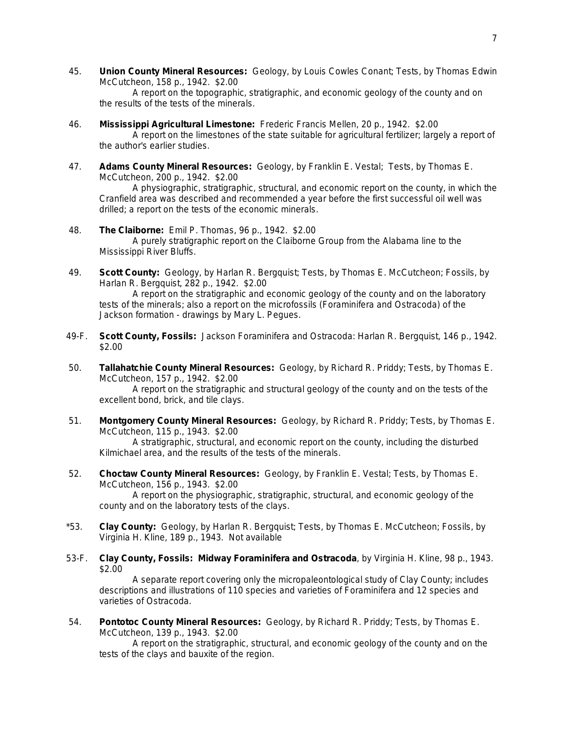45. **Union County Mineral Resources:** Geology, by Louis Cowles Conant; Tests, by Thomas Edwin McCutcheon, 158 p., 1942. $2.00

    A report on the topographic, stratigraphic, and economic geology of the county and on the results of the tests of the minerals.

46. **Mississippi Agricultural Limestone:** Frederic Francis Mellen, 20 p., 1942. $2.00

    A report on the limestones of the state suitable for agricultural fertilizer; largely a report of the author's earlier studies.

47. **Adams County Mineral Resources:** Geology, by Franklin E. Vestal; Tests, by Thomas E. McCutcheon, 200 p., 1942. $2.00

    A physiographic, stratigraphic, structural, and economic report on the county, in which the Cranfield area was described and recommended a year before the first successful oil well was drilled; a report on the tests of the economic minerals.

48. **The Claiborne:** Emil P. Thomas, 96 p., 1942. $2.00

    A purely stratigraphic report on the Claiborne Group from the Alabama line to the Mississippi River Bluffs.

49. **Scott County:** Geology, by Harlan R. Bergquist; Tests, by Thomas E. McCutcheon; Fossils, by Harlan R. Bergquist, 282 p., 1942. $2.00

    A report on the stratigraphic and economic geology of the county and on the laboratory tests of the minerals; also a report on the microfossils (Foraminifera and Ostracoda) of the Jackson formation - drawings by Mary L. Pegues.

49-F. **Scott County, Fossils:** Jackson Foraminifera and Ostracoda: Harlan R. Bergquist, 146 p., 1942. $2.00

50. **Tallahatchie County Mineral Resources:** Geology, by Richard R. Priddy; Tests, by Thomas E. McCutcheon, 157 p., 1942. $2.00

    A report on the stratigraphic and structural geology of the county and on the tests of the excellent bond, brick, and tile clays.

51. **Montgomery County Mineral Resources:** Geology, by Richard R. Priddy; Tests, by Thomas E. McCutcheon, 115 p., 1943. $2.00

    A stratigraphic, structural, and economic report on the county, including the disturbed Kilmichael area, and the results of the tests of the minerals.

52. **Choctaw County Mineral Resources:** Geology, by Franklin E. Vestal; Tests, by Thomas E. McCutcheon, 156 p., 1943. $2.00

    A report on the physiographic, stratigraphic, structural, and economic geology of the county and on the laboratory tests of the clays.

*53. **Clay County:** Geology, by Harlan R. Bergquist; Tests, by Thomas E. McCutcheon; Fossils, by Virginia H. Kline, 189 p., 1943. Not available

53-F. **Clay County, Fossils: Midway Foraminifera and Ostracoda**, by Virginia H. Kline, 98 p., 1943. $2.00

    A separate report covering only the micropaleontological study of Clay County; includes descriptions and illustrations of 110 species and varieties of Foraminifera and 12 species and varieties of Ostracoda.

54. **Pontotoc County Mineral Resources:** Geology, by Richard R. Priddy; Tests, by Thomas E. McCutcheon, 139 p., 1943. $2.00

    A report on the stratigraphic, structural, and economic geology of the county and on the tests of the clays and bauxite of the region.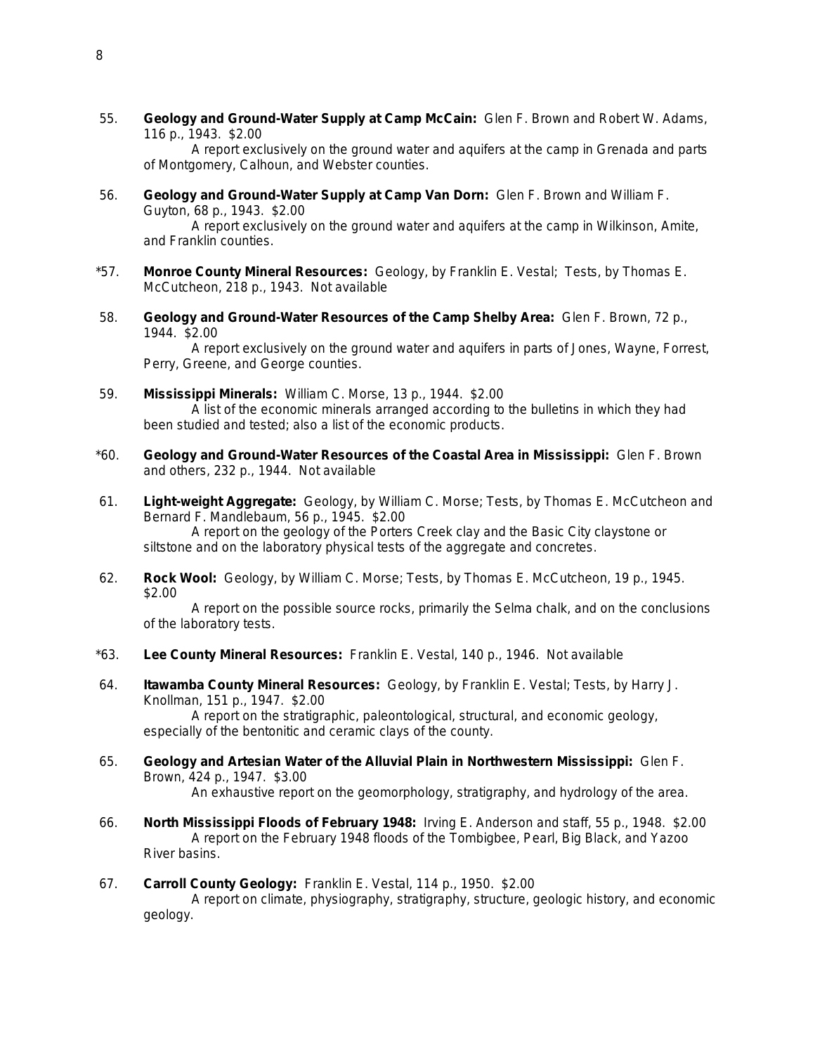55. **Geology and Ground-Water Supply at Camp McCain:** Glen F. Brown and Robert W. Adams, 116 p., 1943. $2.00
A report exclusively on the ground water and aquifers at the camp in Grenada and parts of Montgomery, Calhoun, and Webster counties.

56. **Geology and Ground-Water Supply at Camp Van Dorn:** Glen F. Brown and William F. Guyton, 68 p., 1943. $2.00
A report exclusively on the ground water and aquifers at the camp in Wilkinson, Amite, and Franklin counties.

*57. **Monroe County Mineral Resources:** Geology, by Franklin E. Vestal; Tests, by Thomas E. McCutcheon, 218 p., 1943. Not available

58. **Geology and Ground-Water Resources of the Camp Shelby Area:** Glen F. Brown, 72 p., 1944. $2.00
A report exclusively on the ground water and aquifers in parts of Jones, Wayne, Forrest, Perry, Greene, and George counties.

59. **Mississippi Minerals:** William C. Morse, 13 p., 1944. $2.00
A list of the economic minerals arranged according to the bulletins in which they had been studied and tested; also a list of the economic products.

*60. **Geology and Ground-Water Resources of the Coastal Area in Mississippi:** Glen F. Brown and others, 232 p., 1944. Not available

61. **Light-weight Aggregate:** Geology, by William C. Morse; Tests, by Thomas E. McCutcheon and Bernard F. Mandlebaum, 56 p., 1945. $2.00
A report on the geology of the Porters Creek clay and the Basic City claystone or siltstone and on the laboratory physical tests of the aggregate and concretes.

62. **Rock Wool:** Geology, by William C. Morse; Tests, by Thomas E. McCutcheon, 19 p., 1945. $2.00
A report on the possible source rocks, primarily the Selma chalk, and on the conclusions of the laboratory tests.

*63. **Lee County Mineral Resources:** Franklin E. Vestal, 140 p., 1946. Not available

64. **Itawamba County Mineral Resources:** Geology, by Franklin E. Vestal; Tests, by Harry J. Knollman, 151 p., 1947. $2.00
A report on the stratigraphic, paleontological, structural, and economic geology, especially of the bentonitic and ceramic clays of the county.

65. **Geology and Artesian Water of the Alluvial Plain in Northwestern Mississippi:** Glen F. Brown, 424 p., 1947. $3.00
An exhaustive report on the geomorphology, stratigraphy, and hydrology of the area.

66. **North Mississippi Floods of February 1948:** Irving E. Anderson and staff, 55 p., 1948. $2.00
A report on the February 1948 floods of the Tombigbee, Pearl, Big Black, and Yazoo River basins.

67. **Carroll County Geology:** Franklin E. Vestal, 114 p., 1950. $2.00
A report on climate, physiography, stratigraphy, structure, geologic history, and economic geology.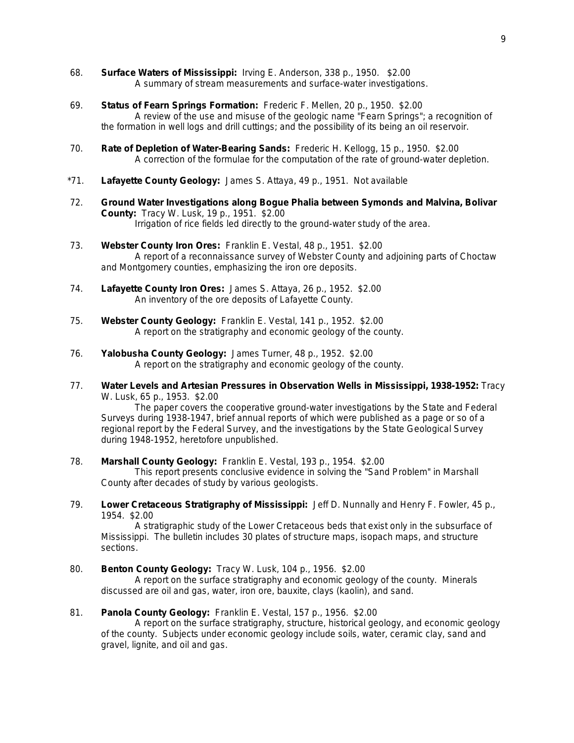68. **Surface Waters of Mississippi:** Irving E. Anderson, 338 p., 1950. $2.00
A summary of stream measurements and surface-water investigations.

69. **Status of Fearn Springs Formation:** Frederic F. Mellen, 20 p., 1950. $2.00
A review of the use and misuse of the geologic name "Fearn Springs"; a recognition of the formation in well logs and drill cuttings; and the possibility of its being an oil reservoir.

70. **Rate of Depletion of Water-Bearing Sands:** Frederic H. Kellogg, 15 p., 1950. $2.00
A correction of the formulae for the computation of the rate of ground-water depletion.

*71. **Lafayette County Geology:** James S. Attaya, 49 p., 1951. Not available

72. **Ground Water Investigations along Bogue Phalia between Symonds and Malvina, Bolivar County:** Tracy W. Lusk, 19 p., 1951. $2.00
Irrigation of rice fields led directly to the ground-water study of the area.

73. **Webster County Iron Ores:** Franklin E. Vestal, 48 p., 1951. $2.00
A report of a reconnaissance survey of Webster County and adjoining parts of Choctaw and Montgomery counties, emphasizing the iron ore deposits.

74. **Lafayette County Iron Ores:** James S. Attaya, 26 p., 1952. $2.00
An inventory of the ore deposits of Lafayette County.

75. **Webster County Geology:** Franklin E. Vestal, 141 p., 1952. $2.00
A report on the stratigraphy and economic geology of the county.

76. **Yalobusha County Geology:** James Turner, 48 p., 1952. $2.00
A report on the stratigraphy and economic geology of the county.

77. **Water Levels and Artesian Pressures in Observation Wells in Mississippi, 1938-1952:** Tracy W. Lusk, 65 p., 1953. $2.00
The paper covers the cooperative ground-water investigations by the State and Federal Surveys during 1938-1947, brief annual reports of which were published as a page or so of a regional report by the Federal Survey, and the investigations by the State Geological Survey during 1948-1952, heretofore unpublished.

78. **Marshall County Geology:** Franklin E. Vestal, 193 p., 1954. $2.00
This report presents conclusive evidence in solving the "Sand Problem" in Marshall County after decades of study by various geologists.

79. **Lower Cretaceous Stratigraphy of Mississippi:** Jeff D. Nunnally and Henry F. Fowler, 45 p., 1954. $2.00
A stratigraphic study of the Lower Cretaceous beds that exist only in the subsurface of Mississippi. The bulletin includes 30 plates of structure maps, isopach maps, and structure sections.

80. **Benton County Geology:** Tracy W. Lusk, 104 p., 1956. $2.00
A report on the surface stratigraphy and economic geology of the county. Minerals discussed are oil and gas, water, iron ore, bauxite, clays (kaolin), and sand.

81. **Panola County Geology:** Franklin E. Vestal, 157 p., 1956. $2.00
A report on the surface stratigraphy, structure, historical geology, and economic geology of the county. Subjects under economic geology include soils, water, ceramic clay, sand and gravel, lignite, and oil and gas.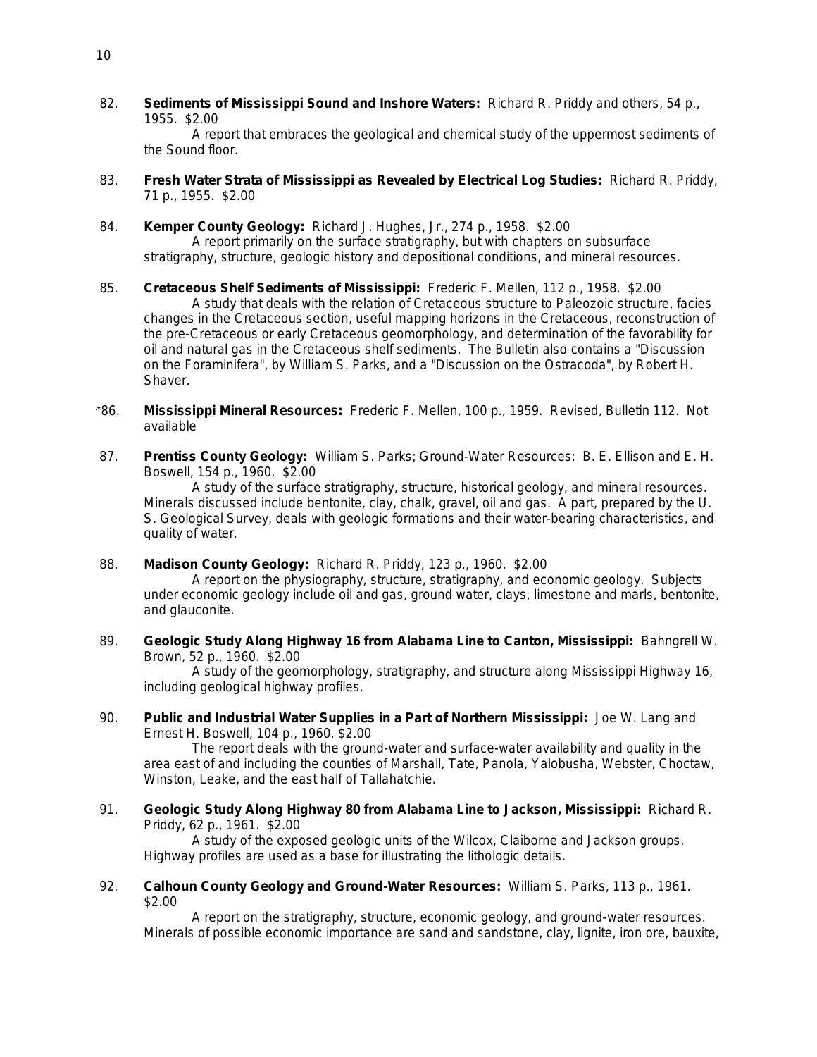82. **Sediments of Mississippi Sound and Inshore Waters:** Richard R. Priddy and others, 54 p., 1955. $2.00

    A report that embraces the geological and chemical study of the uppermost sediments of the Sound floor.

83. **Fresh Water Strata of Mississippi as Revealed by Electrical Log Studies:** Richard R. Priddy, 71 p., 1955. $2.00

84. **Kemper County Geology:** Richard J. Hughes, Jr., 274 p., 1958. $2.00

    A report primarily on the surface stratigraphy, but with chapters on subsurface stratigraphy, structure, geologic history and depositional conditions, and mineral resources.

85. **Cretaceous Shelf Sediments of Mississippi:** Frederic F. Mellen, 112 p., 1958. $2.00

    A study that deals with the relation of Cretaceous structure to Paleozoic structure, facies changes in the Cretaceous section, useful mapping horizons in the Cretaceous, reconstruction of the pre-Cretaceous or early Cretaceous geomorphology, and determination of the favorability for oil and natural gas in the Cretaceous shelf sediments. The Bulletin also contains a "Discussion on the Foraminifera", by William S. Parks, and a "Discussion on the Ostracoda", by Robert H. Shaver.

*86. **Mississippi Mineral Resources:** Frederic F. Mellen, 100 p., 1959. Revised, Bulletin 112. Not available

87. **Prentiss County Geology:** William S. Parks; Ground-Water Resources: B. E. Ellison and E. H. Boswell, 154 p., 1960. $2.00

    A study of the surface stratigraphy, structure, historical geology, and mineral resources. Minerals discussed include bentonite, clay, chalk, gravel, oil and gas. A part, prepared by the U. S. Geological Survey, deals with geologic formations and their water-bearing characteristics, and quality of water.

88. **Madison County Geology:** Richard R. Priddy, 123 p., 1960. $2.00

    A report on the physiography, structure, stratigraphy, and economic geology. Subjects under economic geology include oil and gas, ground water, clays, limestone and marls, bentonite, and glauconite.

89. **Geologic Study Along Highway 16 from Alabama Line to Canton, Mississippi:** Bahngrell W. Brown, 52 p., 1960. $2.00

    A study of the geomorphology, stratigraphy, and structure along Mississippi Highway 16, including geological highway profiles.

90. **Public and Industrial Water Supplies in a Part of Northern Mississippi:** Joe W. Lang and Ernest H. Boswell, 104 p., 1960. $2.00

    The report deals with the ground-water and surface-water availability and quality in the area east of and including the counties of Marshall, Tate, Panola, Yalobusha, Webster, Choctaw, Winston, Leake, and the east half of Tallahatchie.

91. **Geologic Study Along Highway 80 from Alabama Line to Jackson, Mississippi:** Richard R. Priddy, 62 p., 1961. $2.00

    A study of the exposed geologic units of the Wilcox, Claiborne and Jackson groups. Highway profiles are used as a base for illustrating the lithologic details.

92. **Calhoun County Geology and Ground-Water Resources:** William S. Parks, 113 p., 1961. $2.00

    A report on the stratigraphy, structure, economic geology, and ground-water resources. Minerals of possible economic importance are sand and sandstone, clay, lignite, iron ore, bauxite,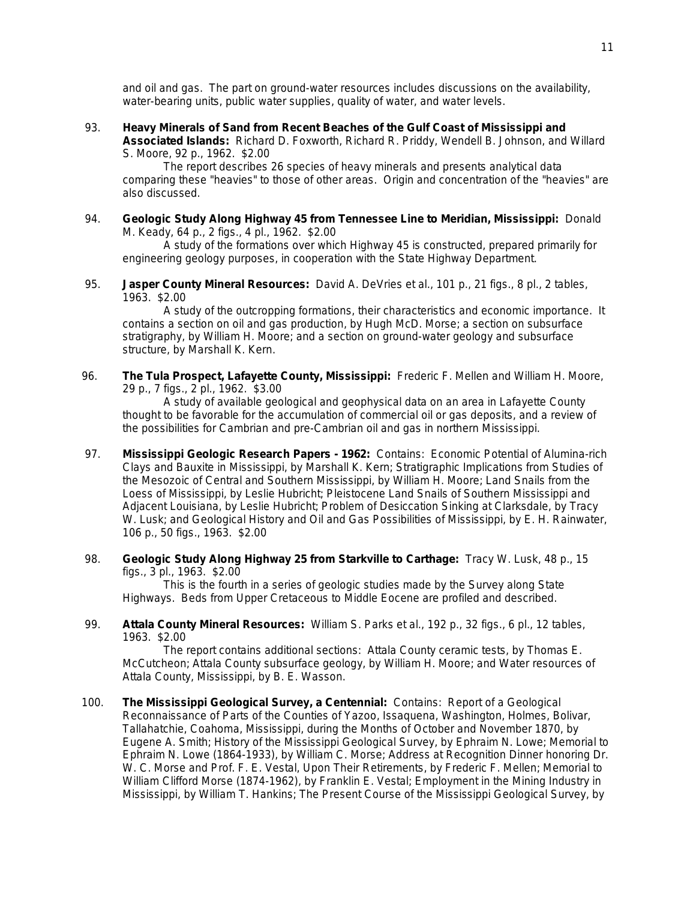and oil and gas. The part on ground-water resources includes discussions on the availability, water-bearing units, public water supplies, quality of water, and water levels.

93. **Heavy Minerals of Sand from Recent Beaches of the Gulf Coast of Mississippi and Associated Islands:** Richard D. Foxworth, Richard R. Priddy, Wendell B. Johnson, and Willard S. Moore, 92 p., 1962. $2.00

    The report describes 26 species of heavy minerals and presents analytical data comparing these "heavies" to those of other areas. Origin and concentration of the "heavies" are also discussed.

94. **Geologic Study Along Highway 45 from Tennessee Line to Meridian, Mississippi:** Donald M. Keady, 64 p., 2 figs., 4 pl., 1962. $2.00

    A study of the formations over which Highway 45 is constructed, prepared primarily for engineering geology purposes, in cooperation with the State Highway Department.

95. **Jasper County Mineral Resources:** David A. DeVries et al., 101 p., 21 figs., 8 pl., 2 tables, 1963. $2.00

    A study of the outcropping formations, their characteristics and economic importance. It contains a section on oil and gas production, by Hugh McD. Morse; a section on subsurface stratigraphy, by William H. Moore; and a section on ground-water geology and subsurface structure, by Marshall K. Kern.

96. **The Tula Prospect, Lafayette County, Mississippi:** Frederic F. Mellen and William H. Moore, 29 p., 7 figs., 2 pl., 1962. $3.00

    A study of available geological and geophysical data on an area in Lafayette County thought to be favorable for the accumulation of commercial oil or gas deposits, and a review of the possibilities for Cambrian and pre-Cambrian oil and gas in northern Mississippi.

97. **Mississippi Geologic Research Papers - 1962:** Contains: Economic Potential of Alumina-rich Clays and Bauxite in Mississippi, by Marshall K. Kern; Stratigraphic Implications from Studies of the Mesozoic of Central and Southern Mississippi, by William H. Moore; Land Snails from the Loess of Mississippi, by Leslie Hubricht; Pleistocene Land Snails of Southern Mississippi and Adjacent Louisiana, by Leslie Hubricht; Problem of Desiccation Sinking at Clarksdale, by Tracy W. Lusk; and Geological History and Oil and Gas Possibilities of Mississippi, by E. H. Rainwater, 106 p., 50 figs., 1963. $2.00

98. **Geologic Study Along Highway 25 from Starkville to Carthage:** Tracy W. Lusk, 48 p., 15 figs., 3 pl., 1963. $2.00

    This is the fourth in a series of geologic studies made by the Survey along State Highways. Beds from Upper Cretaceous to Middle Eocene are profiled and described.

99. **Attala County Mineral Resources:** William S. Parks et al., 192 p., 32 figs., 6 pl., 12 tables, 1963. $2.00

    The report contains additional sections: Attala County ceramic tests, by Thomas E. McCutcheon; Attala County subsurface geology, by William H. Moore; and Water resources of Attala County, Mississippi, by B. E. Wasson.

100. **The Mississippi Geological Survey, a Centennial:** Contains: Report of a Geological Reconnaissance of Parts of the Counties of Yazoo, Issaquena, Washington, Holmes, Bolivar, Tallahatchie, Coahoma, Mississippi, during the Months of October and November 1870, by Eugene A. Smith; History of the Mississippi Geological Survey, by Ephraim N. Lowe; Memorial to Ephraim N. Lowe (1864-1933), by William C. Morse; Address at Recognition Dinner honoring Dr. W. C. Morse and Prof. F. E. Vestal, Upon Their Retirements, by Frederic F. Mellen; Memorial to William Clifford Morse (1874-1962), by Franklin E. Vestal; Employment in the Mining Industry in Mississippi, by William T. Hankins; The Present Course of the Mississippi Geological Survey, by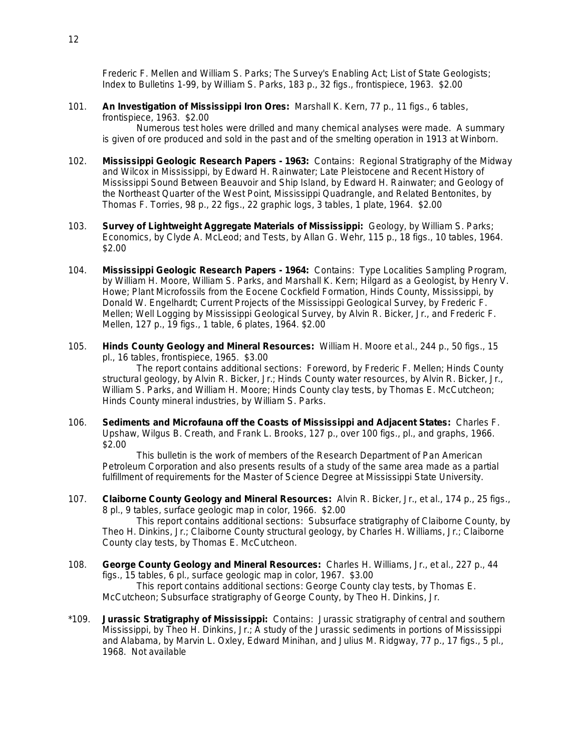Frederic F. Mellen and William S. Parks; The Survey's Enabling Act; List of State Geologists; Index to Bulletins 1-99, by William S. Parks, 183 p., 32 figs., frontispiece, 1963. $2.00

101. **An Investigation of Mississippi Iron Ores:** Marshall K. Kern, 77 p., 11 figs., 6 tables, frontispiece, 1963. $2.00

    Numerous test holes were drilled and many chemical analyses were made. A summary is given of ore produced and sold in the past and of the smelting operation in 1913 at Winborn.

102. **Mississippi Geologic Research Papers - 1963:** Contains: Regional Stratigraphy of the Midway and Wilcox in Mississippi, by Edward H. Rainwater; Late Pleistocene and Recent History of Mississippi Sound Between Beauvoir and Ship Island, by Edward H. Rainwater; and Geology of the Northeast Quarter of the West Point, Mississippi Quadrangle, and Related Bentonites, by Thomas F. Torries, 98 p., 22 figs., 22 graphic logs, 3 tables, 1 plate, 1964. $2.00

103. **Survey of Lightweight Aggregate Materials of Mississippi:** Geology, by William S. Parks; Economics, by Clyde A. McLeod; and Tests, by Allan G. Wehr, 115 p., 18 figs., 10 tables, 1964. $2.00

104. **Mississippi Geologic Research Papers - 1964:** Contains: Type Localities Sampling Program, by William H. Moore, William S. Parks, and Marshall K. Kern; Hilgard as a Geologist, by Henry V. Howe; Plant Microfossils from the Eocene Cockfield Formation, Hinds County, Mississippi, by Donald W. Engelhardt; Current Projects of the Mississippi Geological Survey, by Frederic F. Mellen; Well Logging by Mississippi Geological Survey, by Alvin R. Bicker, Jr., and Frederic F. Mellen, 127 p., 19 figs., 1 table, 6 plates, 1964. $2.00

105. **Hinds County Geology and Mineral Resources:** William H. Moore et al., 244 p., 50 figs., 15 pl., 16 tables, frontispiece, 1965. $3.00

    The report contains additional sections: Foreword, by Frederic F. Mellen; Hinds County structural geology, by Alvin R. Bicker, Jr.; Hinds County water resources, by Alvin R. Bicker, Jr., William S. Parks, and William H. Moore; Hinds County clay tests, by Thomas E. McCutcheon; Hinds County mineral industries, by William S. Parks.

106. **Sediments and Microfauna off the Coasts of Mississippi and Adjacent States:** Charles F. Upshaw, Wilgus B. Creath, and Frank L. Brooks, 127 p., over 100 figs., pl., and graphs, 1966. $2.00

    This bulletin is the work of members of the Research Department of Pan American Petroleum Corporation and also presents results of a study of the same area made as a partial fulfillment of requirements for the Master of Science Degree at Mississippi State University.

107. **Claiborne County Geology and Mineral Resources:** Alvin R. Bicker, Jr., et al., 174 p., 25 figs., 8 pl., 9 tables, surface geologic map in color, 1966. $2.00

    This report contains additional sections: Subsurface stratigraphy of Claiborne County, by Theo H. Dinkins, Jr.; Claiborne County structural geology, by Charles H. Williams, Jr.; Claiborne County clay tests, by Thomas E. McCutcheon.

108. **George County Geology and Mineral Resources:** Charles H. Williams, Jr., et al., 227 p., 44 figs., 15 tables, 6 pl., surface geologic map in color, 1967. $3.00

    This report contains additional sections: George County clay tests, by Thomas E. McCutcheon; Subsurface stratigraphy of George County, by Theo H. Dinkins, Jr.

*109. **Jurassic Stratigraphy of Mississippi:** Contains: Jurassic stratigraphy of central and southern Mississippi, by Theo H. Dinkins, Jr.; A study of the Jurassic sediments in portions of Mississippi and Alabama, by Marvin L. Oxley, Edward Minihan, and Julius M. Ridgway, 77 p., 17 figs., 5 pl., 1968. Not available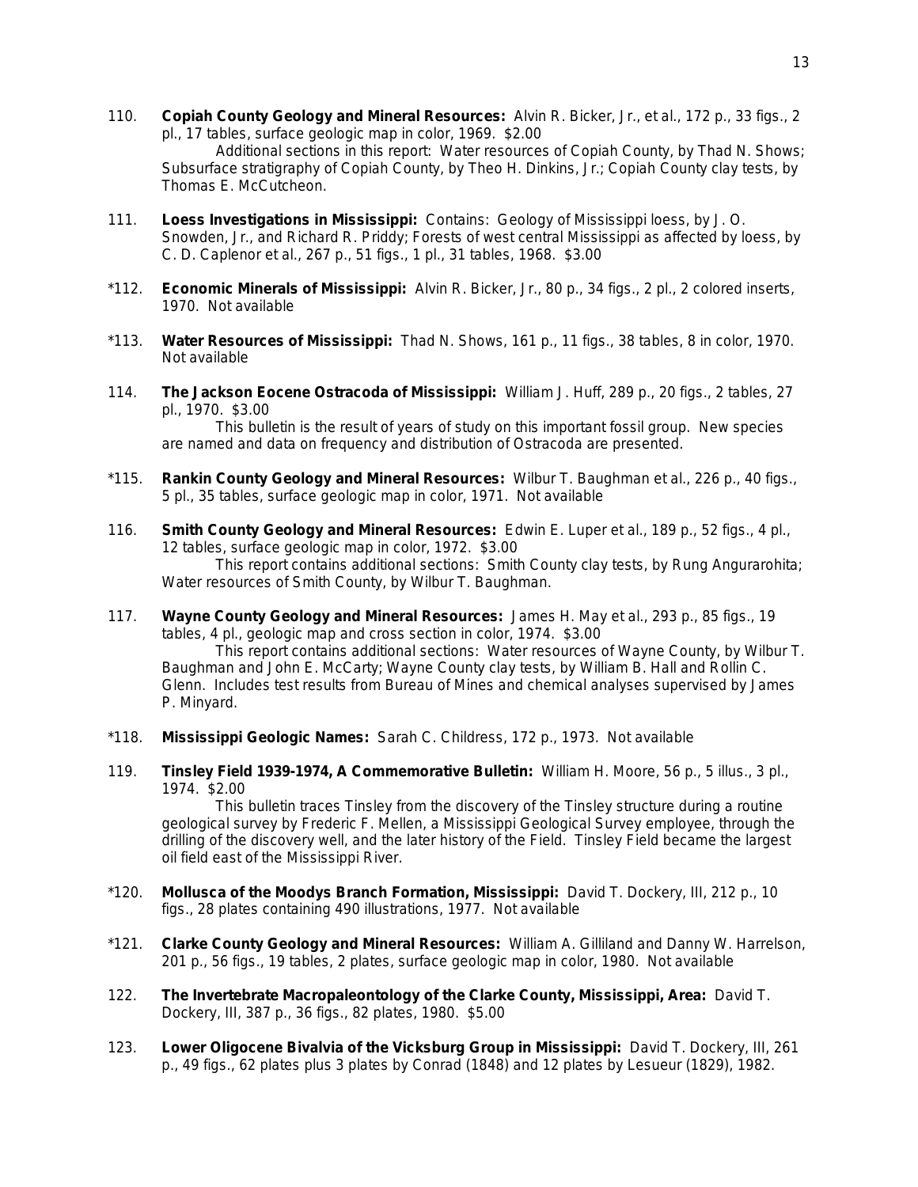110. **Copiah County Geology and Mineral Resources:** Alvin R. Bicker, Jr., et al., 172 p., 33 figs., 2 pl., 17 tables, surface geologic map in color, 1969. $2.00

Additional sections in this report: Water resources of Copiah County, by Thad N. Shows; Subsurface stratigraphy of Copiah County, by Theo H. Dinkins, Jr.; Copiah County clay tests, by Thomas E. McCutcheon.

111. **Loess Investigations in Mississippi:** Contains: Geology of Mississippi loess, by J. O. Snowden, Jr., and Richard R. Priddy; Forests of west central Mississippi as affected by loess, by C. D. Caplenor et al., 267 p., 51 figs., 1 pl., 31 tables, 1968. $3.00

*112. **Economic Minerals of Mississippi:** Alvin R. Bicker, Jr., 80 p., 34 figs., 2 pl., 2 colored inserts, 1970. Not available

*113. **Water Resources of Mississippi:** Thad N. Shows, 161 p., 11 figs., 38 tables, 8 in color, 1970. Not available

114. **The Jackson Eocene Ostracoda of Mississippi:** William J. Huff, 289 p., 20 figs., 2 tables, 27 pl., 1970. $3.00

This bulletin is the result of years of study on this important fossil group. New species are named and data on frequency and distribution of Ostracoda are presented.

*115. **Rankin County Geology and Mineral Resources:** Wilbur T. Baughman et al., 226 p., 40 figs., 5 pl., 35 tables, surface geologic map in color, 1971. Not available

116. **Smith County Geology and Mineral Resources:** Edwin E. Luper et al., 189 p., 52 figs., 4 pl., 12 tables, surface geologic map in color, 1972. $3.00

This report contains additional sections: Smith County clay tests, by Rung Angurarohita; Water resources of Smith County, by Wilbur T. Baughman.

117. **Wayne County Geology and Mineral Resources:** James H. May et al., 293 p., 85 figs., 19 tables, 4 pl., geologic map and cross section in color, 1974. $3.00

This report contains additional sections: Water resources of Wayne County, by Wilbur T. Baughman and John E. McCarty; Wayne County clay tests, by William B. Hall and Rollin C. Glenn. Includes test results from Bureau of Mines and chemical analyses supervised by James P. Minyard.

*118. **Mississippi Geologic Names:** Sarah C. Childress, 172 p., 1973. Not available

119. **Tinsley Field 1939-1974, A Commemorative Bulletin:** William H. Moore, 56 p., 5 illus., 3 pl., 1974. $2.00

This bulletin traces Tinsley from the discovery of the Tinsley structure during a routine geological survey by Frederic F. Mellen, a Mississippi Geological Survey employee, through the drilling of the discovery well, and the later history of the Field. Tinsley Field became the largest oil field east of the Mississippi River.

*120. **Mollusca of the Moodys Branch Formation, Mississippi:** David T. Dockery, III, 212 p., 10 figs., 28 plates containing 490 illustrations, 1977. Not available

*121. **Clarke County Geology and Mineral Resources:** William A. Gilliland and Danny W. Harrelson, 201 p., 56 figs., 19 tables, 2 plates, surface geologic map in color, 1980. Not available

122. **The Invertebrate Macropaleontology of the Clarke County, Mississippi, Area:** David T. Dockery, III, 387 p., 36 figs., 82 plates, 1980. $5.00

123. **Lower Oligocene Bivalvia of the Vicksburg Group in Mississippi:** David T. Dockery, III, 261 p., 49 figs., 62 plates plus 3 plates by Conrad (1848) and 12 plates by Lesueur (1829), 1982.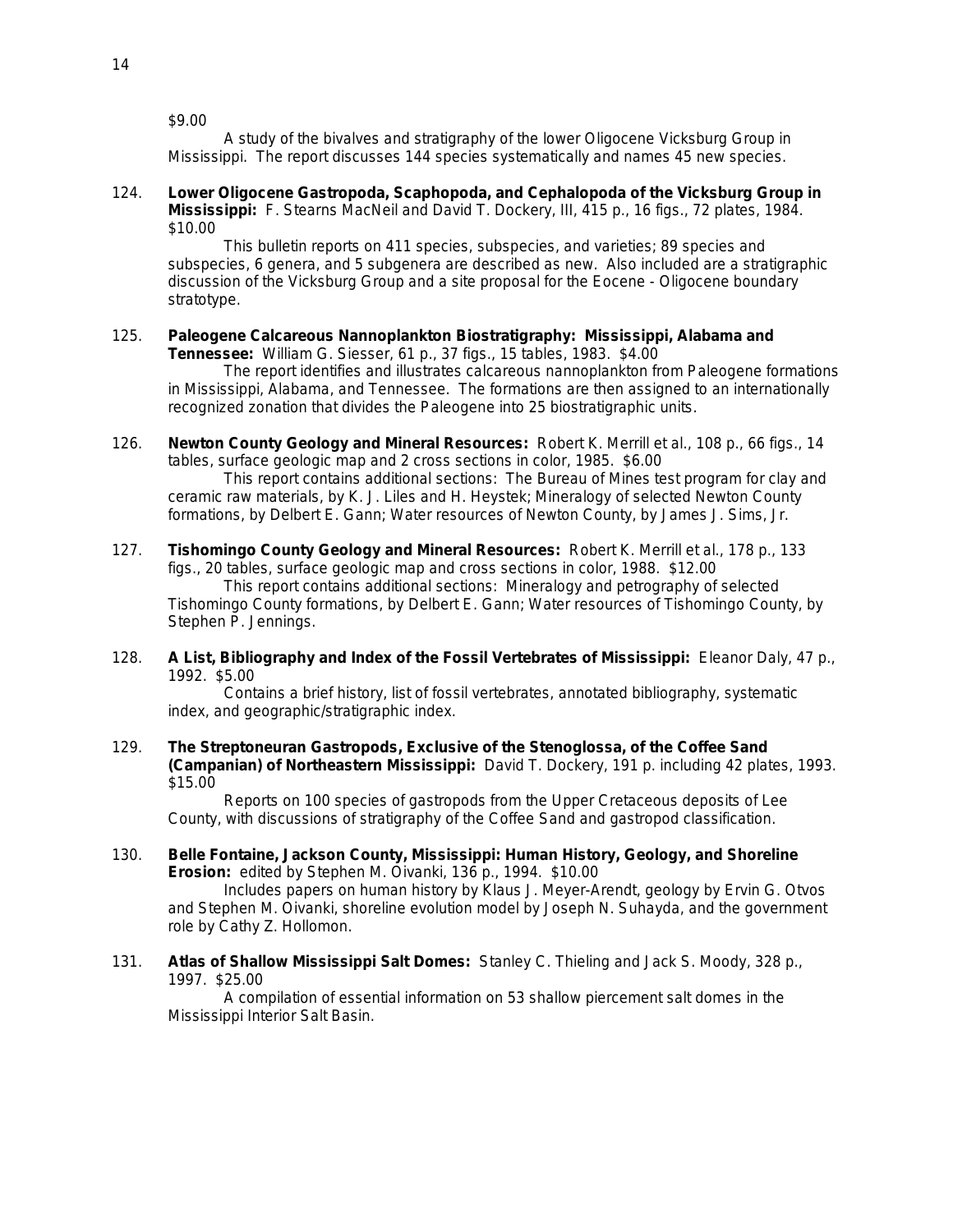$9.00

A study of the bivalves and stratigraphy of the lower Oligocene Vicksburg Group in Mississippi. The report discusses 144 species systematically and names 45 new species.

124. **Lower Oligocene Gastropoda, Scaphopoda, and Cephalopoda of the Vicksburg Group in Mississippi:** F. Stearns MacNeil and David T. Dockery, III, 415 p., 16 figs., 72 plates, 1984. $10.00

This bulletin reports on 411 species, subspecies, and varieties; 89 species and subspecies, 6 genera, and 5 subgenera are described as new. Also included are a stratigraphic discussion of the Vicksburg Group and a site proposal for the Eocene - Oligocene boundary stratotype.

125. **Paleogene Calcareous Nannoplankton Biostratigraphy: Mississippi, Alabama and Tennessee:** William G. Siesser, 61 p., 37 figs., 15 tables, 1983. $4.00

The report identifies and illustrates calcareous nannoplankton from Paleogene formations in Mississippi, Alabama, and Tennessee. The formations are then assigned to an internationally recognized zonation that divides the Paleogene into 25 biostratigraphic units.

126. **Newton County Geology and Mineral Resources:** Robert K. Merrill et al., 108 p., 66 figs., 14 tables, surface geologic map and 2 cross sections in color, 1985. $6.00

This report contains additional sections: The Bureau of Mines test program for clay and ceramic raw materials, by K. J. Liles and H. Heystek; Mineralogy of selected Newton County formations, by Delbert E. Gann; Water resources of Newton County, by James J. Sims, Jr.

127. **Tishomingo County Geology and Mineral Resources:** Robert K. Merrill et al., 178 p., 133 figs., 20 tables, surface geologic map and cross sections in color, 1988. $12.00

This report contains additional sections: Mineralogy and petrography of selected Tishomingo County formations, by Delbert E. Gann; Water resources of Tishomingo County, by Stephen P. Jennings.

128. **A List, Bibliography and Index of the Fossil Vertebrates of Mississippi:** Eleanor Daly, 47 p., 1992. $5.00

Contains a brief history, list of fossil vertebrates, annotated bibliography, systematic index, and geographic/stratigraphic index.

129. **The Streptoneuran Gastropods, Exclusive of the Stenoglossa, of the Coffee Sand (Campanian) of Northeastern Mississippi:** David T. Dockery, 191 p. including 42 plates, 1993. $15.00

Reports on 100 species of gastropods from the Upper Cretaceous deposits of Lee County, with discussions of stratigraphy of the Coffee Sand and gastropod classification.

130. **Belle Fontaine, Jackson County, Mississippi: Human History, Geology, and Shoreline Erosion:** edited by Stephen M. Oivanki, 136 p., 1994. $10.00

Includes papers on human history by Klaus J. Meyer-Arendt, geology by Ervin G. Otvos and Stephen M. Oivanki, shoreline evolution model by Joseph N. Suhayda, and the government role by Cathy Z. Hollomon.

131. **Atlas of Shallow Mississippi Salt Domes:** Stanley C. Thieling and Jack S. Moody, 328 p., 1997. $25.00

A compilation of essential information on 53 shallow piercement salt domes in the Mississippi Interior Salt Basin.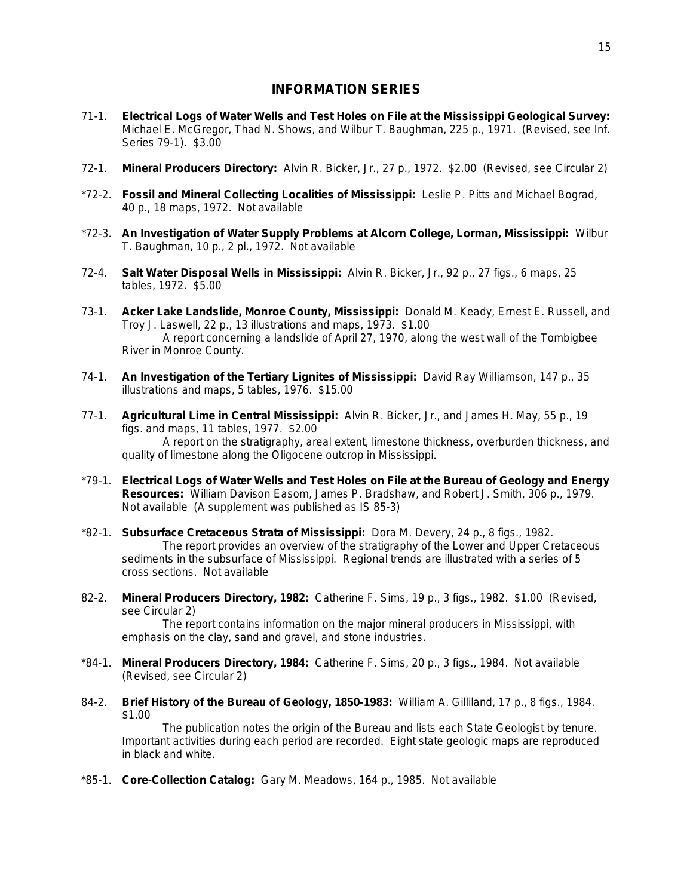## INFORMATION SERIES

71-1. **Electrical Logs of Water Wells and Test Holes on File at the Mississippi Geological Survey:** Michael E. McGregor, Thad N. Shows, and Wilbur T. Baughman, 225 p., 1971. (Revised, see Inf. Series 79-1). $3.00

72-1. **Mineral Producers Directory:** Alvin R. Bicker, Jr., 27 p., 1972. $2.00 (Revised, see Circular 2)

*72-2. **Fossil and Mineral Collecting Localities of Mississippi:** Leslie P. Pitts and Michael Bograd, 40 p., 18 maps, 1972. Not available

*72-3. **An Investigation of Water Supply Problems at Alcorn College, Lorman, Mississippi:** Wilbur T. Baughman, 10 p., 2 pl., 1972. Not available

72-4. **Salt Water Disposal Wells in Mississippi:** Alvin R. Bicker, Jr., 92 p., 27 figs., 6 maps, 25 tables, 1972. $5.00

73-1. **Acker Lake Landslide, Monroe County, Mississippi:** Donald M. Keady, Ernest E. Russell, and Troy J. Laswell, 22 p., 13 illustrations and maps, 1973. $1.00
A report concerning a landslide of April 27, 1970, along the west wall of the Tombigbee River in Monroe County.

74-1. **An Investigation of the Tertiary Lignites of Mississippi:** David Ray Williamson, 147 p., 35 illustrations and maps, 5 tables, 1976. $15.00

77-1. **Agricultural Lime in Central Mississippi:** Alvin R. Bicker, Jr., and James H. May, 55 p., 19 figs. and maps, 11 tables, 1977. $2.00
A report on the stratigraphy, areal extent, limestone thickness, overburden thickness, and quality of limestone along the Oligocene outcrop in Mississippi.

*79-1. **Electrical Logs of Water Wells and Test Holes on File at the Bureau of Geology and Energy Resources:** William Davison Easom, James P. Bradshaw, and Robert J. Smith, 306 p., 1979. Not available (A supplement was published as IS 85-3)

*82-1. **Subsurface Cretaceous Strata of Mississippi:** Dora M. Devery, 24 p., 8 figs., 1982.
The report provides an overview of the stratigraphy of the Lower and Upper Cretaceous sediments in the subsurface of Mississippi. Regional trends are illustrated with a series of 5 cross sections. Not available

82-2. **Mineral Producers Directory, 1982:** Catherine F. Sims, 19 p., 3 figs., 1982. $1.00 (Revised, see Circular 2)
The report contains information on the major mineral producers in Mississippi, with emphasis on the clay, sand and gravel, and stone industries.

*84-1. **Mineral Producers Directory, 1984:** Catherine F. Sims, 20 p., 3 figs., 1984. Not available (Revised, see Circular 2)

84-2. **Brief History of the Bureau of Geology, 1850-1983:** William A. Gilliland, 17 p., 8 figs., 1984. $1.00
The publication notes the origin of the Bureau and lists each State Geologist by tenure. Important activities during each period are recorded. Eight state geologic maps are reproduced in black and white.

*85-1. **Core-Collection Catalog:** Gary M. Meadows, 164 p., 1985. Not available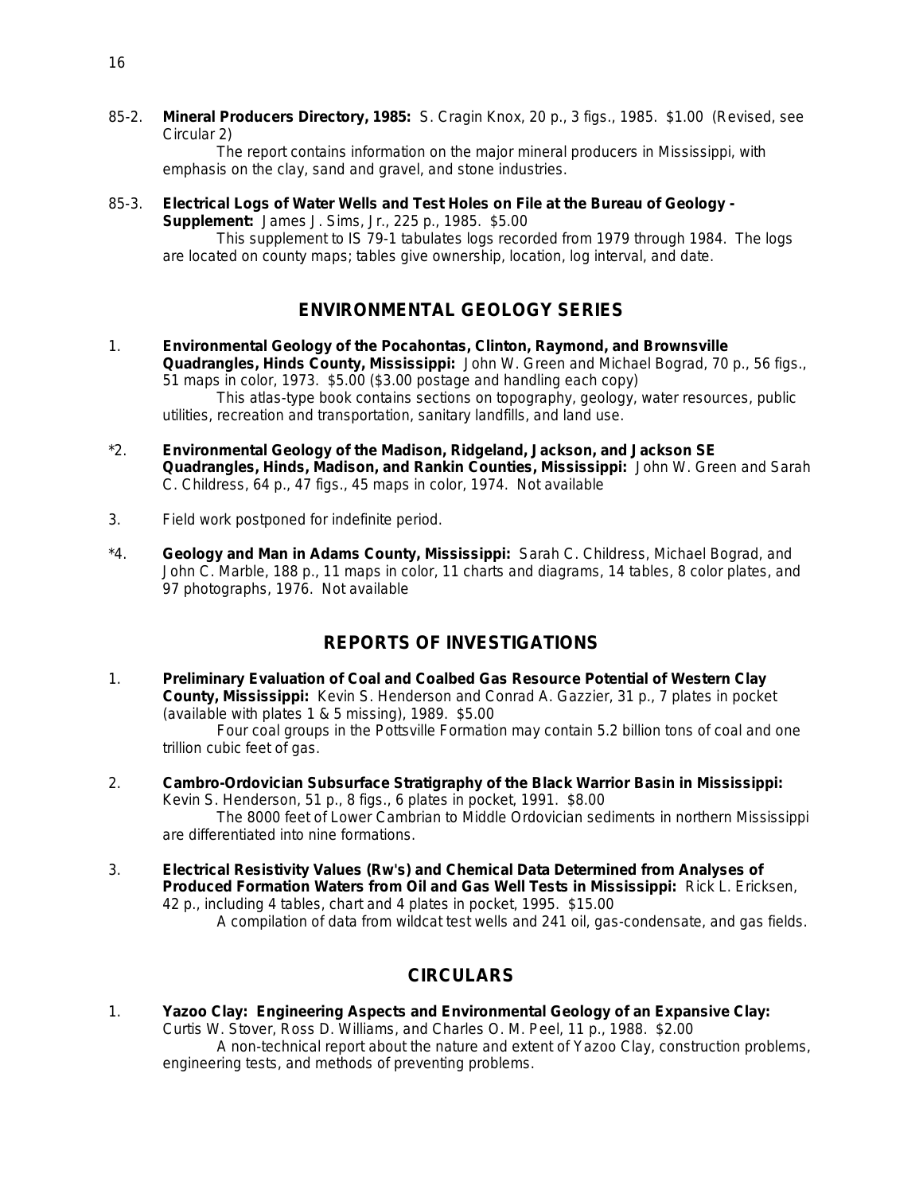85-2. **Mineral Producers Directory, 1985:** S. Cragin Knox, 20 p., 3 figs., 1985. $1.00 (Revised, see Circular 2)

The report contains information on the major mineral producers in Mississippi, with emphasis on the clay, sand and gravel, and stone industries.

85-3. **Electrical Logs of Water Wells and Test Holes on File at the Bureau of Geology - Supplement:** James J. Sims, Jr., 225 p., 1985. $5.00

This supplement to IS 79-1 tabulates logs recorded from 1979 through 1984. The logs are located on county maps; tables give ownership, location, log interval, and date.

## ENVIRONMENTAL GEOLOGY SERIES

1. **Environmental Geology of the Pocahontas, Clinton, Raymond, and Brownsville Quadrangles, Hinds County, Mississippi:** John W. Green and Michael Bograd, 70 p., 56 figs., 51 maps in color, 1973. $5.00 ($3.00 postage and handling each copy)

This atlas-type book contains sections on topography, geology, water resources, public utilities, recreation and transportation, sanitary landfills, and land use.

*2. **Environmental Geology of the Madison, Ridgeland, Jackson, and Jackson SE Quadrangles, Hinds, Madison, and Rankin Counties, Mississippi:** John W. Green and Sarah C. Childress, 64 p., 47 figs., 45 maps in color, 1974. Not available

3. Field work postponed for indefinite period.

*4. **Geology and Man in Adams County, Mississippi:** Sarah C. Childress, Michael Bograd, and John C. Marble, 188 p., 11 maps in color, 11 charts and diagrams, 14 tables, 8 color plates, and 97 photographs, 1976. Not available

## REPORTS OF INVESTIGATIONS

1. **Preliminary Evaluation of Coal and Coalbed Gas Resource Potential of Western Clay County, Mississippi:** Kevin S. Henderson and Conrad A. Gazzier, 31 p., 7 plates in pocket (available with plates 1 & 5 missing), 1989. $5.00

Four coal groups in the Pottsville Formation may contain 5.2 billion tons of coal and one trillion cubic feet of gas.

2. **Cambro-Ordovician Subsurface Stratigraphy of the Black Warrior Basin in Mississippi:** Kevin S. Henderson, 51 p., 8 figs., 6 plates in pocket, 1991. $8.00

The 8000 feet of Lower Cambrian to Middle Ordovician sediments in northern Mississippi are differentiated into nine formations.

3. **Electrical Resistivity Values (Rw's) and Chemical Data Determined from Analyses of Produced Formation Waters from Oil and Gas Well Tests in Mississippi:** Rick L. Ericksen, 42 p., including 4 tables, chart and 4 plates in pocket, 1995. $15.00

A compilation of data from wildcat test wells and 241 oil, gas-condensate, and gas fields.

## CIRCULARS

1. **Yazoo Clay: Engineering Aspects and Environmental Geology of an Expansive Clay:** Curtis W. Stover, Ross D. Williams, and Charles O. M. Peel, 11 p., 1988. $2.00

A non-technical report about the nature and extent of Yazoo Clay, construction problems, engineering tests, and methods of preventing problems.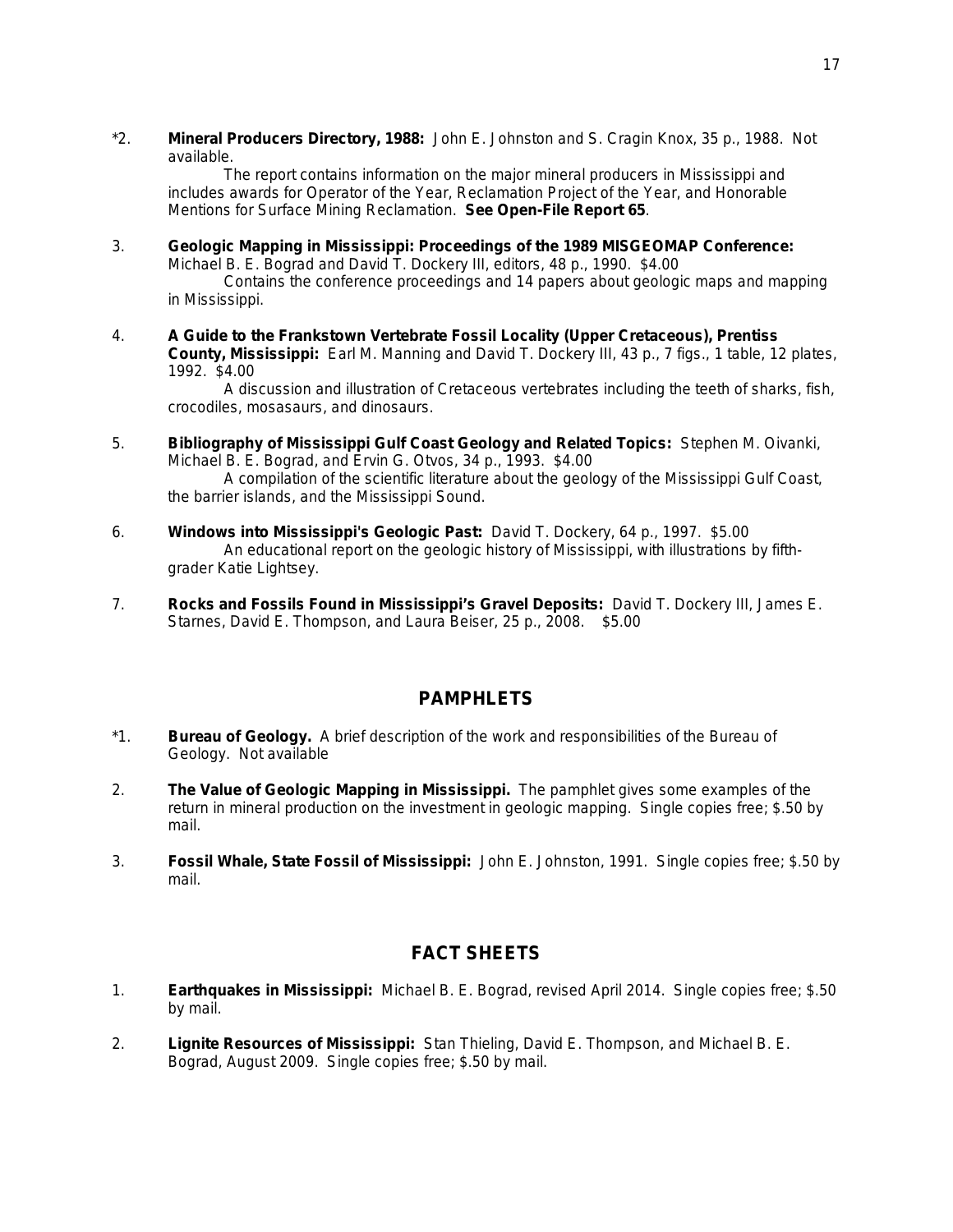*2. **Mineral Producers Directory, 1988:** John E. Johnston and S. Cragin Knox, 35 p., 1988. Not available.

The report contains information on the major mineral producers in Mississippi and includes awards for Operator of the Year, Reclamation Project of the Year, and Honorable Mentions for Surface Mining Reclamation. **See Open-File Report 65**.

3. **Geologic Mapping in Mississippi: Proceedings of the 1989 MISGEOMAP Conference:** Michael B. E. Bograd and David T. Dockery III, editors, 48 p., 1990. $4.00

Contains the conference proceedings and 14 papers about geologic maps and mapping in Mississippi.

4. **A Guide to the Frankstown Vertebrate Fossil Locality (Upper Cretaceous), Prentiss County, Mississippi:** Earl M. Manning and David T. Dockery III, 43 p., 7 figs., 1 table, 12 plates, 1992. $4.00

A discussion and illustration of Cretaceous vertebrates including the teeth of sharks, fish, crocodiles, mosasaurs, and dinosaurs.

5. **Bibliography of Mississippi Gulf Coast Geology and Related Topics:** Stephen M. Oivanki, Michael B. E. Bograd, and Ervin G. Otvos, 34 p., 1993. $4.00

A compilation of the scientific literature about the geology of the Mississippi Gulf Coast, the barrier islands, and the Mississippi Sound.

6. **Windows into Mississippi's Geologic Past:** David T. Dockery, 64 p., 1997. $5.00

An educational report on the geologic history of Mississippi, with illustrations by fifth-grader Katie Lightsey.

7. **Rocks and Fossils Found in Mississippi's Gravel Deposits:** David T. Dockery III, James E. Starnes, David E. Thompson, and Laura Beiser, 25 p., 2008. $5.00

## PAMPHLETS

*1. **Bureau of Geology.** A brief description of the work and responsibilities of the Bureau of Geology. Not available

2. **The Value of Geologic Mapping in Mississippi.** The pamphlet gives some examples of the return in mineral production on the investment in geologic mapping. Single copies free; $.50 by mail.

3. **Fossil Whale, State Fossil of Mississippi:** John E. Johnston, 1991. Single copies free; $.50 by mail.

## FACT SHEETS

1. **Earthquakes in Mississippi:** Michael B. E. Bograd, revised April 2014. Single copies free; $.50 by mail.

2. **Lignite Resources of Mississippi:** Stan Thieling, David E. Thompson, and Michael B. E. Bograd, August 2009. Single copies free; $.50 by mail.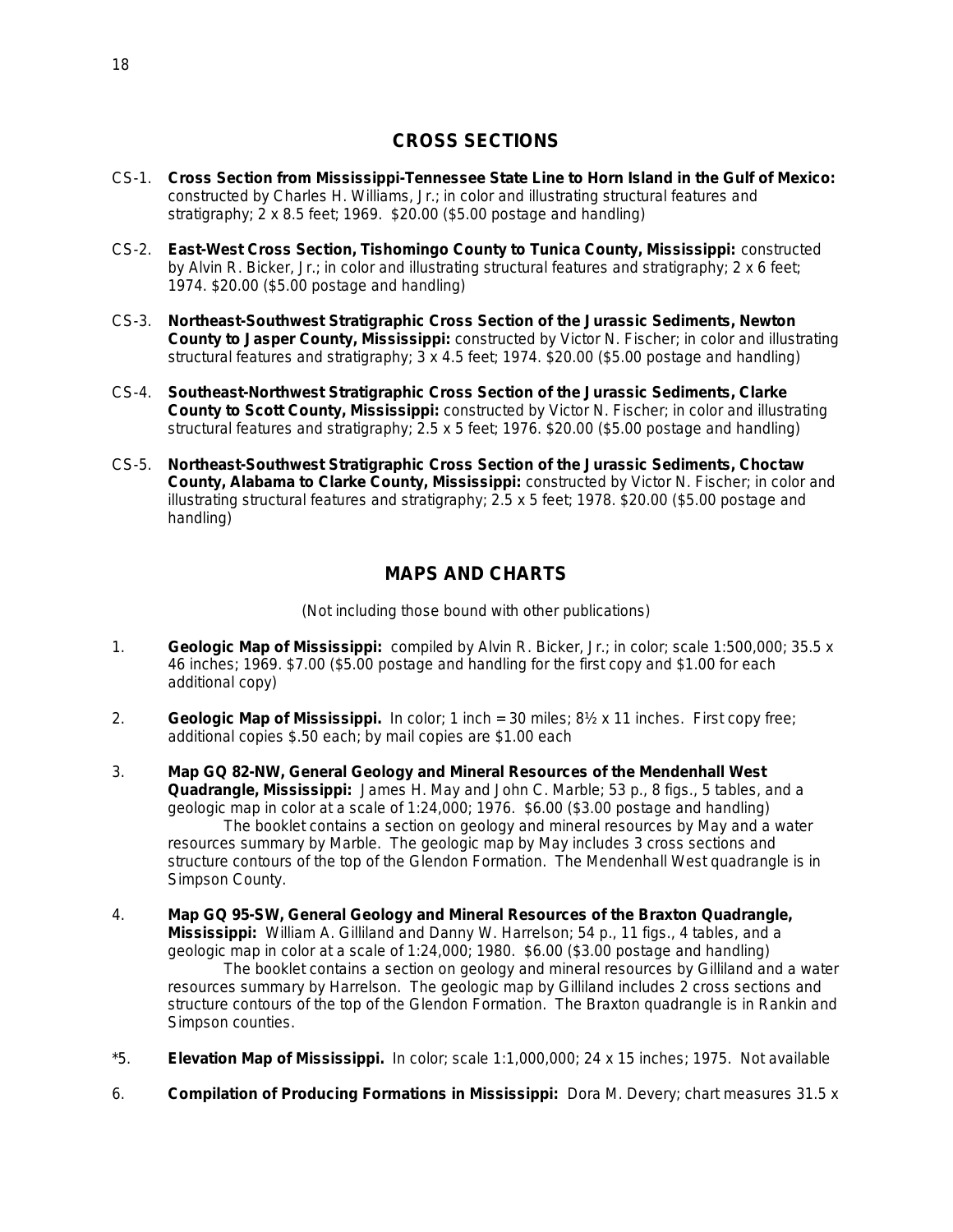## CROSS SECTIONS

CS-1. **Cross Section from Mississippi-Tennessee State Line to Horn Island in the Gulf of Mexico:** constructed by Charles H. Williams, Jr.; in color and illustrating structural features and stratigraphy; 2 x 8.5 feet; 1969. $20.00 ($5.00 postage and handling)

CS-2. **East-West Cross Section, Tishomingo County to Tunica County, Mississippi:** constructed by Alvin R. Bicker, Jr.; in color and illustrating structural features and stratigraphy; 2 x 6 feet; 1974. $20.00 ($5.00 postage and handling)

CS-3. **Northeast-Southwest Stratigraphic Cross Section of the Jurassic Sediments, Newton County to Jasper County, Mississippi:** constructed by Victor N. Fischer; in color and illustrating structural features and stratigraphy; 3 x 4.5 feet; 1974. $20.00 ($5.00 postage and handling)

CS-4. **Southeast-Northwest Stratigraphic Cross Section of the Jurassic Sediments, Clarke County to Scott County, Mississippi:** constructed by Victor N. Fischer; in color and illustrating structural features and stratigraphy; 2.5 x 5 feet; 1976. $20.00 ($5.00 postage and handling)

CS-5. **Northeast-Southwest Stratigraphic Cross Section of the Jurassic Sediments, Choctaw County, Alabama to Clarke County, Mississippi:** constructed by Victor N. Fischer; in color and illustrating structural features and stratigraphy; 2.5 x 5 feet; 1978. $20.00 ($5.00 postage and handling)

## MAPS AND CHARTS

(Not including those bound with other publications)

1. **Geologic Map of Mississippi:** compiled by Alvin R. Bicker, Jr.; in color; scale 1:500,000; 35.5 x 46 inches; 1969. $7.00 ($5.00 postage and handling for the first copy and $1.00 for each additional copy)

2. **Geologic Map of Mississippi.** In color; 1 inch = 30 miles; 8½ x 11 inches. First copy free; additional copies $.50 each; by mail copies are $1.00 each

3. **Map GQ 82-NW, General Geology and Mineral Resources of the Mendenhall West Quadrangle, Mississippi:** James H. May and John C. Marble; 53 p., 8 figs., 5 tables, and a geologic map in color at a scale of 1:24,000; 1976. $6.00 ($3.00 postage and handling)
   The booklet contains a section on geology and mineral resources by May and a water resources summary by Marble. The geologic map by May includes 3 cross sections and structure contours of the top of the Glendon Formation. The Mendenhall West quadrangle is in Simpson County.

4. **Map GQ 95-SW, General Geology and Mineral Resources of the Braxton Quadrangle, Mississippi:** William A. Gilliland and Danny W. Harrelson; 54 p., 11 figs., 4 tables, and a geologic map in color at a scale of 1:24,000; 1980. $6.00 ($3.00 postage and handling)
   The booklet contains a section on geology and mineral resources by Gilliland and a water resources summary by Harrelson. The geologic map by Gilliland includes 2 cross sections and structure contours of the top of the Glendon Formation. The Braxton quadrangle is in Rankin and Simpson counties.

*5. **Elevation Map of Mississippi.** In color; scale 1:1,000,000; 24 x 15 inches; 1975. Not available

6. **Compilation of Producing Formations in Mississippi:** Dora M. Devery; chart measures 31.5 x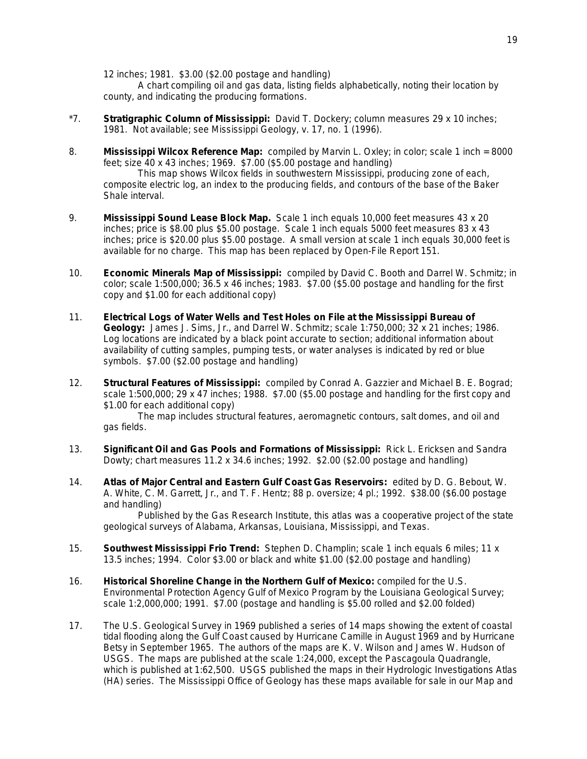12 inches; 1981. $3.00 ($2.00 postage and handling)

A chart compiling oil and gas data, listing fields alphabetically, noting their location by county, and indicating the producing formations.

*7. **Stratigraphic Column of Mississippi:** David T. Dockery; column measures 29 x 10 inches; 1981. Not available; see Mississippi Geology, v. 17, no. 1 (1996).

8. **Mississippi Wilcox Reference Map:** compiled by Marvin L. Oxley; in color; scale 1 inch = 8000 feet; size 40 x 43 inches; 1969. $7.00 ($5.00 postage and handling)

   This map shows Wilcox fields in southwestern Mississippi, producing zone of each, composite electric log, an index to the producing fields, and contours of the base of the Baker Shale interval.

9. **Mississippi Sound Lease Block Map.** Scale 1 inch equals 10,000 feet measures 43 x 20 inches; price is $8.00 plus $5.00 postage. Scale 1 inch equals 5000 feet measures 83 x 43 inches; price is $20.00 plus $5.00 postage. A small version at scale 1 inch equals 30,000 feet is available for no charge. This map has been replaced by Open-File Report 151.

10. **Economic Minerals Map of Mississippi:** compiled by David C. Booth and Darrel W. Schmitz; in color; scale 1:500,000; 36.5 x 46 inches; 1983. $7.00 ($5.00 postage and handling for the first copy and $1.00 for each additional copy)

11. **Electrical Logs of Water Wells and Test Holes on File at the Mississippi Bureau of Geology:** James J. Sims, Jr., and Darrel W. Schmitz; scale 1:750,000; 32 x 21 inches; 1986. Log locations are indicated by a black point accurate to section; additional information about availability of cutting samples, pumping tests, or water analyses is indicated by red or blue symbols. $7.00 ($2.00 postage and handling)

12. **Structural Features of Mississippi:** compiled by Conrad A. Gazzier and Michael B. E. Bograd; scale 1:500,000; 29 x 47 inches; 1988. $7.00 ($5.00 postage and handling for the first copy and $1.00 for each additional copy)

    The map includes structural features, aeromagnetic contours, salt domes, and oil and gas fields.

13. **Significant Oil and Gas Pools and Formations of Mississippi:** Rick L. Ericksen and Sandra Dowty; chart measures 11.2 x 34.6 inches; 1992. $2.00 ($2.00 postage and handling)

14. **Atlas of Major Central and Eastern Gulf Coast Gas Reservoirs:** edited by D. G. Bebout, W. A. White, C. M. Garrett, Jr., and T. F. Hentz; 88 p. oversize; 4 pl.; 1992. $38.00 ($6.00 postage and handling)

    Published by the Gas Research Institute, this atlas was a cooperative project of the state geological surveys of Alabama, Arkansas, Louisiana, Mississippi, and Texas.

15. **Southwest Mississippi Frio Trend:** Stephen D. Champlin; scale 1 inch equals 6 miles; 11 x 13.5 inches; 1994. Color $3.00 or black and white $1.00 ($2.00 postage and handling)

16. **Historical Shoreline Change in the Northern Gulf of Mexico:** compiled for the U.S. Environmental Protection Agency Gulf of Mexico Program by the Louisiana Geological Survey; scale 1:2,000,000; 1991. $7.00 (postage and handling is $5.00 rolled and $2.00 folded)

17. The U.S. Geological Survey in 1969 published a series of 14 maps showing the extent of coastal tidal flooding along the Gulf Coast caused by Hurricane Camille in August 1969 and by Hurricane Betsy in September 1965. The authors of the maps are K. V. Wilson and James W. Hudson of USGS. The maps are published at the scale 1:24,000, except the Pascagoula Quadrangle, which is published at 1:62,500. USGS published the maps in their Hydrologic Investigations Atlas (HA) series. The Mississippi Office of Geology has these maps available for sale in our Map and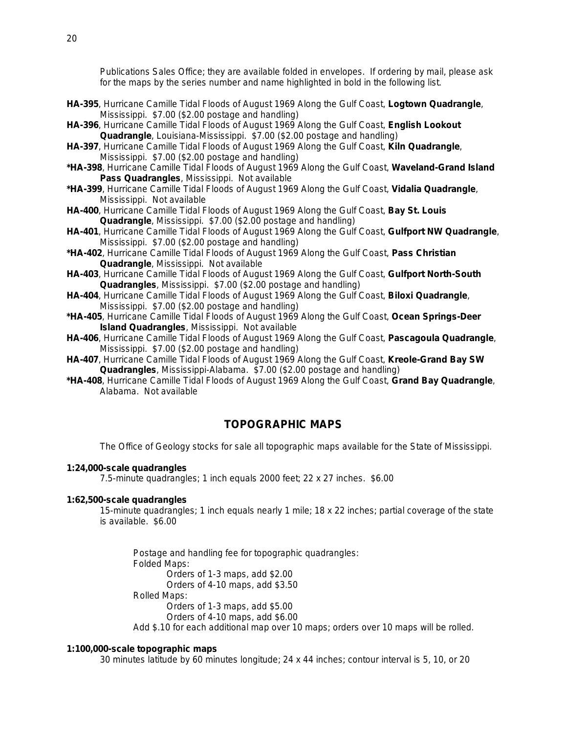Publications Sales Office; they are available folded in envelopes. If ordering by mail, please ask for the maps by the series number and name highlighted in bold in the following list.

**HA-395**, Hurricane Camille Tidal Floods of August 1969 Along the Gulf Coast, **Logtown Quadrangle**, Mississippi. $7.00 ($2.00 postage and handling)

**HA-396**, Hurricane Camille Tidal Floods of August 1969 Along the Gulf Coast, **English Lookout Quadrangle**, Louisiana-Mississippi. $7.00 ($2.00 postage and handling)

**HA-397**, Hurricane Camille Tidal Floods of August 1969 Along the Gulf Coast, **Kiln Quadrangle**, Mississippi. $7.00 ($2.00 postage and handling)

**\*HA-398**, Hurricane Camille Tidal Floods of August 1969 Along the Gulf Coast, **Waveland-Grand Island Pass Quadrangles**, Mississippi. Not available

**\*HA-399**, Hurricane Camille Tidal Floods of August 1969 Along the Gulf Coast, **Vidalia Quadrangle**, Mississippi. Not available

**HA-400**, Hurricane Camille Tidal Floods of August 1969 Along the Gulf Coast, **Bay St. Louis Quadrangle**, Mississippi. $7.00 ($2.00 postage and handling)

**HA-401**, Hurricane Camille Tidal Floods of August 1969 Along the Gulf Coast, **Gulfport NW Quadrangle**, Mississippi. $7.00 ($2.00 postage and handling)

**\*HA-402**, Hurricane Camille Tidal Floods of August 1969 Along the Gulf Coast, **Pass Christian Quadrangle**, Mississippi. Not available

**HA-403**, Hurricane Camille Tidal Floods of August 1969 Along the Gulf Coast, **Gulfport North-South Quadrangles**, Mississippi. $7.00 ($2.00 postage and handling)

**HA-404**, Hurricane Camille Tidal Floods of August 1969 Along the Gulf Coast, **Biloxi Quadrangle**, Mississippi. $7.00 ($2.00 postage and handling)

**\*HA-405**, Hurricane Camille Tidal Floods of August 1969 Along the Gulf Coast, **Ocean Springs-Deer Island Quadrangles**, Mississippi. Not available

**HA-406**, Hurricane Camille Tidal Floods of August 1969 Along the Gulf Coast, **Pascagoula Quadrangle**, Mississippi. $7.00 ($2.00 postage and handling)

**HA-407**, Hurricane Camille Tidal Floods of August 1969 Along the Gulf Coast, **Kreole-Grand Bay SW Quadrangles**, Mississippi-Alabama. $7.00 ($2.00 postage and handling)

**\*HA-408**, Hurricane Camille Tidal Floods of August 1969 Along the Gulf Coast, **Grand Bay Quadrangle**, Alabama. Not available

## TOPOGRAPHIC MAPS

The Office of Geology stocks for sale all topographic maps available for the State of Mississippi.

**1:24,000-scale quadrangles**

7.5-minute quadrangles; 1 inch equals 2000 feet; 22 x 27 inches. $6.00

**1:62,500-scale quadrangles**

15-minute quadrangles; 1 inch equals nearly 1 mile; 18 x 22 inches; partial coverage of the state is available. $6.00

Postage and handling fee for topographic quadrangles:

Folded Maps:
- Orders of 1-3 maps, add $2.00
- Orders of 4-10 maps, add $3.50

Rolled Maps:
- Orders of 1-3 maps, add $5.00
- Orders of 4-10 maps, add $6.00

Add $.10 for each additional map over 10 maps; orders over 10 maps will be rolled.

**1:100,000-scale topographic maps**

30 minutes latitude by 60 minutes longitude; 24 x 44 inches; contour interval is 5, 10, or 20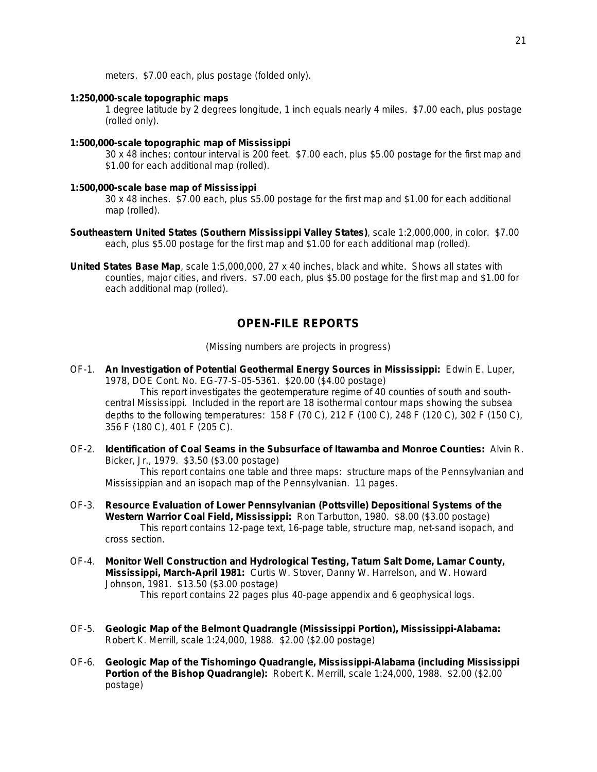meters. $7.00 each, plus postage (folded only).

**1:250,000-scale topographic maps**

1 degree latitude by 2 degrees longitude, 1 inch equals nearly 4 miles. $7.00 each, plus postage (rolled only).

**1:500,000-scale topographic map of Mississippi**

30 x 48 inches; contour interval is 200 feet. $7.00 each, plus $5.00 postage for the first map and $1.00 for each additional map (rolled).

**1:500,000-scale base map of Mississippi**

30 x 48 inches. $7.00 each, plus $5.00 postage for the first map and $1.00 for each additional map (rolled).

**Southeastern United States (Southern Mississippi Valley States)**, scale 1:2,000,000, in color. $7.00 each, plus $5.00 postage for the first map and $1.00 for each additional map (rolled).

**United States Base Map**, scale 1:5,000,000, 27 x 40 inches, black and white. Shows all states with counties, major cities, and rivers. $7.00 each, plus $5.00 postage for the first map and $1.00 for each additional map (rolled).

## OPEN-FILE REPORTS

(Missing numbers are projects in progress)

OF-1. **An Investigation of Potential Geothermal Energy Sources in Mississippi:** Edwin E. Luper, 1978, DOE Cont. No. EG-77-S-05-5361. $20.00 ($4.00 postage)

This report investigates the geotemperature regime of 40 counties of south and south-central Mississippi. Included in the report are 18 isothermal contour maps showing the subsea depths to the following temperatures: 158 F (70 C), 212 F (100 C), 248 F (120 C), 302 F (150 C), 356 F (180 C), 401 F (205 C).

OF-2. **Identification of Coal Seams in the Subsurface of Itawamba and Monroe Counties:** Alvin R. Bicker, Jr., 1979. $3.50 ($3.00 postage)

This report contains one table and three maps: structure maps of the Pennsylvanian and Mississippian and an isopach map of the Pennsylvanian. 11 pages.

OF-3. **Resource Evaluation of Lower Pennsylvanian (Pottsville) Depositional Systems of the Western Warrior Coal Field, Mississippi:** Ron Tarbutton, 1980. $8.00 ($3.00 postage)

This report contains 12-page text, 16-page table, structure map, net-sand isopach, and cross section.

OF-4. **Monitor Well Construction and Hydrological Testing, Tatum Salt Dome, Lamar County, Mississippi, March-April 1981:** Curtis W. Stover, Danny W. Harrelson, and W. Howard Johnson, 1981. $13.50 ($3.00 postage)

This report contains 22 pages plus 40-page appendix and 6 geophysical logs.

OF-5. **Geologic Map of the Belmont Quadrangle (Mississippi Portion), Mississippi-Alabama:** Robert K. Merrill, scale 1:24,000, 1988. $2.00 ($2.00 postage)

OF-6. **Geologic Map of the Tishomingo Quadrangle, Mississippi-Alabama (including Mississippi Portion of the Bishop Quadrangle):** Robert K. Merrill, scale 1:24,000, 1988. $2.00 ($2.00 postage)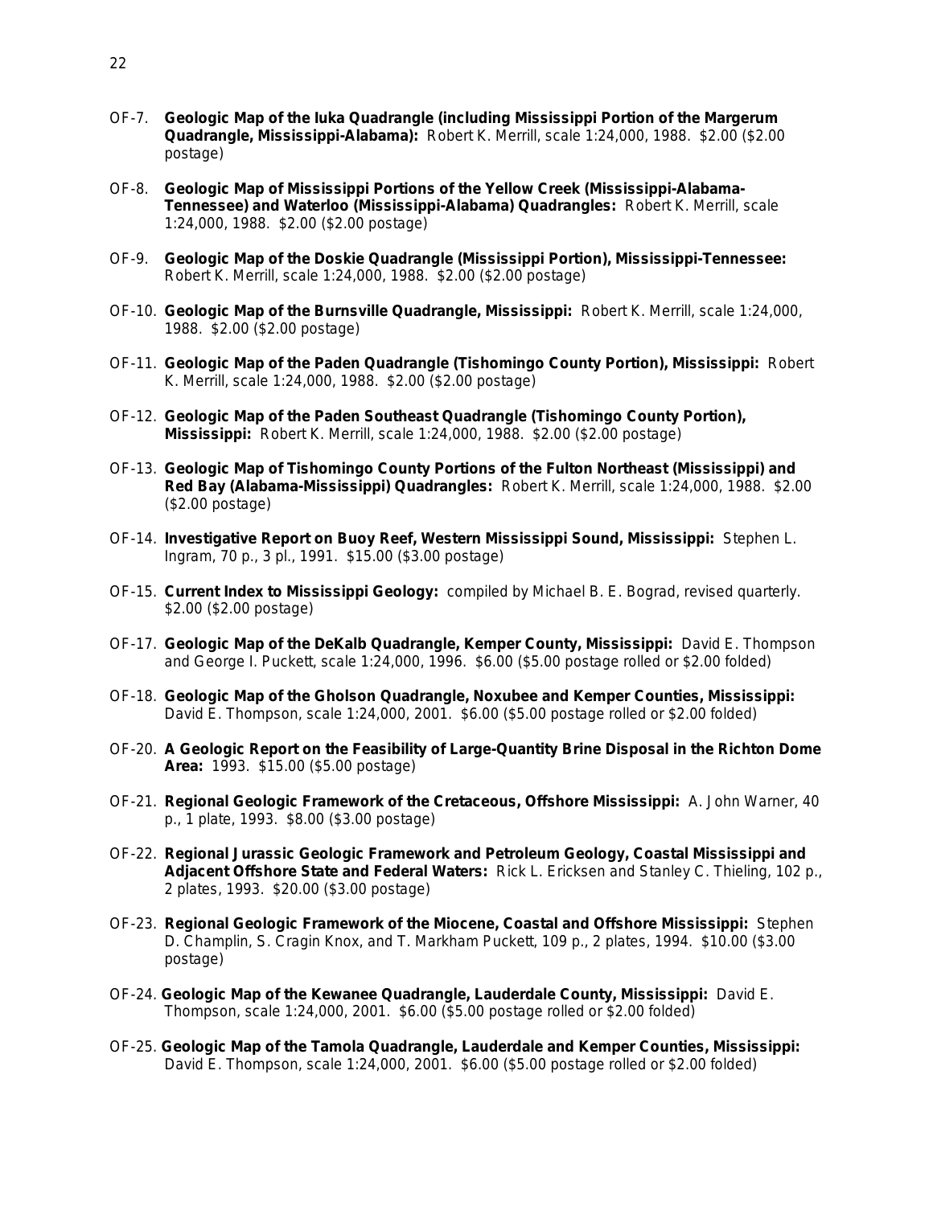OF-7. **Geologic Map of the Iuka Quadrangle (including Mississippi Portion of the Margerum Quadrangle, Mississippi-Alabama):** Robert K. Merrill, scale 1:24,000, 1988. $2.00 ($2.00 postage)

OF-8. **Geologic Map of Mississippi Portions of the Yellow Creek (Mississippi-Alabama-Tennessee) and Waterloo (Mississippi-Alabama) Quadrangles:** Robert K. Merrill, scale 1:24,000, 1988. $2.00 ($2.00 postage)

OF-9. **Geologic Map of the Doskie Quadrangle (Mississippi Portion), Mississippi-Tennessee:** Robert K. Merrill, scale 1:24,000, 1988. $2.00 ($2.00 postage)

OF-10. **Geologic Map of the Burnsville Quadrangle, Mississippi:** Robert K. Merrill, scale 1:24,000, 1988. $2.00 ($2.00 postage)

OF-11. **Geologic Map of the Paden Quadrangle (Tishomingo County Portion), Mississippi:** Robert K. Merrill, scale 1:24,000, 1988. $2.00 ($2.00 postage)

OF-12. **Geologic Map of the Paden Southeast Quadrangle (Tishomingo County Portion), Mississippi:** Robert K. Merrill, scale 1:24,000, 1988. $2.00 ($2.00 postage)

OF-13. **Geologic Map of Tishomingo County Portions of the Fulton Northeast (Mississippi) and Red Bay (Alabama-Mississippi) Quadrangles:** Robert K. Merrill, scale 1:24,000, 1988. $2.00 ($2.00 postage)

OF-14. **Investigative Report on Buoy Reef, Western Mississippi Sound, Mississippi:** Stephen L. Ingram, 70 p., 3 pl., 1991. $15.00 ($3.00 postage)

OF-15. **Current Index to Mississippi Geology:** compiled by Michael B. E. Bograd, revised quarterly. $2.00 ($2.00 postage)

OF-17. **Geologic Map of the DeKalb Quadrangle, Kemper County, Mississippi:** David E. Thompson and George I. Puckett, scale 1:24,000, 1996. $6.00 ($5.00 postage rolled or $2.00 folded)

OF-18. **Geologic Map of the Gholson Quadrangle, Noxubee and Kemper Counties, Mississippi:** David E. Thompson, scale 1:24,000, 2001. $6.00 ($5.00 postage rolled or $2.00 folded)

OF-20. **A Geologic Report on the Feasibility of Large-Quantity Brine Disposal in the Richton Dome Area:** 1993. $15.00 ($5.00 postage)

OF-21. **Regional Geologic Framework of the Cretaceous, Offshore Mississippi:** A. John Warner, 40 p., 1 plate, 1993. $8.00 ($3.00 postage)

OF-22. **Regional Jurassic Geologic Framework and Petroleum Geology, Coastal Mississippi and Adjacent Offshore State and Federal Waters:** Rick L. Ericksen and Stanley C. Thieling, 102 p., 2 plates, 1993. $20.00 ($3.00 postage)

OF-23. **Regional Geologic Framework of the Miocene, Coastal and Offshore Mississippi:** Stephen D. Champlin, S. Cragin Knox, and T. Markham Puckett, 109 p., 2 plates, 1994. $10.00 ($3.00 postage)

OF-24. **Geologic Map of the Kewanee Quadrangle, Lauderdale County, Mississippi:** David E. Thompson, scale 1:24,000, 2001. $6.00 ($5.00 postage rolled or $2.00 folded)

OF-25. **Geologic Map of the Tamola Quadrangle, Lauderdale and Kemper Counties, Mississippi:** David E. Thompson, scale 1:24,000, 2001. $6.00 ($5.00 postage rolled or $2.00 folded)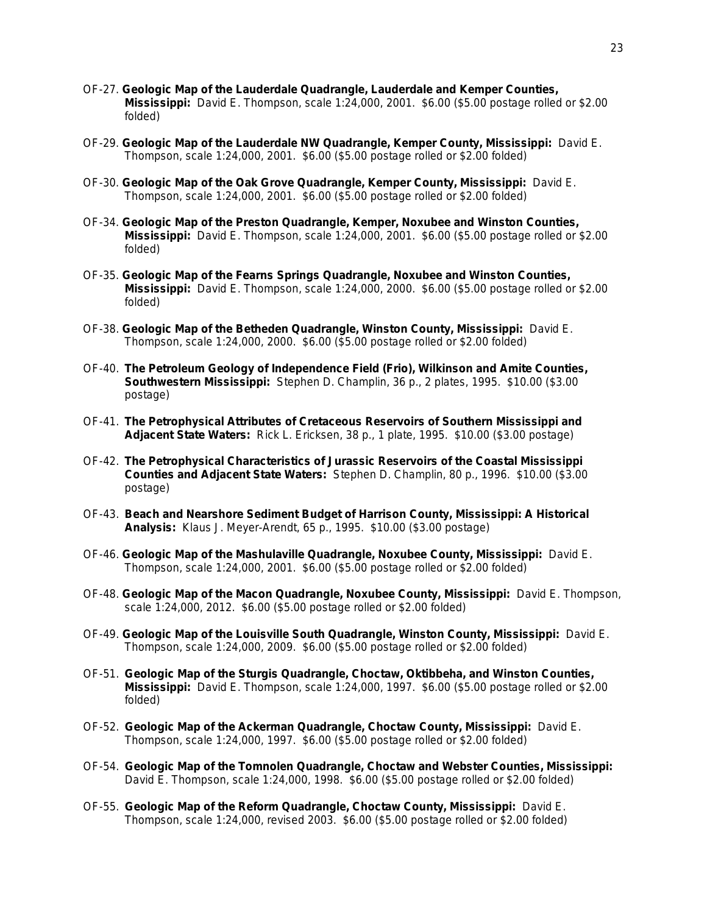OF-27. **Geologic Map of the Lauderdale Quadrangle, Lauderdale and Kemper Counties, Mississippi:** David E. Thompson, scale 1:24,000, 2001. $6.00 ($5.00 postage rolled or $2.00 folded)

OF-29. **Geologic Map of the Lauderdale NW Quadrangle, Kemper County, Mississippi:** David E. Thompson, scale 1:24,000, 2001. $6.00 ($5.00 postage rolled or $2.00 folded)

OF-30. **Geologic Map of the Oak Grove Quadrangle, Kemper County, Mississippi:** David E. Thompson, scale 1:24,000, 2001. $6.00 ($5.00 postage rolled or $2.00 folded)

OF-34. **Geologic Map of the Preston Quadrangle, Kemper, Noxubee and Winston Counties, Mississippi:** David E. Thompson, scale 1:24,000, 2001. $6.00 ($5.00 postage rolled or $2.00 folded)

OF-35. **Geologic Map of the Fearns Springs Quadrangle, Noxubee and Winston Counties, Mississippi:** David E. Thompson, scale 1:24,000, 2000. $6.00 ($5.00 postage rolled or $2.00 folded)

OF-38. **Geologic Map of the Betheden Quadrangle, Winston County, Mississippi:** David E. Thompson, scale 1:24,000, 2000. $6.00 ($5.00 postage rolled or $2.00 folded)

OF-40. **The Petroleum Geology of Independence Field (Frio), Wilkinson and Amite Counties, Southwestern Mississippi:** Stephen D. Champlin, 36 p., 2 plates, 1995. $10.00 ($3.00 postage)

OF-41. **The Petrophysical Attributes of Cretaceous Reservoirs of Southern Mississippi and Adjacent State Waters:** Rick L. Ericksen, 38 p., 1 plate, 1995. $10.00 ($3.00 postage)

OF-42. **The Petrophysical Characteristics of Jurassic Reservoirs of the Coastal Mississippi Counties and Adjacent State Waters:** Stephen D. Champlin, 80 p., 1996. $10.00 ($3.00 postage)

OF-43. **Beach and Nearshore Sediment Budget of Harrison County, Mississippi: A Historical Analysis:** Klaus J. Meyer-Arendt, 65 p., 1995. $10.00 ($3.00 postage)

OF-46. **Geologic Map of the Mashulaville Quadrangle, Noxubee County, Mississippi:** David E. Thompson, scale 1:24,000, 2001. $6.00 ($5.00 postage rolled or $2.00 folded)

OF-48. **Geologic Map of the Macon Quadrangle, Noxubee County, Mississippi:** David E. Thompson, scale 1:24,000, 2012. $6.00 ($5.00 postage rolled or $2.00 folded)

OF-49. **Geologic Map of the Louisville South Quadrangle, Winston County, Mississippi:** David E. Thompson, scale 1:24,000, 2009. $6.00 ($5.00 postage rolled or $2.00 folded)

OF-51. **Geologic Map of the Sturgis Quadrangle, Choctaw, Oktibbeha, and Winston Counties, Mississippi:** David E. Thompson, scale 1:24,000, 1997. $6.00 ($5.00 postage rolled or $2.00 folded)

OF-52. **Geologic Map of the Ackerman Quadrangle, Choctaw County, Mississippi:** David E. Thompson, scale 1:24,000, 1997. $6.00 ($5.00 postage rolled or $2.00 folded)

OF-54. **Geologic Map of the Tomnolen Quadrangle, Choctaw and Webster Counties, Mississippi:** David E. Thompson, scale 1:24,000, 1998. $6.00 ($5.00 postage rolled or $2.00 folded)

OF-55. **Geologic Map of the Reform Quadrangle, Choctaw County, Mississippi:** David E. Thompson, scale 1:24,000, revised 2003. $6.00 ($5.00 postage rolled or $2.00 folded)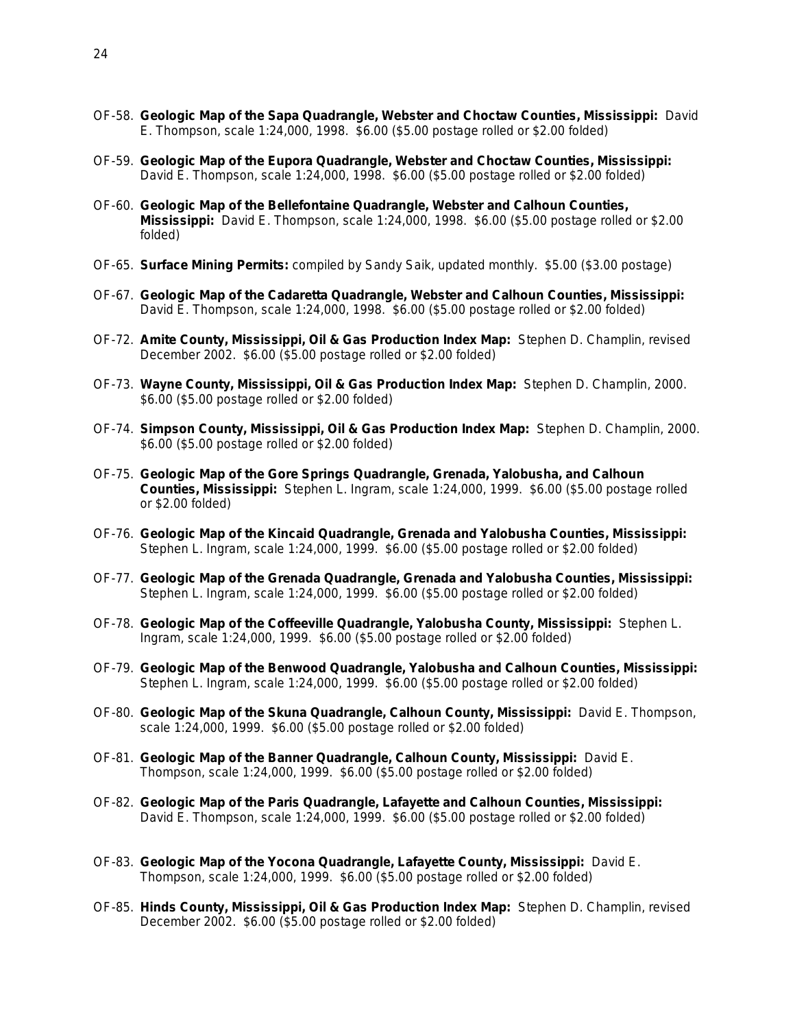OF-58. **Geologic Map of the Sapa Quadrangle, Webster and Choctaw Counties, Mississippi:** David E. Thompson, scale 1:24,000, 1998. $6.00 ($5.00 postage rolled or $2.00 folded)

OF-59. **Geologic Map of the Eupora Quadrangle, Webster and Choctaw Counties, Mississippi:** David E. Thompson, scale 1:24,000, 1998. $6.00 ($5.00 postage rolled or $2.00 folded)

OF-60. **Geologic Map of the Bellefontaine Quadrangle, Webster and Calhoun Counties, Mississippi:** David E. Thompson, scale 1:24,000, 1998. $6.00 ($5.00 postage rolled or $2.00 folded)

OF-65. **Surface Mining Permits:** compiled by Sandy Saik, updated monthly. $5.00 ($3.00 postage)

OF-67. **Geologic Map of the Cadaretta Quadrangle, Webster and Calhoun Counties, Mississippi:** David E. Thompson, scale 1:24,000, 1998. $6.00 ($5.00 postage rolled or $2.00 folded)

OF-72. **Amite County, Mississippi, Oil & Gas Production Index Map:** Stephen D. Champlin, revised December 2002. $6.00 ($5.00 postage rolled or $2.00 folded)

OF-73. **Wayne County, Mississippi, Oil & Gas Production Index Map:** Stephen D. Champlin, 2000. $6.00 ($5.00 postage rolled or $2.00 folded)

OF-74. **Simpson County, Mississippi, Oil & Gas Production Index Map:** Stephen D. Champlin, 2000. $6.00 ($5.00 postage rolled or $2.00 folded)

OF-75. **Geologic Map of the Gore Springs Quadrangle, Grenada, Yalobusha, and Calhoun Counties, Mississippi:** Stephen L. Ingram, scale 1:24,000, 1999. $6.00 ($5.00 postage rolled or $2.00 folded)

OF-76. **Geologic Map of the Kincaid Quadrangle, Grenada and Yalobusha Counties, Mississippi:** Stephen L. Ingram, scale 1:24,000, 1999. $6.00 ($5.00 postage rolled or $2.00 folded)

OF-77. **Geologic Map of the Grenada Quadrangle, Grenada and Yalobusha Counties, Mississippi:** Stephen L. Ingram, scale 1:24,000, 1999. $6.00 ($5.00 postage rolled or $2.00 folded)

OF-78. **Geologic Map of the Coffeeville Quadrangle, Yalobusha County, Mississippi:** Stephen L. Ingram, scale 1:24,000, 1999. $6.00 ($5.00 postage rolled or $2.00 folded)

OF-79. **Geologic Map of the Benwood Quadrangle, Yalobusha and Calhoun Counties, Mississippi:** Stephen L. Ingram, scale 1:24,000, 1999. $6.00 ($5.00 postage rolled or $2.00 folded)

OF-80. **Geologic Map of the Skuna Quadrangle, Calhoun County, Mississippi:** David E. Thompson, scale 1:24,000, 1999. $6.00 ($5.00 postage rolled or $2.00 folded)

OF-81. **Geologic Map of the Banner Quadrangle, Calhoun County, Mississippi:** David E. Thompson, scale 1:24,000, 1999. $6.00 ($5.00 postage rolled or $2.00 folded)

OF-82. **Geologic Map of the Paris Quadrangle, Lafayette and Calhoun Counties, Mississippi:** David E. Thompson, scale 1:24,000, 1999. $6.00 ($5.00 postage rolled or $2.00 folded)

OF-83. **Geologic Map of the Yocona Quadrangle, Lafayette County, Mississippi:** David E. Thompson, scale 1:24,000, 1999. $6.00 ($5.00 postage rolled or $2.00 folded)

OF-85. **Hinds County, Mississippi, Oil & Gas Production Index Map:** Stephen D. Champlin, revised December 2002. $6.00 ($5.00 postage rolled or $2.00 folded)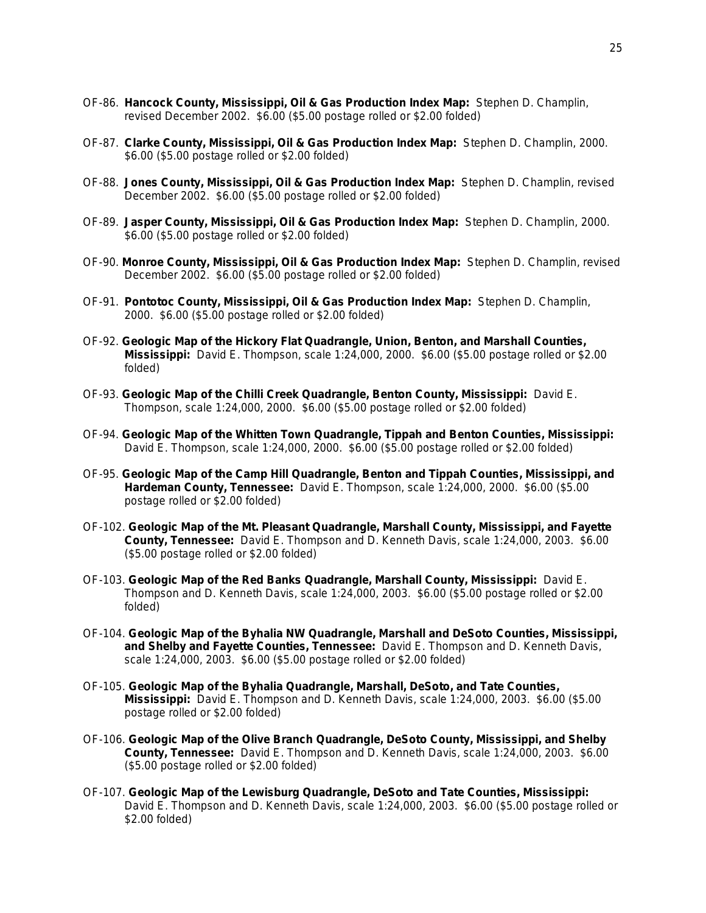OF-86. **Hancock County, Mississippi, Oil & Gas Production Index Map:** Stephen D. Champlin, revised December 2002. $6.00 ($5.00 postage rolled or $2.00 folded)

OF-87. **Clarke County, Mississippi, Oil & Gas Production Index Map:** Stephen D. Champlin, 2000. $6.00 ($5.00 postage rolled or $2.00 folded)

OF-88. **Jones County, Mississippi, Oil & Gas Production Index Map:** Stephen D. Champlin, revised December 2002. $6.00 ($5.00 postage rolled or $2.00 folded)

OF-89. **Jasper County, Mississippi, Oil & Gas Production Index Map:** Stephen D. Champlin, 2000. $6.00 ($5.00 postage rolled or $2.00 folded)

OF-90. **Monroe County, Mississippi, Oil & Gas Production Index Map:** Stephen D. Champlin, revised December 2002. $6.00 ($5.00 postage rolled or $2.00 folded)

OF-91. **Pontotoc County, Mississippi, Oil & Gas Production Index Map:** Stephen D. Champlin, 2000. $6.00 ($5.00 postage rolled or $2.00 folded)

OF-92. **Geologic Map of the Hickory Flat Quadrangle, Union, Benton, and Marshall Counties, Mississippi:** David E. Thompson, scale 1:24,000, 2000. $6.00 ($5.00 postage rolled or $2.00 folded)

OF-93. **Geologic Map of the Chilli Creek Quadrangle, Benton County, Mississippi:** David E. Thompson, scale 1:24,000, 2000. $6.00 ($5.00 postage rolled or $2.00 folded)

OF-94. **Geologic Map of the Whitten Town Quadrangle, Tippah and Benton Counties, Mississippi:** David E. Thompson, scale 1:24,000, 2000. $6.00 ($5.00 postage rolled or $2.00 folded)

OF-95. **Geologic Map of the Camp Hill Quadrangle, Benton and Tippah Counties, Mississippi, and Hardeman County, Tennessee:** David E. Thompson, scale 1:24,000, 2000. $6.00 ($5.00 postage rolled or $2.00 folded)

OF-102. **Geologic Map of the Mt. Pleasant Quadrangle, Marshall County, Mississippi, and Fayette County, Tennessee:** David E. Thompson and D. Kenneth Davis, scale 1:24,000, 2003. $6.00 ($5.00 postage rolled or $2.00 folded)

OF-103. **Geologic Map of the Red Banks Quadrangle, Marshall County, Mississippi:** David E. Thompson and D. Kenneth Davis, scale 1:24,000, 2003. $6.00 ($5.00 postage rolled or $2.00 folded)

OF-104. **Geologic Map of the Byhalia NW Quadrangle, Marshall and DeSoto Counties, Mississippi, and Shelby and Fayette Counties, Tennessee:** David E. Thompson and D. Kenneth Davis, scale 1:24,000, 2003. $6.00 ($5.00 postage rolled or $2.00 folded)

OF-105. **Geologic Map of the Byhalia Quadrangle, Marshall, DeSoto, and Tate Counties, Mississippi:** David E. Thompson and D. Kenneth Davis, scale 1:24,000, 2003. $6.00 ($5.00 postage rolled or $2.00 folded)

OF-106. **Geologic Map of the Olive Branch Quadrangle, DeSoto County, Mississippi, and Shelby County, Tennessee:** David E. Thompson and D. Kenneth Davis, scale 1:24,000, 2003. $6.00 ($5.00 postage rolled or $2.00 folded)

OF-107. **Geologic Map of the Lewisburg Quadrangle, DeSoto and Tate Counties, Mississippi:** David E. Thompson and D. Kenneth Davis, scale 1:24,000, 2003. $6.00 ($5.00 postage rolled or $2.00 folded)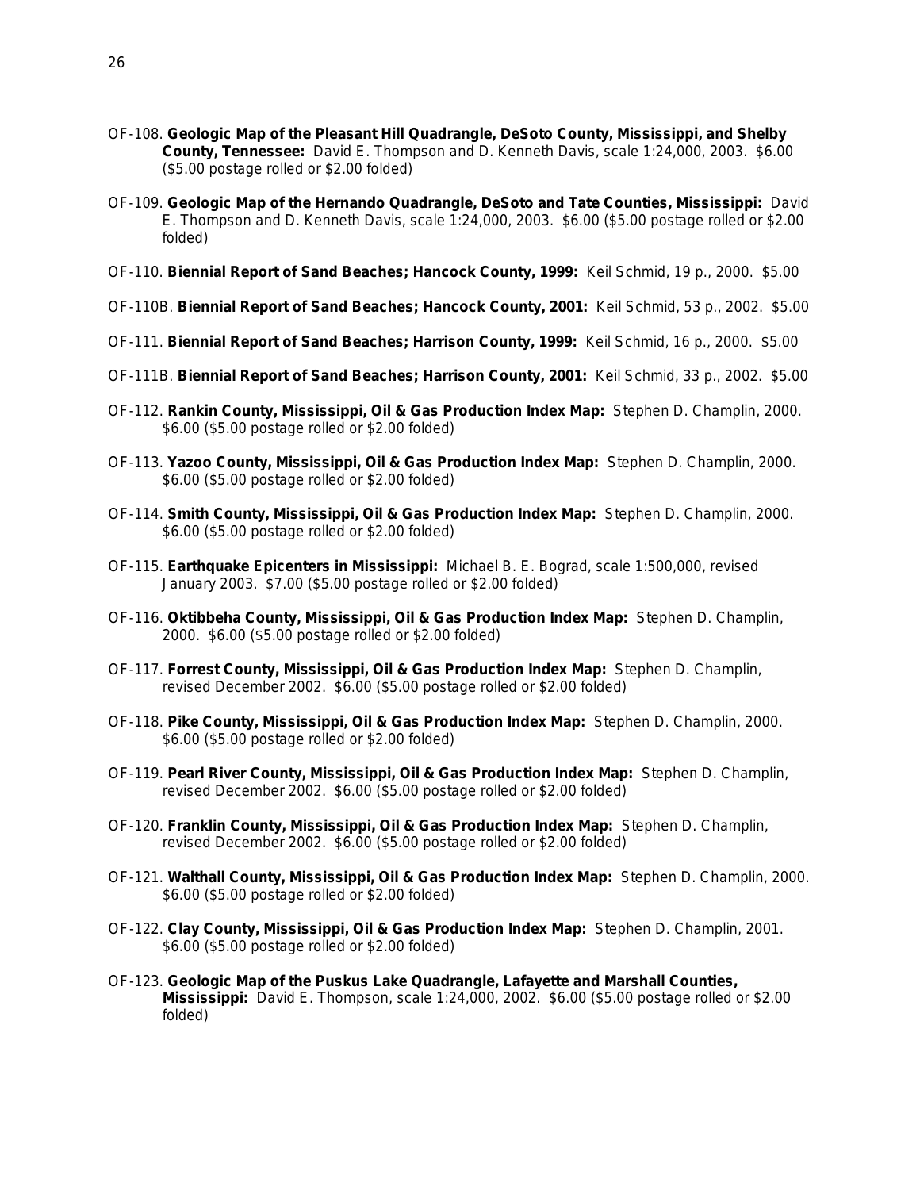OF-108. **Geologic Map of the Pleasant Hill Quadrangle, DeSoto County, Mississippi, and Shelby County, Tennessee:** David E. Thompson and D. Kenneth Davis, scale 1:24,000, 2003. $6.00 ($5.00 postage rolled or $2.00 folded)

OF-109. **Geologic Map of the Hernando Quadrangle, DeSoto and Tate Counties, Mississippi:** David E. Thompson and D. Kenneth Davis, scale 1:24,000, 2003. $6.00 ($5.00 postage rolled or $2.00 folded)

OF-110. **Biennial Report of Sand Beaches; Hancock County, 1999:** Keil Schmid, 19 p., 2000. $5.00

OF-110B. **Biennial Report of Sand Beaches; Hancock County, 2001:** Keil Schmid, 53 p., 2002. $5.00

OF-111. **Biennial Report of Sand Beaches; Harrison County, 1999:** Keil Schmid, 16 p., 2000. $5.00

OF-111B. **Biennial Report of Sand Beaches; Harrison County, 2001:** Keil Schmid, 33 p., 2002. $5.00

OF-112. **Rankin County, Mississippi, Oil & Gas Production Index Map:** Stephen D. Champlin, 2000. $6.00 ($5.00 postage rolled or $2.00 folded)

OF-113. **Yazoo County, Mississippi, Oil & Gas Production Index Map:** Stephen D. Champlin, 2000. $6.00 ($5.00 postage rolled or $2.00 folded)

OF-114. **Smith County, Mississippi, Oil & Gas Production Index Map:** Stephen D. Champlin, 2000. $6.00 ($5.00 postage rolled or $2.00 folded)

OF-115. **Earthquake Epicenters in Mississippi:** Michael B. E. Bograd, scale 1:500,000, revised January 2003. $7.00 ($5.00 postage rolled or $2.00 folded)

OF-116. **Oktibbeha County, Mississippi, Oil & Gas Production Index Map:** Stephen D. Champlin, 2000. $6.00 ($5.00 postage rolled or $2.00 folded)

OF-117. **Forrest County, Mississippi, Oil & Gas Production Index Map:** Stephen D. Champlin, revised December 2002. $6.00 ($5.00 postage rolled or $2.00 folded)

OF-118. **Pike County, Mississippi, Oil & Gas Production Index Map:** Stephen D. Champlin, 2000. $6.00 ($5.00 postage rolled or $2.00 folded)

OF-119. **Pearl River County, Mississippi, Oil & Gas Production Index Map:** Stephen D. Champlin, revised December 2002. $6.00 ($5.00 postage rolled or $2.00 folded)

OF-120. **Franklin County, Mississippi, Oil & Gas Production Index Map:** Stephen D. Champlin, revised December 2002. $6.00 ($5.00 postage rolled or $2.00 folded)

OF-121. **Walthall County, Mississippi, Oil & Gas Production Index Map:** Stephen D. Champlin, 2000. $6.00 ($5.00 postage rolled or $2.00 folded)

OF-122. **Clay County, Mississippi, Oil & Gas Production Index Map:** Stephen D. Champlin, 2001. $6.00 ($5.00 postage rolled or $2.00 folded)

OF-123. **Geologic Map of the Puskus Lake Quadrangle, Lafayette and Marshall Counties, Mississippi:** David E. Thompson, scale 1:24,000, 2002. $6.00 ($5.00 postage rolled or $2.00 folded)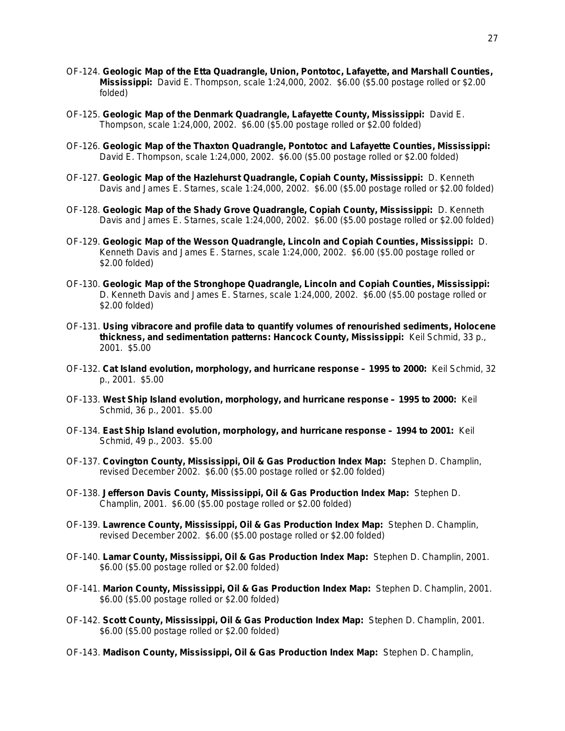OF-124. **Geologic Map of the Etta Quadrangle, Union, Pontotoc, Lafayette, and Marshall Counties, Mississippi:** David E. Thompson, scale 1:24,000, 2002. $6.00 ($5.00 postage rolled or $2.00 folded)

OF-125. **Geologic Map of the Denmark Quadrangle, Lafayette County, Mississippi:** David E. Thompson, scale 1:24,000, 2002. $6.00 ($5.00 postage rolled or $2.00 folded)

OF-126. **Geologic Map of the Thaxton Quadrangle, Pontotoc and Lafayette Counties, Mississippi:** David E. Thompson, scale 1:24,000, 2002. $6.00 ($5.00 postage rolled or $2.00 folded)

OF-127. **Geologic Map of the Hazlehurst Quadrangle, Copiah County, Mississippi:** D. Kenneth Davis and James E. Starnes, scale 1:24,000, 2002. $6.00 ($5.00 postage rolled or $2.00 folded)

OF-128. **Geologic Map of the Shady Grove Quadrangle, Copiah County, Mississippi:** D. Kenneth Davis and James E. Starnes, scale 1:24,000, 2002. $6.00 ($5.00 postage rolled or $2.00 folded)

OF-129. **Geologic Map of the Wesson Quadrangle, Lincoln and Copiah Counties, Mississippi:** D. Kenneth Davis and James E. Starnes, scale 1:24,000, 2002. $6.00 ($5.00 postage rolled or $2.00 folded)

OF-130. **Geologic Map of the Stronghope Quadrangle, Lincoln and Copiah Counties, Mississippi:** D. Kenneth Davis and James E. Starnes, scale 1:24,000, 2002. $6.00 ($5.00 postage rolled or $2.00 folded)

OF-131. **Using vibracore and profile data to quantify volumes of renourished sediments, Holocene thickness, and sedimentation patterns: Hancock County, Mississippi:** Keil Schmid, 33 p., 2001. $5.00

OF-132. **Cat Island evolution, morphology, and hurricane response – 1995 to 2000:** Keil Schmid, 32 p., 2001. $5.00

OF-133. **West Ship Island evolution, morphology, and hurricane response – 1995 to 2000:** Keil Schmid, 36 p., 2001. $5.00

OF-134. **East Ship Island evolution, morphology, and hurricane response – 1994 to 2001:** Keil Schmid, 49 p., 2003. $5.00

OF-137. **Covington County, Mississippi, Oil & Gas Production Index Map:** Stephen D. Champlin, revised December 2002. $6.00 ($5.00 postage rolled or $2.00 folded)

OF-138. **Jefferson Davis County, Mississippi, Oil & Gas Production Index Map:** Stephen D. Champlin, 2001. $6.00 ($5.00 postage rolled or $2.00 folded)

OF-139. **Lawrence County, Mississippi, Oil & Gas Production Index Map:** Stephen D. Champlin, revised December 2002. $6.00 ($5.00 postage rolled or $2.00 folded)

OF-140. **Lamar County, Mississippi, Oil & Gas Production Index Map:** Stephen D. Champlin, 2001. $6.00 ($5.00 postage rolled or $2.00 folded)

OF-141. **Marion County, Mississippi, Oil & Gas Production Index Map:** Stephen D. Champlin, 2001. $6.00 ($5.00 postage rolled or $2.00 folded)

OF-142. **Scott County, Mississippi, Oil & Gas Production Index Map:** Stephen D. Champlin, 2001. $6.00 ($5.00 postage rolled or $2.00 folded)

OF-143. **Madison County, Mississippi, Oil & Gas Production Index Map:** Stephen D. Champlin,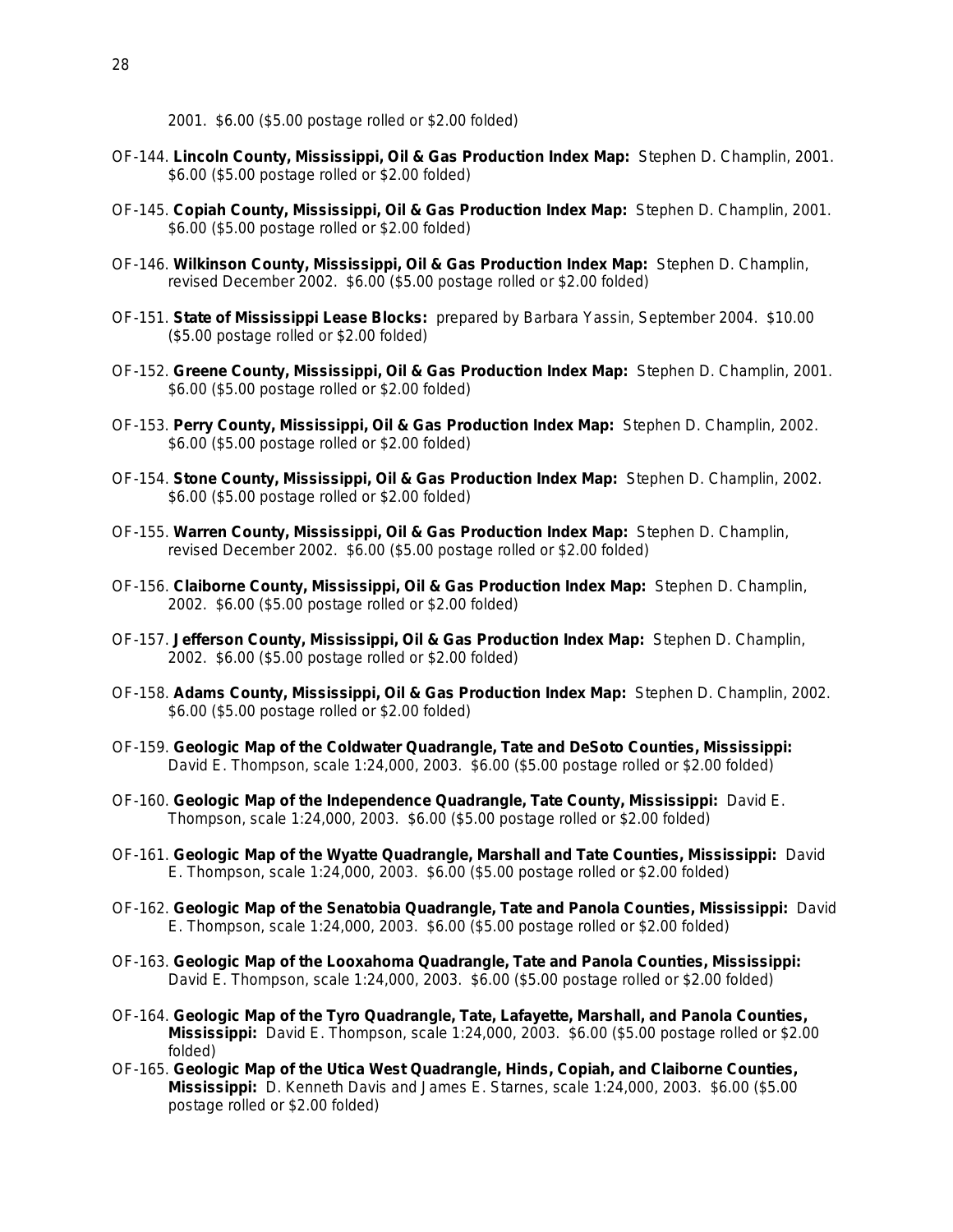2001. $6.00 ($5.00 postage rolled or $2.00 folded)

OF-144. **Lincoln County, Mississippi, Oil & Gas Production Index Map:** Stephen D. Champlin, 2001. $6.00 ($5.00 postage rolled or $2.00 folded)

OF-145. **Copiah County, Mississippi, Oil & Gas Production Index Map:** Stephen D. Champlin, 2001. $6.00 ($5.00 postage rolled or $2.00 folded)

OF-146. **Wilkinson County, Mississippi, Oil & Gas Production Index Map:** Stephen D. Champlin, revised December 2002. $6.00 ($5.00 postage rolled or $2.00 folded)

OF-151. **State of Mississippi Lease Blocks:** prepared by Barbara Yassin, September 2004. $10.00 ($5.00 postage rolled or $2.00 folded)

OF-152. **Greene County, Mississippi, Oil & Gas Production Index Map:** Stephen D. Champlin, 2001. $6.00 ($5.00 postage rolled or $2.00 folded)

OF-153. **Perry County, Mississippi, Oil & Gas Production Index Map:** Stephen D. Champlin, 2002. $6.00 ($5.00 postage rolled or $2.00 folded)

OF-154. **Stone County, Mississippi, Oil & Gas Production Index Map:** Stephen D. Champlin, 2002. $6.00 ($5.00 postage rolled or $2.00 folded)

OF-155. **Warren County, Mississippi, Oil & Gas Production Index Map:** Stephen D. Champlin, revised December 2002. $6.00 ($5.00 postage rolled or $2.00 folded)

OF-156. **Claiborne County, Mississippi, Oil & Gas Production Index Map:** Stephen D. Champlin, 2002. $6.00 ($5.00 postage rolled or $2.00 folded)

OF-157. **Jefferson County, Mississippi, Oil & Gas Production Index Map:** Stephen D. Champlin, 2002. $6.00 ($5.00 postage rolled or $2.00 folded)

OF-158. **Adams County, Mississippi, Oil & Gas Production Index Map:** Stephen D. Champlin, 2002. $6.00 ($5.00 postage rolled or $2.00 folded)

OF-159. **Geologic Map of the Coldwater Quadrangle, Tate and DeSoto Counties, Mississippi:** David E. Thompson, scale 1:24,000, 2003. $6.00 ($5.00 postage rolled or $2.00 folded)

OF-160. **Geologic Map of the Independence Quadrangle, Tate County, Mississippi:** David E. Thompson, scale 1:24,000, 2003. $6.00 ($5.00 postage rolled or $2.00 folded)

OF-161. **Geologic Map of the Wyatte Quadrangle, Marshall and Tate Counties, Mississippi:** David E. Thompson, scale 1:24,000, 2003. $6.00 ($5.00 postage rolled or $2.00 folded)

OF-162. **Geologic Map of the Senatobia Quadrangle, Tate and Panola Counties, Mississippi:** David E. Thompson, scale 1:24,000, 2003. $6.00 ($5.00 postage rolled or $2.00 folded)

OF-163. **Geologic Map of the Looxahoma Quadrangle, Tate and Panola Counties, Mississippi:** David E. Thompson, scale 1:24,000, 2003. $6.00 ($5.00 postage rolled or $2.00 folded)

OF-164. **Geologic Map of the Tyro Quadrangle, Tate, Lafayette, Marshall, and Panola Counties, Mississippi:** David E. Thompson, scale 1:24,000, 2003. $6.00 ($5.00 postage rolled or $2.00 folded)

OF-165. **Geologic Map of the Utica West Quadrangle, Hinds, Copiah, and Claiborne Counties, Mississippi:** D. Kenneth Davis and James E. Starnes, scale 1:24,000, 2003. $6.00 ($5.00 postage rolled or $2.00 folded)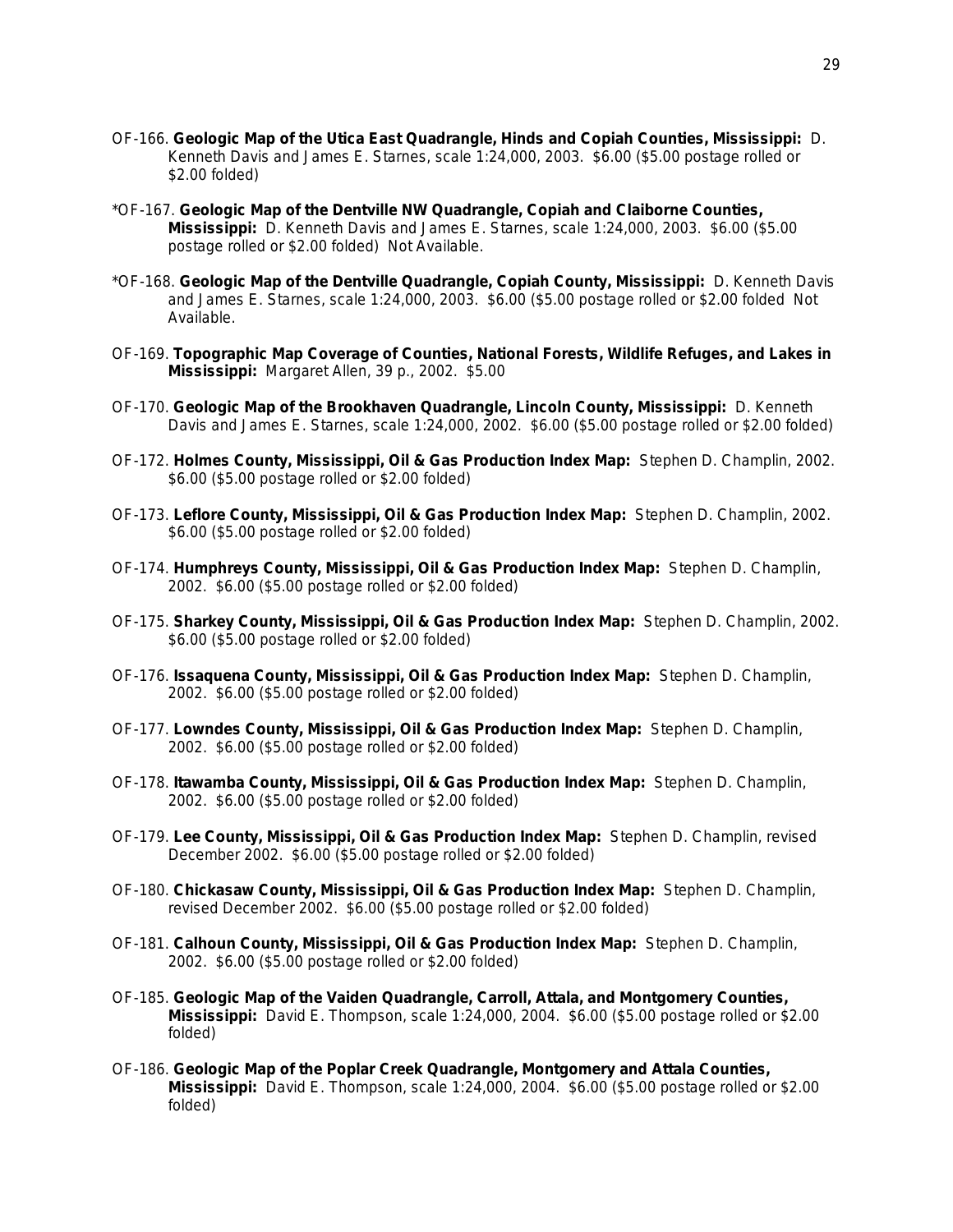OF-166. **Geologic Map of the Utica East Quadrangle, Hinds and Copiah Counties, Mississippi:** D. Kenneth Davis and James E. Starnes, scale 1:24,000, 2003. $6.00 ($5.00 postage rolled or $2.00 folded)

*OF-167. **Geologic Map of the Dentville NW Quadrangle, Copiah and Claiborne Counties, Mississippi:** D. Kenneth Davis and James E. Starnes, scale 1:24,000, 2003. $6.00 ($5.00 postage rolled or $2.00 folded) Not Available.

*OF-168. **Geologic Map of the Dentville Quadrangle, Copiah County, Mississippi:** D. Kenneth Davis and James E. Starnes, scale 1:24,000, 2003. $6.00 ($5.00 postage rolled or $2.00 folded Not Available.

OF-169. **Topographic Map Coverage of Counties, National Forests, Wildlife Refuges, and Lakes in Mississippi:** Margaret Allen, 39 p., 2002. $5.00

OF-170. **Geologic Map of the Brookhaven Quadrangle, Lincoln County, Mississippi:** D. Kenneth Davis and James E. Starnes, scale 1:24,000, 2002. $6.00 ($5.00 postage rolled or $2.00 folded)

OF-172. **Holmes County, Mississippi, Oil & Gas Production Index Map:** Stephen D. Champlin, 2002. $6.00 ($5.00 postage rolled or $2.00 folded)

OF-173. **Leflore County, Mississippi, Oil & Gas Production Index Map:** Stephen D. Champlin, 2002. $6.00 ($5.00 postage rolled or $2.00 folded)

OF-174. **Humphreys County, Mississippi, Oil & Gas Production Index Map:** Stephen D. Champlin, 2002. $6.00 ($5.00 postage rolled or $2.00 folded)

OF-175. **Sharkey County, Mississippi, Oil & Gas Production Index Map:** Stephen D. Champlin, 2002. $6.00 ($5.00 postage rolled or $2.00 folded)

OF-176. **Issaquena County, Mississippi, Oil & Gas Production Index Map:** Stephen D. Champlin, 2002. $6.00 ($5.00 postage rolled or $2.00 folded)

OF-177. **Lowndes County, Mississippi, Oil & Gas Production Index Map:** Stephen D. Champlin, 2002. $6.00 ($5.00 postage rolled or $2.00 folded)

OF-178. **Itawamba County, Mississippi, Oil & Gas Production Index Map:** Stephen D. Champlin, 2002. $6.00 ($5.00 postage rolled or $2.00 folded)

OF-179. **Lee County, Mississippi, Oil & Gas Production Index Map:** Stephen D. Champlin, revised December 2002. $6.00 ($5.00 postage rolled or $2.00 folded)

OF-180. **Chickasaw County, Mississippi, Oil & Gas Production Index Map:** Stephen D. Champlin, revised December 2002. $6.00 ($5.00 postage rolled or $2.00 folded)

OF-181. **Calhoun County, Mississippi, Oil & Gas Production Index Map:** Stephen D. Champlin, 2002. $6.00 ($5.00 postage rolled or $2.00 folded)

OF-185. **Geologic Map of the Vaiden Quadrangle, Carroll, Attala, and Montgomery Counties, Mississippi:** David E. Thompson, scale 1:24,000, 2004. $6.00 ($5.00 postage rolled or $2.00 folded)

OF-186. **Geologic Map of the Poplar Creek Quadrangle, Montgomery and Attala Counties, Mississippi:** David E. Thompson, scale 1:24,000, 2004. $6.00 ($5.00 postage rolled or $2.00 folded)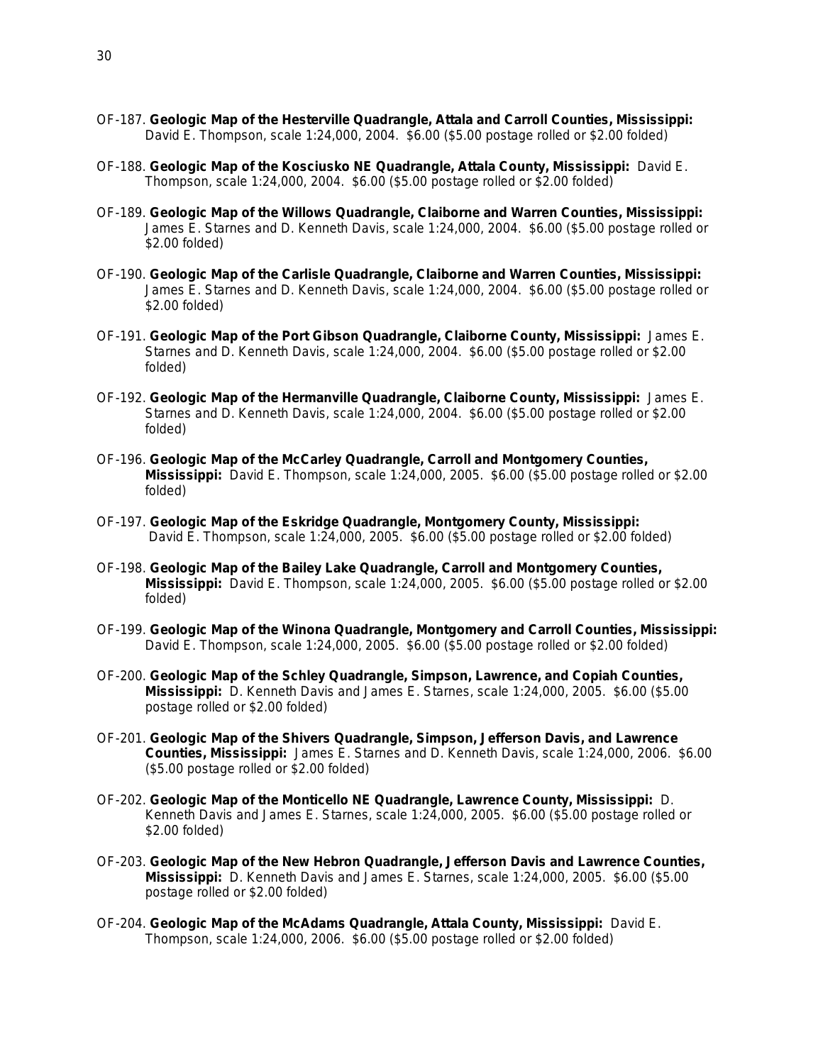OF-187. **Geologic Map of the Hesterville Quadrangle, Attala and Carroll Counties, Mississippi:** David E. Thompson, scale 1:24,000, 2004. $6.00 ($5.00 postage rolled or $2.00 folded)

OF-188. **Geologic Map of the Kosciusko NE Quadrangle, Attala County, Mississippi:** David E. Thompson, scale 1:24,000, 2004. $6.00 ($5.00 postage rolled or $2.00 folded)

OF-189. **Geologic Map of the Willows Quadrangle, Claiborne and Warren Counties, Mississippi:** James E. Starnes and D. Kenneth Davis, scale 1:24,000, 2004. $6.00 ($5.00 postage rolled or $2.00 folded)

OF-190. **Geologic Map of the Carlisle Quadrangle, Claiborne and Warren Counties, Mississippi:** James E. Starnes and D. Kenneth Davis, scale 1:24,000, 2004. $6.00 ($5.00 postage rolled or $2.00 folded)

OF-191. **Geologic Map of the Port Gibson Quadrangle, Claiborne County, Mississippi:** James E. Starnes and D. Kenneth Davis, scale 1:24,000, 2004. $6.00 ($5.00 postage rolled or $2.00 folded)

OF-192. **Geologic Map of the Hermanville Quadrangle, Claiborne County, Mississippi:** James E. Starnes and D. Kenneth Davis, scale 1:24,000, 2004. $6.00 ($5.00 postage rolled or $2.00 folded)

OF-196. **Geologic Map of the McCarley Quadrangle, Carroll and Montgomery Counties, Mississippi:** David E. Thompson, scale 1:24,000, 2005. $6.00 ($5.00 postage rolled or $2.00 folded)

OF-197. **Geologic Map of the Eskridge Quadrangle, Montgomery County, Mississippi:** David E. Thompson, scale 1:24,000, 2005. $6.00 ($5.00 postage rolled or $2.00 folded)

OF-198. **Geologic Map of the Bailey Lake Quadrangle, Carroll and Montgomery Counties, Mississippi:** David E. Thompson, scale 1:24,000, 2005. $6.00 ($5.00 postage rolled or $2.00 folded)

OF-199. **Geologic Map of the Winona Quadrangle, Montgomery and Carroll Counties, Mississippi:** David E. Thompson, scale 1:24,000, 2005. $6.00 ($5.00 postage rolled or $2.00 folded)

OF-200. **Geologic Map of the Schley Quadrangle, Simpson, Lawrence, and Copiah Counties, Mississippi:** D. Kenneth Davis and James E. Starnes, scale 1:24,000, 2005. $6.00 ($5.00 postage rolled or $2.00 folded)

OF-201. **Geologic Map of the Shivers Quadrangle, Simpson, Jefferson Davis, and Lawrence Counties, Mississippi:** James E. Starnes and D. Kenneth Davis, scale 1:24,000, 2006. $6.00 ($5.00 postage rolled or $2.00 folded)

OF-202. **Geologic Map of the Monticello NE Quadrangle, Lawrence County, Mississippi:** D. Kenneth Davis and James E. Starnes, scale 1:24,000, 2005. $6.00 ($5.00 postage rolled or $2.00 folded)

OF-203. **Geologic Map of the New Hebron Quadrangle, Jefferson Davis and Lawrence Counties, Mississippi:** D. Kenneth Davis and James E. Starnes, scale 1:24,000, 2005. $6.00 ($5.00 postage rolled or $2.00 folded)

OF-204. **Geologic Map of the McAdams Quadrangle, Attala County, Mississippi:** David E. Thompson, scale 1:24,000, 2006. $6.00 ($5.00 postage rolled or $2.00 folded)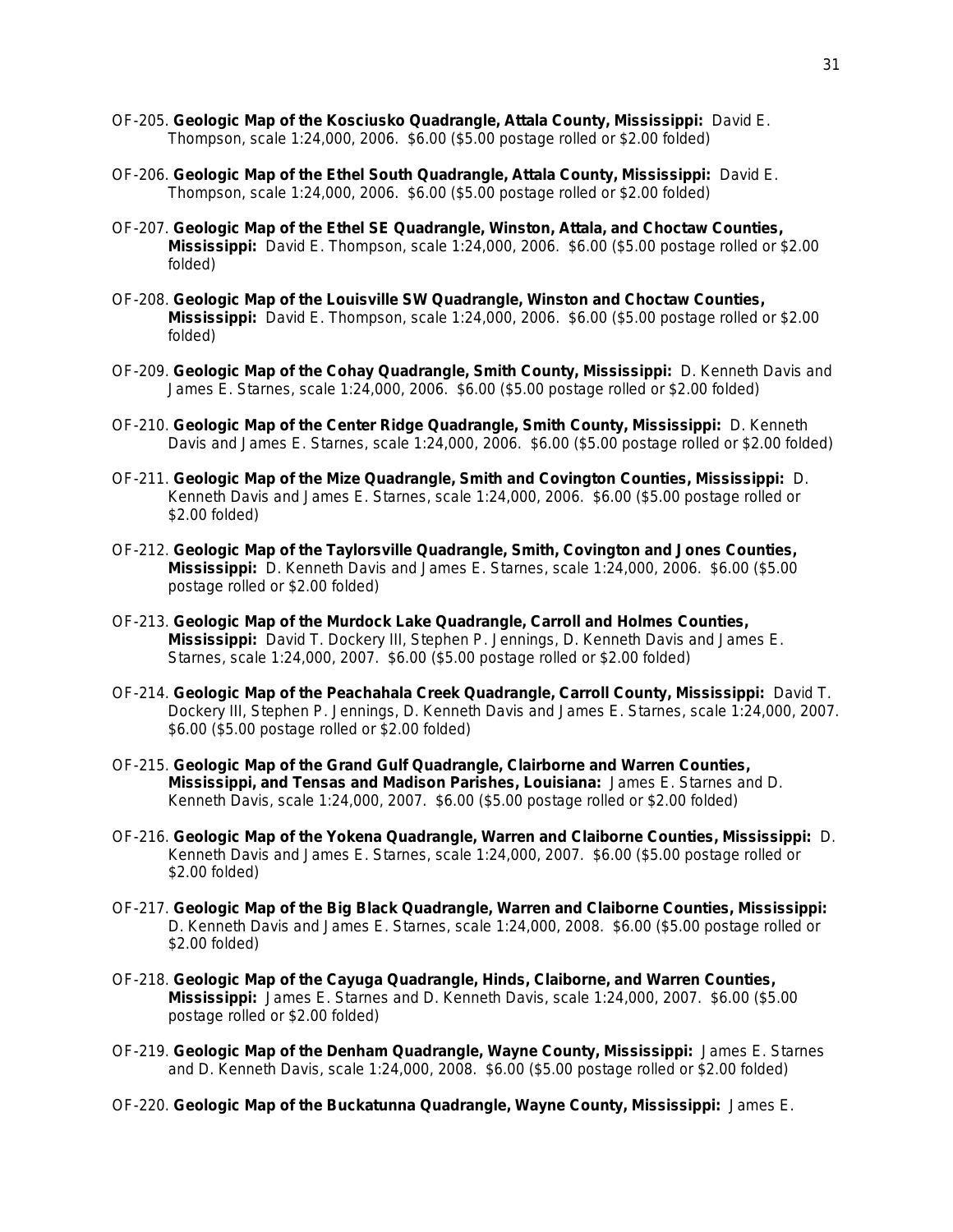OF-205. **Geologic Map of the Kosciusko Quadrangle, Attala County, Mississippi:** David E. Thompson, scale 1:24,000, 2006. $6.00 ($5.00 postage rolled or $2.00 folded)

OF-206. **Geologic Map of the Ethel South Quadrangle, Attala County, Mississippi:** David E. Thompson, scale 1:24,000, 2006. $6.00 ($5.00 postage rolled or $2.00 folded)

OF-207. **Geologic Map of the Ethel SE Quadrangle, Winston, Attala, and Choctaw Counties, Mississippi:** David E. Thompson, scale 1:24,000, 2006. $6.00 ($5.00 postage rolled or $2.00 folded)

OF-208. **Geologic Map of the Louisville SW Quadrangle, Winston and Choctaw Counties, Mississippi:** David E. Thompson, scale 1:24,000, 2006. $6.00 ($5.00 postage rolled or $2.00 folded)

OF-209. **Geologic Map of the Cohay Quadrangle, Smith County, Mississippi:** D. Kenneth Davis and James E. Starnes, scale 1:24,000, 2006. $6.00 ($5.00 postage rolled or $2.00 folded)

OF-210. **Geologic Map of the Center Ridge Quadrangle, Smith County, Mississippi:** D. Kenneth Davis and James E. Starnes, scale 1:24,000, 2006. $6.00 ($5.00 postage rolled or $2.00 folded)

OF-211. **Geologic Map of the Mize Quadrangle, Smith and Covington Counties, Mississippi:** D. Kenneth Davis and James E. Starnes, scale 1:24,000, 2006. $6.00 ($5.00 postage rolled or $2.00 folded)

OF-212. **Geologic Map of the Taylorsville Quadrangle, Smith, Covington and Jones Counties, Mississippi:** D. Kenneth Davis and James E. Starnes, scale 1:24,000, 2006. $6.00 ($5.00 postage rolled or $2.00 folded)

OF-213. **Geologic Map of the Murdock Lake Quadrangle, Carroll and Holmes Counties, Mississippi:** David T. Dockery III, Stephen P. Jennings, D. Kenneth Davis and James E. Starnes, scale 1:24,000, 2007. $6.00 ($5.00 postage rolled or $2.00 folded)

OF-214. **Geologic Map of the Peachahala Creek Quadrangle, Carroll County, Mississippi:** David T. Dockery III, Stephen P. Jennings, D. Kenneth Davis and James E. Starnes, scale 1:24,000, 2007. $6.00 ($5.00 postage rolled or $2.00 folded)

OF-215. **Geologic Map of the Grand Gulf Quadrangle, Clairborne and Warren Counties, Mississippi, and Tensas and Madison Parishes, Louisiana:** James E. Starnes and D. Kenneth Davis, scale 1:24,000, 2007. $6.00 ($5.00 postage rolled or $2.00 folded)

OF-216. **Geologic Map of the Yokena Quadrangle, Warren and Claiborne Counties, Mississippi:** D. Kenneth Davis and James E. Starnes, scale 1:24,000, 2007. $6.00 ($5.00 postage rolled or $2.00 folded)

OF-217. **Geologic Map of the Big Black Quadrangle, Warren and Claiborne Counties, Mississippi:** D. Kenneth Davis and James E. Starnes, scale 1:24,000, 2008. $6.00 ($5.00 postage rolled or $2.00 folded)

OF-218. **Geologic Map of the Cayuga Quadrangle, Hinds, Claiborne, and Warren Counties, Mississippi:** James E. Starnes and D. Kenneth Davis, scale 1:24,000, 2007. $6.00 ($5.00 postage rolled or $2.00 folded)

OF-219. **Geologic Map of the Denham Quadrangle, Wayne County, Mississippi:** James E. Starnes and D. Kenneth Davis, scale 1:24,000, 2008. $6.00 ($5.00 postage rolled or $2.00 folded)

OF-220. **Geologic Map of the Buckatunna Quadrangle, Wayne County, Mississippi:** James E.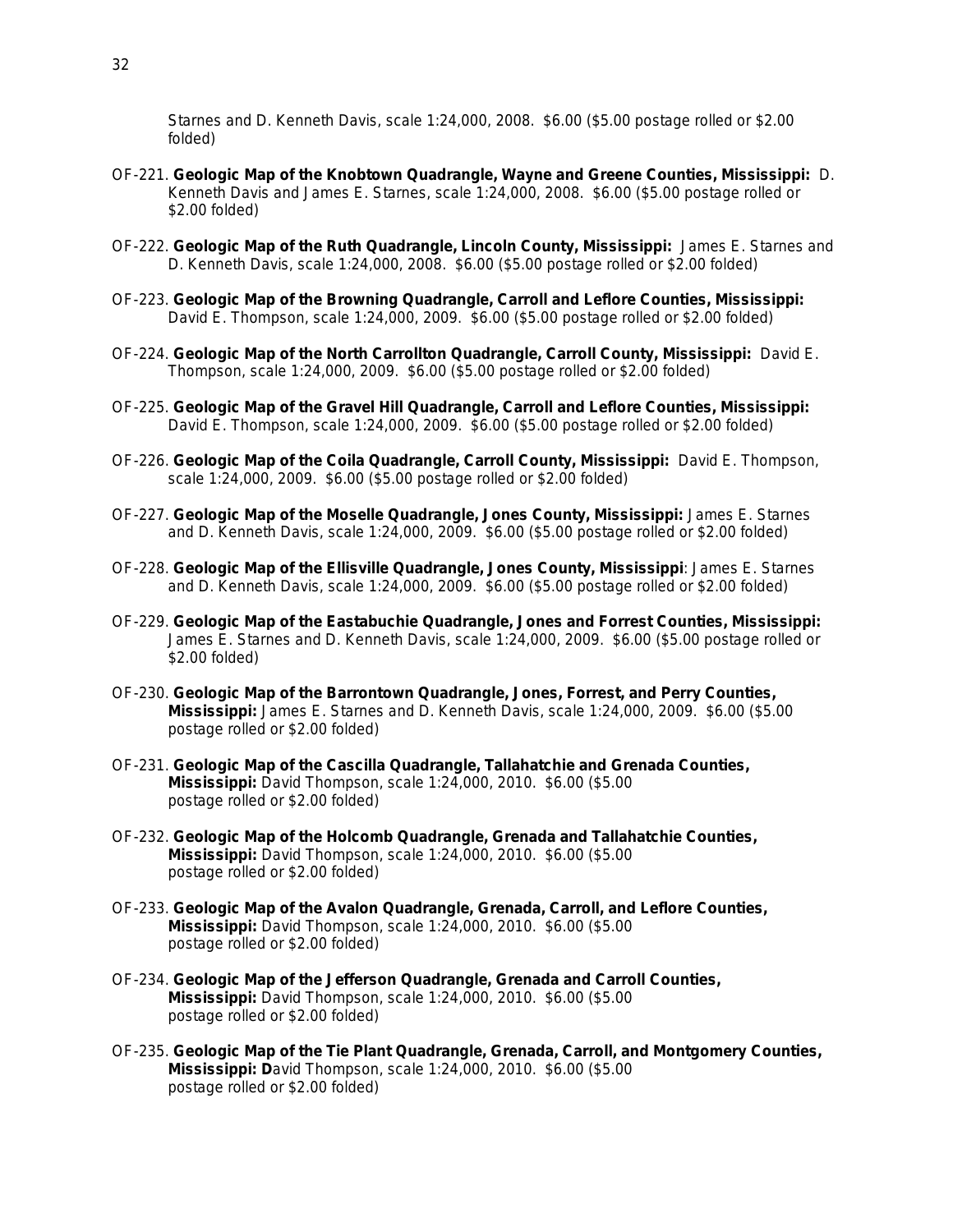Starnes and D. Kenneth Davis, scale 1:24,000, 2008. $6.00 ($5.00 postage rolled or $2.00 folded)

OF-221. **Geologic Map of the Knobtown Quadrangle, Wayne and Greene Counties, Mississippi:** D. Kenneth Davis and James E. Starnes, scale 1:24,000, 2008. $6.00 ($5.00 postage rolled or $2.00 folded)

OF-222. **Geologic Map of the Ruth Quadrangle, Lincoln County, Mississippi:** James E. Starnes and D. Kenneth Davis, scale 1:24,000, 2008. $6.00 ($5.00 postage rolled or $2.00 folded)

OF-223. **Geologic Map of the Browning Quadrangle, Carroll and Leflore Counties, Mississippi:** David E. Thompson, scale 1:24,000, 2009. $6.00 ($5.00 postage rolled or $2.00 folded)

OF-224. **Geologic Map of the North Carrollton Quadrangle, Carroll County, Mississippi:** David E. Thompson, scale 1:24,000, 2009. $6.00 ($5.00 postage rolled or $2.00 folded)

OF-225. **Geologic Map of the Gravel Hill Quadrangle, Carroll and Leflore Counties, Mississippi:** David E. Thompson, scale 1:24,000, 2009. $6.00 ($5.00 postage rolled or $2.00 folded)

OF-226. **Geologic Map of the Coila Quadrangle, Carroll County, Mississippi:** David E. Thompson, scale 1:24,000, 2009. $6.00 ($5.00 postage rolled or $2.00 folded)

OF-227. **Geologic Map of the Moselle Quadrangle, Jones County, Mississippi:** James E. Starnes and D. Kenneth Davis, scale 1:24,000, 2009. $6.00 ($5.00 postage rolled or $2.00 folded)

OF-228. **Geologic Map of the Ellisville Quadrangle, Jones County, Mississippi**: James E. Starnes and D. Kenneth Davis, scale 1:24,000, 2009. $6.00 ($5.00 postage rolled or $2.00 folded)

OF-229. **Geologic Map of the Eastabuchie Quadrangle, Jones and Forrest Counties, Mississippi:** James E. Starnes and D. Kenneth Davis, scale 1:24,000, 2009. $6.00 ($5.00 postage rolled or $2.00 folded)

OF-230. **Geologic Map of the Barrontown Quadrangle, Jones, Forrest, and Perry Counties, Mississippi:** James E. Starnes and D. Kenneth Davis, scale 1:24,000, 2009. $6.00 ($5.00 postage rolled or $2.00 folded)

OF-231. **Geologic Map of the Cascilla Quadrangle, Tallahatchie and Grenada Counties, Mississippi:** David Thompson, scale 1:24,000, 2010. $6.00 ($5.00 postage rolled or $2.00 folded)

OF-232. **Geologic Map of the Holcomb Quadrangle, Grenada and Tallahatchie Counties, Mississippi:** David Thompson, scale 1:24,000, 2010. $6.00 ($5.00 postage rolled or $2.00 folded)

OF-233. **Geologic Map of the Avalon Quadrangle, Grenada, Carroll, and Leflore Counties, Mississippi:** David Thompson, scale 1:24,000, 2010. $6.00 ($5.00 postage rolled or $2.00 folded)

OF-234. **Geologic Map of the Jefferson Quadrangle, Grenada and Carroll Counties, Mississippi:** David Thompson, scale 1:24,000, 2010. $6.00 ($5.00 postage rolled or $2.00 folded)

OF-235. **Geologic Map of the Tie Plant Quadrangle, Grenada, Carroll, and Montgomery Counties, Mississippi: D**avid Thompson, scale 1:24,000, 2010. $6.00 ($5.00 postage rolled or $2.00 folded)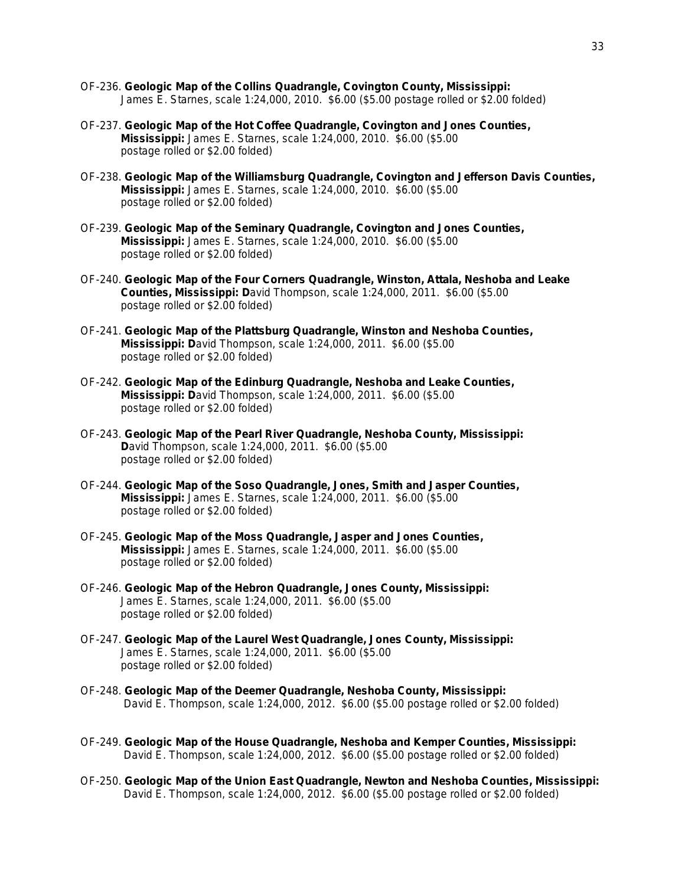OF-236. **Geologic Map of the Collins Quadrangle, Covington County, Mississippi:** James E. Starnes, scale 1:24,000, 2010. $6.00 ($5.00 postage rolled or $2.00 folded)

OF-237. **Geologic Map of the Hot Coffee Quadrangle, Covington and Jones Counties, Mississippi:** James E. Starnes, scale 1:24,000, 2010. $6.00 ($5.00 postage rolled or $2.00 folded)

OF-238. **Geologic Map of the Williamsburg Quadrangle, Covington and Jefferson Davis Counties, Mississippi:** James E. Starnes, scale 1:24,000, 2010. $6.00 ($5.00 postage rolled or $2.00 folded)

OF-239. **Geologic Map of the Seminary Quadrangle, Covington and Jones Counties, Mississippi:** James E. Starnes, scale 1:24,000, 2010. $6.00 ($5.00 postage rolled or $2.00 folded)

OF-240. **Geologic Map of the Four Corners Quadrangle, Winston, Attala, Neshoba and Leake Counties, Mississippi:** David Thompson, scale 1:24,000, 2011. $6.00 ($5.00 postage rolled or $2.00 folded)

OF-241. **Geologic Map of the Plattsburg Quadrangle, Winston and Neshoba Counties, Mississippi:** David Thompson, scale 1:24,000, 2011. $6.00 ($5.00 postage rolled or $2.00 folded)

OF-242. **Geologic Map of the Edinburg Quadrangle, Neshoba and Leake Counties, Mississippi:** David Thompson, scale 1:24,000, 2011. $6.00 ($5.00 postage rolled or $2.00 folded)

OF-243. **Geologic Map of the Pearl River Quadrangle, Neshoba County, Mississippi:** David Thompson, scale 1:24,000, 2011. $6.00 ($5.00 postage rolled or $2.00 folded)

OF-244. **Geologic Map of the Soso Quadrangle, Jones, Smith and Jasper Counties, Mississippi:** James E. Starnes, scale 1:24,000, 2011. $6.00 ($5.00 postage rolled or $2.00 folded)

OF-245. **Geologic Map of the Moss Quadrangle, Jasper and Jones Counties, Mississippi:** James E. Starnes, scale 1:24,000, 2011. $6.00 ($5.00 postage rolled or $2.00 folded)

OF-246. **Geologic Map of the Hebron Quadrangle, Jones County, Mississippi:** James E. Starnes, scale 1:24,000, 2011. $6.00 ($5.00 postage rolled or $2.00 folded)

OF-247. **Geologic Map of the Laurel West Quadrangle, Jones County, Mississippi:** James E. Starnes, scale 1:24,000, 2011. $6.00 ($5.00 postage rolled or $2.00 folded)

OF-248. **Geologic Map of the Deemer Quadrangle, Neshoba County, Mississippi:** David E. Thompson, scale 1:24,000, 2012. $6.00 ($5.00 postage rolled or $2.00 folded)

OF-249. **Geologic Map of the House Quadrangle, Neshoba and Kemper Counties, Mississippi:** David E. Thompson, scale 1:24,000, 2012. $6.00 ($5.00 postage rolled or $2.00 folded)

OF-250. **Geologic Map of the Union East Quadrangle, Newton and Neshoba Counties, Mississippi:** David E. Thompson, scale 1:24,000, 2012. $6.00 ($5.00 postage rolled or $2.00 folded)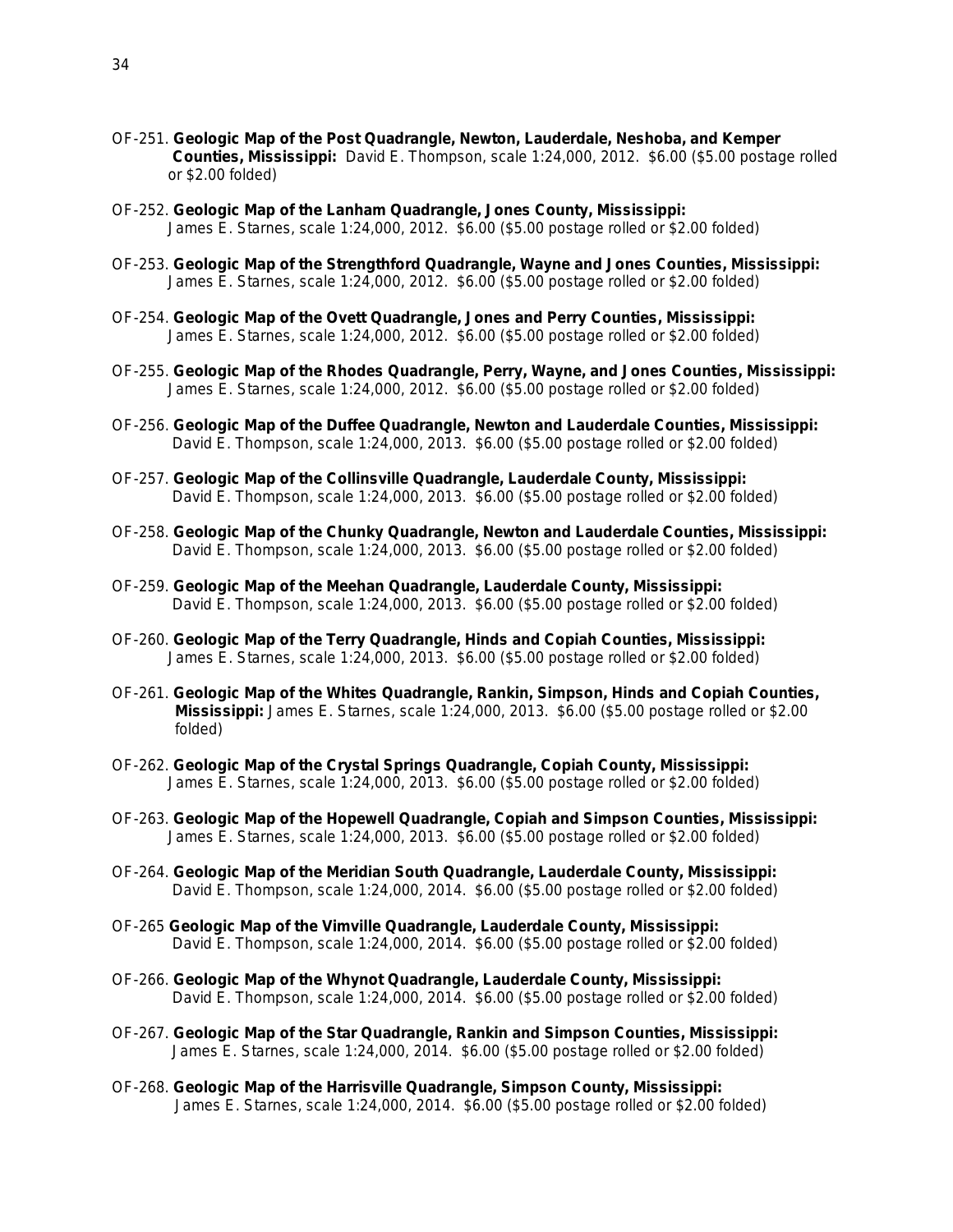OF-251. **Geologic Map of the Post Quadrangle, Newton, Lauderdale, Neshoba, and Kemper Counties, Mississippi:** David E. Thompson, scale 1:24,000, 2012. $6.00 ($5.00 postage rolled or $2.00 folded)

OF-252. **Geologic Map of the Lanham Quadrangle, Jones County, Mississippi:** James E. Starnes, scale 1:24,000, 2012. $6.00 ($5.00 postage rolled or $2.00 folded)

OF-253. **Geologic Map of the Strengthford Quadrangle, Wayne and Jones Counties, Mississippi:** James E. Starnes, scale 1:24,000, 2012. $6.00 ($5.00 postage rolled or $2.00 folded)

OF-254. **Geologic Map of the Ovett Quadrangle, Jones and Perry Counties, Mississippi:** James E. Starnes, scale 1:24,000, 2012. $6.00 ($5.00 postage rolled or $2.00 folded)

OF-255. **Geologic Map of the Rhodes Quadrangle, Perry, Wayne, and Jones Counties, Mississippi:** James E. Starnes, scale 1:24,000, 2012. $6.00 ($5.00 postage rolled or $2.00 folded)

OF-256. **Geologic Map of the Duffee Quadrangle, Newton and Lauderdale Counties, Mississippi:** David E. Thompson, scale 1:24,000, 2013. $6.00 ($5.00 postage rolled or $2.00 folded)

OF-257. **Geologic Map of the Collinsville Quadrangle, Lauderdale County, Mississippi:** David E. Thompson, scale 1:24,000, 2013. $6.00 ($5.00 postage rolled or $2.00 folded)

OF-258. **Geologic Map of the Chunky Quadrangle, Newton and Lauderdale Counties, Mississippi:** David E. Thompson, scale 1:24,000, 2013. $6.00 ($5.00 postage rolled or $2.00 folded)

OF-259. **Geologic Map of the Meehan Quadrangle, Lauderdale County, Mississippi:** David E. Thompson, scale 1:24,000, 2013. $6.00 ($5.00 postage rolled or $2.00 folded)

OF-260. **Geologic Map of the Terry Quadrangle, Hinds and Copiah Counties, Mississippi:** James E. Starnes, scale 1:24,000, 2013. $6.00 ($5.00 postage rolled or $2.00 folded)

OF-261. **Geologic Map of the Whites Quadrangle, Rankin, Simpson, Hinds and Copiah Counties, Mississippi:** James E. Starnes, scale 1:24,000, 2013. $6.00 ($5.00 postage rolled or $2.00 folded)

OF-262. **Geologic Map of the Crystal Springs Quadrangle, Copiah County, Mississippi:** James E. Starnes, scale 1:24,000, 2013. $6.00 ($5.00 postage rolled or $2.00 folded)

OF-263. **Geologic Map of the Hopewell Quadrangle, Copiah and Simpson Counties, Mississippi:** James E. Starnes, scale 1:24,000, 2013. $6.00 ($5.00 postage rolled or $2.00 folded)

OF-264. **Geologic Map of the Meridian South Quadrangle, Lauderdale County, Mississippi:** David E. Thompson, scale 1:24,000, 2014. $6.00 ($5.00 postage rolled or $2.00 folded)

OF-265 **Geologic Map of the Vimville Quadrangle, Lauderdale County, Mississippi:** David E. Thompson, scale 1:24,000, 2014. $6.00 ($5.00 postage rolled or $2.00 folded)

OF-266. **Geologic Map of the Whynot Quadrangle, Lauderdale County, Mississippi:** David E. Thompson, scale 1:24,000, 2014. $6.00 ($5.00 postage rolled or $2.00 folded)

OF-267. **Geologic Map of the Star Quadrangle, Rankin and Simpson Counties, Mississippi:** James E. Starnes, scale 1:24,000, 2014. $6.00 ($5.00 postage rolled or $2.00 folded)

OF-268. **Geologic Map of the Harrisville Quadrangle, Simpson County, Mississippi:** James E. Starnes, scale 1:24,000, 2014. $6.00 ($5.00 postage rolled or $2.00 folded)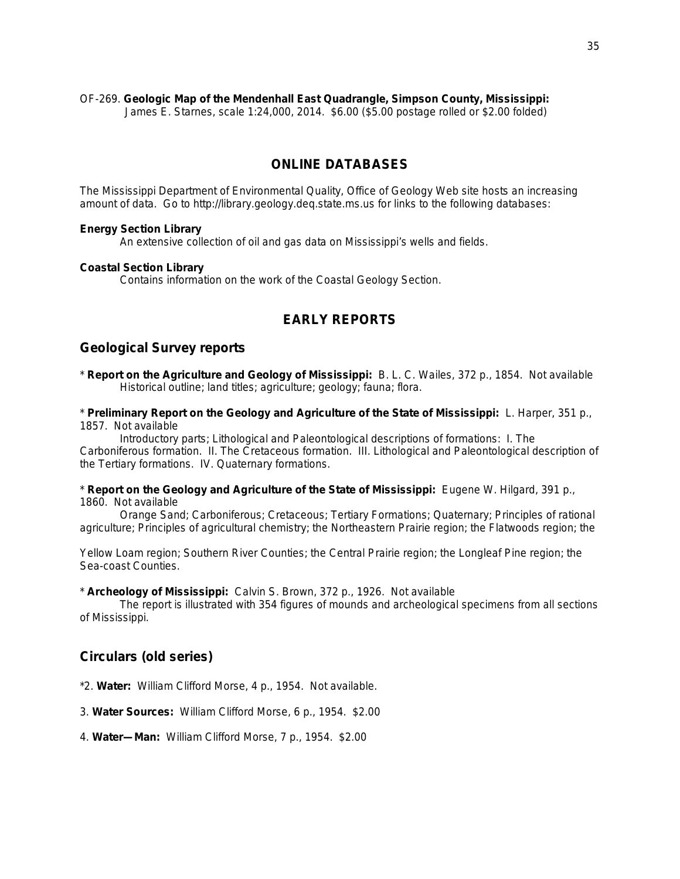OF-269. **Geologic Map of the Mendenhall East Quadrangle, Simpson County, Mississippi:** James E. Starnes, scale 1:24,000, 2014. $6.00 ($5.00 postage rolled or $2.00 folded)

## ONLINE DATABASES

The Mississippi Department of Environmental Quality, Office of Geology Web site hosts an increasing amount of data. Go to http://library.geology.deq.state.ms.us for links to the following databases:

**Energy Section Library**
An extensive collection of oil and gas data on Mississippi's wells and fields.

**Coastal Section Library**
Contains information on the work of the Coastal Geology Section.

## EARLY REPORTS

### Geological Survey reports

* **Report on the Agriculture and Geology of Mississippi:** B. L. C. Wailes, 372 p., 1854. Not available
Historical outline; land titles; agriculture; geology; fauna; flora.

* **Preliminary Report on the Geology and Agriculture of the State of Mississippi:** L. Harper, 351 p., 1857. Not available
Introductory parts; Lithological and Paleontological descriptions of formations: I. The Carboniferous formation. II. The Cretaceous formation. III. Lithological and Paleontological description of the Tertiary formations. IV. Quaternary formations.

* **Report on the Geology and Agriculture of the State of Mississippi:** Eugene W. Hilgard, 391 p., 1860. Not available
Orange Sand; Carboniferous; Cretaceous; Tertiary Formations; Quaternary; Principles of rational agriculture; Principles of agricultural chemistry; the Northeastern Prairie region; the Flatwoods region; the Yellow Loam region; Southern River Counties; the Central Prairie region; the Longleaf Pine region; the Sea-coast Counties.

* **Archeology of Mississippi:** Calvin S. Brown, 372 p., 1926. Not available
The report is illustrated with 354 figures of mounds and archeological specimens from all sections of Mississippi.

### Circulars (old series)

*2. **Water:** William Clifford Morse, 4 p., 1954. Not available.

3. **Water Sources:** William Clifford Morse, 6 p., 1954. $2.00

4. **Water—Man:** William Clifford Morse, 7 p., 1954. $2.00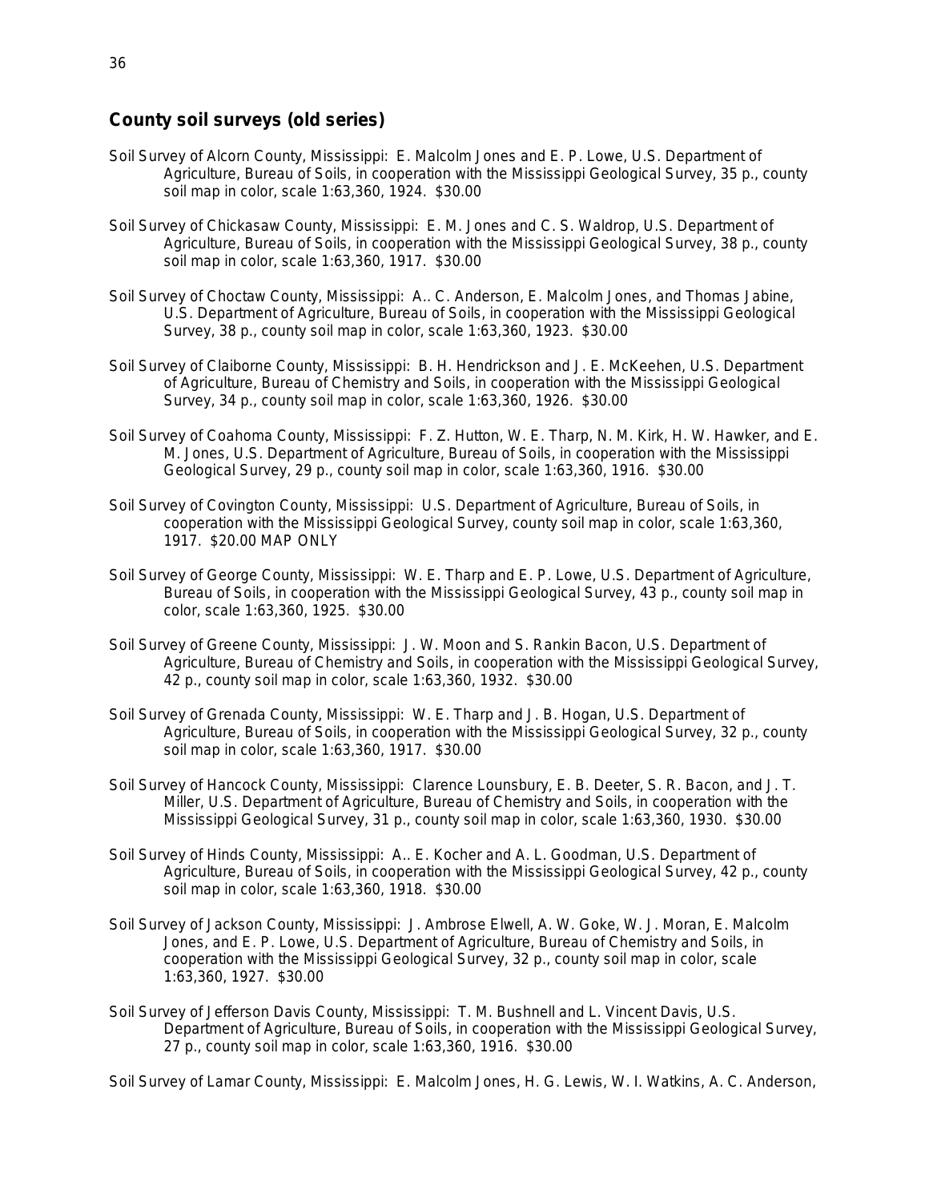## County soil surveys (old series)

Soil Survey of Alcorn County, Mississippi: E. Malcolm Jones and E. P. Lowe, U.S. Department of Agriculture, Bureau of Soils, in cooperation with the Mississippi Geological Survey, 35 p., county soil map in color, scale 1:63,360, 1924. $30.00

Soil Survey of Chickasaw County, Mississippi: E. M. Jones and C. S. Waldrop, U.S. Department of Agriculture, Bureau of Soils, in cooperation with the Mississippi Geological Survey, 38 p., county soil map in color, scale 1:63,360, 1917. $30.00

Soil Survey of Choctaw County, Mississippi: A.. C. Anderson, E. Malcolm Jones, and Thomas Jabine, U.S. Department of Agriculture, Bureau of Soils, in cooperation with the Mississippi Geological Survey, 38 p., county soil map in color, scale 1:63,360, 1923. $30.00

Soil Survey of Claiborne County, Mississippi: B. H. Hendrickson and J. E. McKeehen, U.S. Department of Agriculture, Bureau of Chemistry and Soils, in cooperation with the Mississippi Geological Survey, 34 p., county soil map in color, scale 1:63,360, 1926. $30.00

Soil Survey of Coahoma County, Mississippi: F. Z. Hutton, W. E. Tharp, N. M. Kirk, H. W. Hawker, and E. M. Jones, U.S. Department of Agriculture, Bureau of Soils, in cooperation with the Mississippi Geological Survey, 29 p., county soil map in color, scale 1:63,360, 1916. $30.00

Soil Survey of Covington County, Mississippi: U.S. Department of Agriculture, Bureau of Soils, in cooperation with the Mississippi Geological Survey, county soil map in color, scale 1:63,360, 1917. $20.00 MAP ONLY

Soil Survey of George County, Mississippi: W. E. Tharp and E. P. Lowe, U.S. Department of Agriculture, Bureau of Soils, in cooperation with the Mississippi Geological Survey, 43 p., county soil map in color, scale 1:63,360, 1925. $30.00

Soil Survey of Greene County, Mississippi: J. W. Moon and S. Rankin Bacon, U.S. Department of Agriculture, Bureau of Chemistry and Soils, in cooperation with the Mississippi Geological Survey, 42 p., county soil map in color, scale 1:63,360, 1932. $30.00

Soil Survey of Grenada County, Mississippi: W. E. Tharp and J. B. Hogan, U.S. Department of Agriculture, Bureau of Soils, in cooperation with the Mississippi Geological Survey, 32 p., county soil map in color, scale 1:63,360, 1917. $30.00

Soil Survey of Hancock County, Mississippi: Clarence Lounsbury, E. B. Deeter, S. R. Bacon, and J. T. Miller, U.S. Department of Agriculture, Bureau of Chemistry and Soils, in cooperation with the Mississippi Geological Survey, 31 p., county soil map in color, scale 1:63,360, 1930. $30.00

Soil Survey of Hinds County, Mississippi: A.. E. Kocher and A. L. Goodman, U.S. Department of Agriculture, Bureau of Soils, in cooperation with the Mississippi Geological Survey, 42 p., county soil map in color, scale 1:63,360, 1918. $30.00

Soil Survey of Jackson County, Mississippi: J. Ambrose Elwell, A. W. Goke, W. J. Moran, E. Malcolm Jones, and E. P. Lowe, U.S. Department of Agriculture, Bureau of Chemistry and Soils, in cooperation with the Mississippi Geological Survey, 32 p., county soil map in color, scale 1:63,360, 1927. $30.00

Soil Survey of Jefferson Davis County, Mississippi: T. M. Bushnell and L. Vincent Davis, U.S. Department of Agriculture, Bureau of Soils, in cooperation with the Mississippi Geological Survey, 27 p., county soil map in color, scale 1:63,360, 1916. $30.00

Soil Survey of Lamar County, Mississippi: E. Malcolm Jones, H. G. Lewis, W. I. Watkins, A. C. Anderson,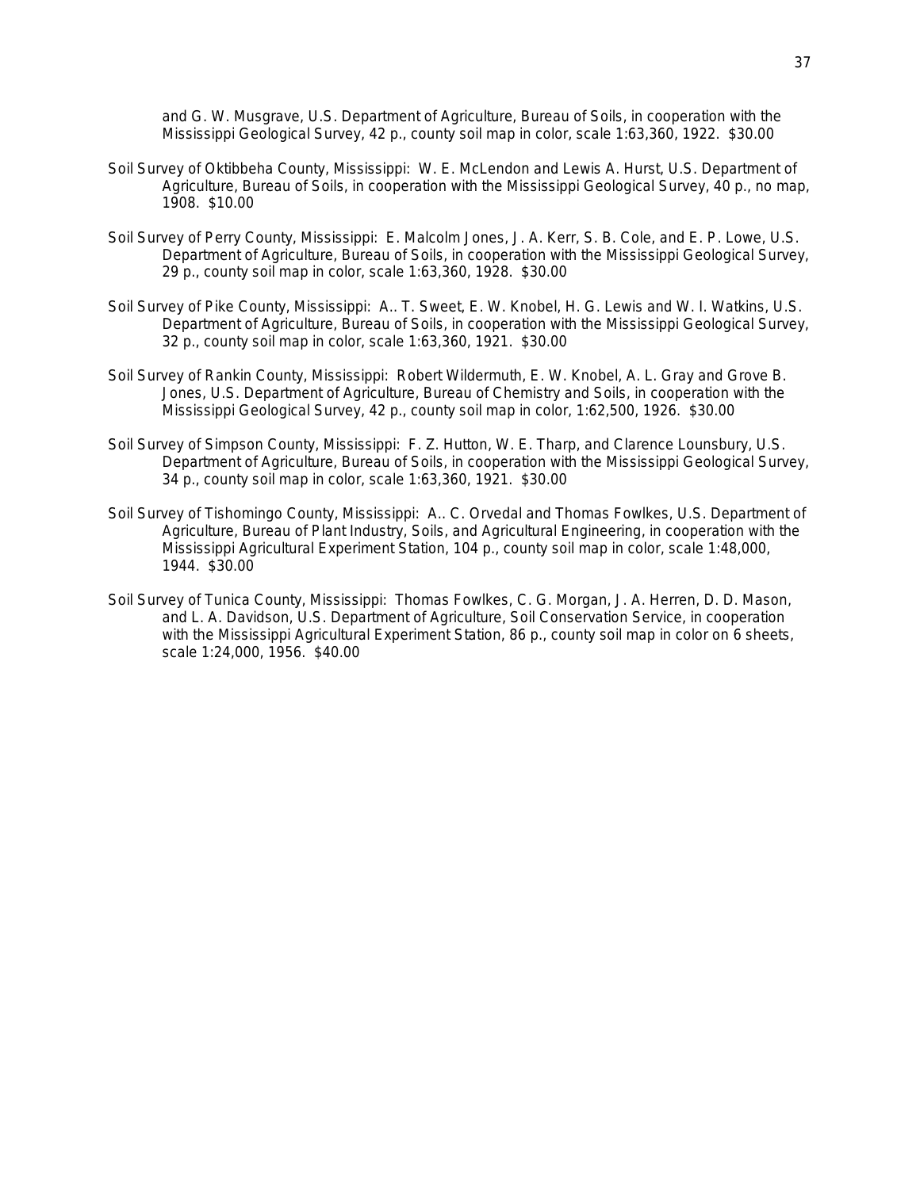and G. W. Musgrave, U.S. Department of Agriculture, Bureau of Soils, in cooperation with the Mississippi Geological Survey, 42 p., county soil map in color, scale 1:63,360, 1922. $30.00

Soil Survey of Oktibbeha County, Mississippi: W. E. McLendon and Lewis A. Hurst, U.S. Department of Agriculture, Bureau of Soils, in cooperation with the Mississippi Geological Survey, 40 p., no map, 1908. $10.00

Soil Survey of Perry County, Mississippi: E. Malcolm Jones, J. A. Kerr, S. B. Cole, and E. P. Lowe, U.S. Department of Agriculture, Bureau of Soils, in cooperation with the Mississippi Geological Survey, 29 p., county soil map in color, scale 1:63,360, 1928. $30.00

Soil Survey of Pike County, Mississippi: A.. T. Sweet, E. W. Knobel, H. G. Lewis and W. I. Watkins, U.S. Department of Agriculture, Bureau of Soils, in cooperation with the Mississippi Geological Survey, 32 p., county soil map in color, scale 1:63,360, 1921. $30.00

Soil Survey of Rankin County, Mississippi: Robert Wildermuth, E. W. Knobel, A. L. Gray and Grove B. Jones, U.S. Department of Agriculture, Bureau of Chemistry and Soils, in cooperation with the Mississippi Geological Survey, 42 p., county soil map in color, 1:62,500, 1926. $30.00

Soil Survey of Simpson County, Mississippi: F. Z. Hutton, W. E. Tharp, and Clarence Lounsbury, U.S. Department of Agriculture, Bureau of Soils, in cooperation with the Mississippi Geological Survey, 34 p., county soil map in color, scale 1:63,360, 1921. $30.00

Soil Survey of Tishomingo County, Mississippi: A.. C. Orvedal and Thomas Fowlkes, U.S. Department of Agriculture, Bureau of Plant Industry, Soils, and Agricultural Engineering, in cooperation with the Mississippi Agricultural Experiment Station, 104 p., county soil map in color, scale 1:48,000, 1944. $30.00

Soil Survey of Tunica County, Mississippi: Thomas Fowlkes, C. G. Morgan, J. A. Herren, D. D. Mason, and L. A. Davidson, U.S. Department of Agriculture, Soil Conservation Service, in cooperation with the Mississippi Agricultural Experiment Station, 86 p., county soil map in color on 6 sheets, scale 1:24,000, 1956. $40.00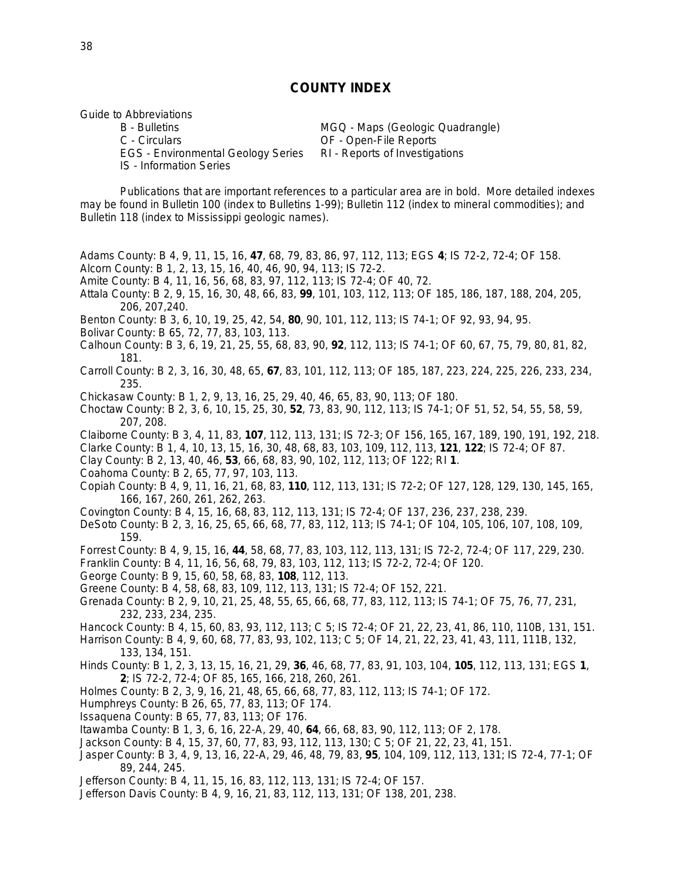## COUNTY INDEX

Guide to Abbreviations

- B - Bulletins
- C - Circulars
- EGS - Environmental Geology Series
- IS - Information Series
- MGQ - Maps (Geologic Quadrangle)
- OF - Open-File Reports
- RI - Reports of Investigations

Publications that are important references to a particular area are in bold. More detailed indexes may be found in Bulletin 100 (index to Bulletins 1-99); Bulletin 112 (index to mineral commodities); and Bulletin 118 (index to Mississippi geologic names).

Adams County: B 4, 9, 11, 15, 16, **47**, 68, 79, 83, 86, 97, 112, 113; EGS **4**; IS 72-2, 72-4; OF 158.

Alcorn County: B 1, 2, 13, 15, 16, 40, 46, 90, 94, 113; IS 72-2.

Amite County: B 4, 11, 16, 56, 68, 83, 97, 112, 113; IS 72-4; OF 40, 72.

Attala County: B 2, 9, 15, 16, 30, 48, 66, 83, **99**, 101, 103, 112, 113; OF 185, 186, 187, 188, 204, 205, 206, 207,240.

Benton County: B 3, 6, 10, 19, 25, 42, 54, **80**, 90, 101, 112, 113; IS 74-1; OF 92, 93, 94, 95.

Bolivar County: B 65, 72, 77, 83, 103, 113.

Calhoun County: B 3, 6, 19, 21, 25, 55, 68, 83, 90, **92**, 112, 113; IS 74-1; OF 60, 67, 75, 79, 80, 81, 82, 181.

Carroll County: B 2, 3, 16, 30, 48, 65, **67**, 83, 101, 112, 113; OF 185, 187, 223, 224, 225, 226, 233, 234, 235.

Chickasaw County: B 1, 2, 9, 13, 16, 25, 29, 40, 46, 65, 83, 90, 113; OF 180.

Choctaw County: B 2, 3, 6, 10, 15, 25, 30, **52**, 73, 83, 90, 112, 113; IS 74-1; OF 51, 52, 54, 55, 58, 59, 207, 208.

Claiborne County: B 3, 4, 11, 83, **107**, 112, 113, 131; IS 72-3; OF 156, 165, 167, 189, 190, 191, 192, 218.

Clarke County: B 1, 4, 10, 13, 15, 16, 30, 48, 68, 83, 103, 109, 112, 113, **121**, **122**; IS 72-4; OF 87.

Clay County: B 2, 13, 40, 46, **53**, 66, 68, 83, 90, 102, 112, 113; OF 122; RI **1**.

Coahoma County: B 2, 65, 77, 97, 103, 113.

Copiah County: B 4, 9, 11, 16, 21, 68, 83, **110**, 112, 113, 131; IS 72-2; OF 127, 128, 129, 130, 145, 165, 166, 167, 260, 261, 262, 263.

Covington County: B 4, 15, 16, 68, 83, 112, 113, 131; IS 72-4; OF 137, 236, 237, 238, 239.

DeSoto County: B 2, 3, 16, 25, 65, 66, 68, 77, 83, 112, 113; IS 74-1; OF 104, 105, 106, 107, 108, 109, 159.

Forrest County: B 4, 9, 15, 16, **44**, 58, 68, 77, 83, 103, 112, 113, 131; IS 72-2, 72-4; OF 117, 229, 230.

Franklin County: B 4, 11, 16, 56, 68, 79, 83, 103, 112, 113; IS 72-2, 72-4; OF 120.

George County: B 9, 15, 60, 58, 68, 83, **108**, 112, 113.

Greene County: B 4, 58, 68, 83, 109, 112, 113, 131; IS 72-4; OF 152, 221.

Grenada County: B 2, 9, 10, 21, 25, 48, 55, 65, 66, 68, 77, 83, 112, 113; IS 74-1; OF 75, 76, 77, 231, 232, 233, 234, 235.

Hancock County: B 4, 15, 60, 83, 93, 112, 113; C 5; IS 72-4; OF 21, 22, 23, 41, 86, 110, 110B, 131, 151.

Harrison County: B 4, 9, 60, 68, 77, 83, 93, 102, 113; C 5; OF 14, 21, 22, 23, 41, 43, 111, 111B, 132, 133, 134, 151.

Hinds County: B 1, 2, 3, 13, 15, 16, 21, 29, **36**, 46, 68, 77, 83, 91, 103, 104, **105**, 112, 113, 131; EGS **1**, **2**; IS 72-2, 72-4; OF 85, 165, 166, 218, 260, 261.

Holmes County: B 2, 3, 9, 16, 21, 48, 65, 66, 68, 77, 83, 112, 113; IS 74-1; OF 172.

Humphreys County: B 26, 65, 77, 83, 113; OF 174.

Issaquena County: B 65, 77, 83, 113; OF 176.

Itawamba County: B 1, 3, 6, 16, 22-A, 29, 40, **64**, 66, 68, 83, 90, 112, 113; OF 2, 178.

Jackson County: B 4, 15, 37, 60, 77, 83, 93, 112, 113, 130; C 5; OF 21, 22, 23, 41, 151.

Jasper County: B 3, 4, 9, 13, 16, 22-A, 29, 46, 48, 79, 83, **95**, 104, 109, 112, 113, 131; IS 72-4, 77-1; OF 89, 244, 245.

Jefferson County: B 4, 11, 15, 16, 83, 112, 113, 131; IS 72-4; OF 157.

Jefferson Davis County: B 4, 9, 16, 21, 83, 112, 113, 131; OF 138, 201, 238.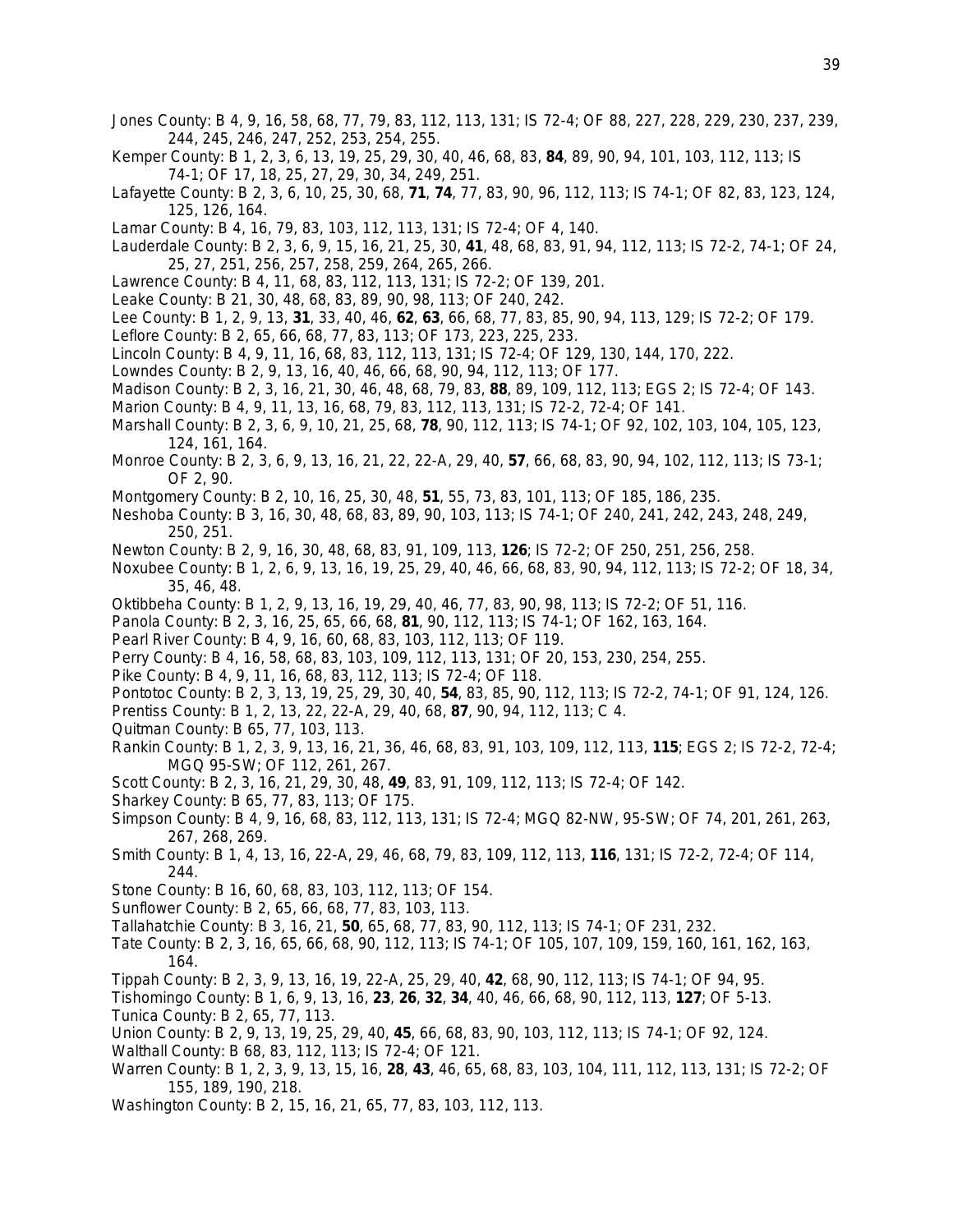Jones County: B 4, 9, 16, 58, 68, 77, 79, 83, 112, 113, 131; IS 72-4; OF 88, 227, 228, 229, 230, 237, 239, 244, 245, 246, 247, 252, 253, 254, 255.

Kemper County: B 1, 2, 3, 6, 13, 19, 25, 29, 30, 40, 46, 68, 83, **84**, 89, 90, 94, 101, 103, 112, 113; IS 74-1; OF 17, 18, 25, 27, 29, 30, 34, 249, 251.

Lafayette County: B 2, 3, 6, 10, 25, 30, 68, **71**, **74**, 77, 83, 90, 96, 112, 113; IS 74-1; OF 82, 83, 123, 124, 125, 126, 164.

Lamar County: B 4, 16, 79, 83, 103, 112, 113, 131; IS 72-4; OF 4, 140.

Lauderdale County: B 2, 3, 6, 9, 15, 16, 21, 25, 30, **41**, 48, 68, 83, 91, 94, 112, 113; IS 72-2, 74-1; OF 24, 25, 27, 251, 256, 257, 258, 259, 264, 265, 266.

Lawrence County: B 4, 11, 68, 83, 112, 113, 131; IS 72-2; OF 139, 201.

Leake County: B 21, 30, 48, 68, 83, 89, 90, 98, 113; OF 240, 242.

Lee County: B 1, 2, 9, 13, **31**, 33, 40, 46, **62**, **63**, 66, 68, 77, 83, 85, 90, 94, 113, 129; IS 72-2; OF 179.

Leflore County: B 2, 65, 66, 68, 77, 83, 113; OF 173, 223, 225, 233.

Lincoln County: B 4, 9, 11, 16, 68, 83, 112, 113, 131; IS 72-4; OF 129, 130, 144, 170, 222.

Lowndes County: B 2, 9, 13, 16, 40, 46, 66, 68, 90, 94, 112, 113; OF 177.

Madison County: B 2, 3, 16, 21, 30, 46, 48, 68, 79, 83, **88**, 89, 109, 112, 113; EGS 2; IS 72-4; OF 143.

Marion County: B 4, 9, 11, 13, 16, 68, 79, 83, 112, 113, 131; IS 72-2, 72-4; OF 141.

Marshall County: B 2, 3, 6, 9, 10, 21, 25, 68, **78**, 90, 112, 113; IS 74-1; OF 92, 102, 103, 104, 105, 123, 124, 161, 164.

Monroe County: B 2, 3, 6, 9, 13, 16, 21, 22, 22-A, 29, 40, **57**, 66, 68, 83, 90, 94, 102, 112, 113; IS 73-1; OF 2, 90.

Montgomery County: B 2, 10, 16, 25, 30, 48, **51**, 55, 73, 83, 101, 113; OF 185, 186, 235.

Neshoba County: B 3, 16, 30, 48, 68, 83, 89, 90, 103, 113; IS 74-1; OF 240, 241, 242, 243, 248, 249, 250, 251.

Newton County: B 2, 9, 16, 30, 48, 68, 83, 91, 109, 113, **126**; IS 72-2; OF 250, 251, 256, 258.

Noxubee County: B 1, 2, 6, 9, 13, 16, 19, 25, 29, 40, 46, 66, 68, 83, 90, 94, 112, 113; IS 72-2; OF 18, 34, 35, 46, 48.

Oktibbeha County: B 1, 2, 9, 13, 16, 19, 29, 40, 46, 77, 83, 90, 98, 113; IS 72-2; OF 51, 116.

Panola County: B 2, 3, 16, 25, 65, 66, 68, **81**, 90, 112, 113; IS 74-1; OF 162, 163, 164.

Pearl River County: B 4, 9, 16, 60, 68, 83, 103, 112, 113; OF 119.

Perry County: B 4, 16, 58, 68, 83, 103, 109, 112, 113, 131; OF 20, 153, 230, 254, 255.

Pike County: B 4, 9, 11, 16, 68, 83, 112, 113; IS 72-4; OF 118.

Pontotoc County: B 2, 3, 13, 19, 25, 29, 30, 40, **54**, 83, 85, 90, 112, 113; IS 72-2, 74-1; OF 91, 124, 126.

Prentiss County: B 1, 2, 13, 22, 22-A, 29, 40, 68, **87**, 90, 94, 112, 113; C 4.

Quitman County: B 65, 77, 103, 113.

Rankin County: B 1, 2, 3, 9, 13, 16, 21, 36, 46, 68, 83, 91, 103, 109, 112, 113, **115**; EGS 2; IS 72-2, 72-4; MGQ 95-SW; OF 112, 261, 267.

Scott County: B 2, 3, 16, 21, 29, 30, 48, **49**, 83, 91, 109, 112, 113; IS 72-4; OF 142.

Sharkey County: B 65, 77, 83, 113; OF 175.

Simpson County: B 4, 9, 16, 68, 83, 112, 113, 131; IS 72-4; MGQ 82-NW, 95-SW; OF 74, 201, 261, 263, 267, 268, 269.

Smith County: B 1, 4, 13, 16, 22-A, 29, 46, 68, 79, 83, 109, 112, 113, **116**, 131; IS 72-2, 72-4; OF 114, 244.

Stone County: B 16, 60, 68, 83, 103, 112, 113; OF 154.

Sunflower County: B 2, 65, 66, 68, 77, 83, 103, 113.

Tallahatchie County: B 3, 16, 21, **50**, 65, 68, 77, 83, 90, 112, 113; IS 74-1; OF 231, 232.

Tate County: B 2, 3, 16, 65, 66, 68, 90, 112, 113; IS 74-1; OF 105, 107, 109, 159, 160, 161, 162, 163, 164.

Tippah County: B 2, 3, 9, 13, 16, 19, 22-A, 25, 29, 40, **42**, 68, 90, 112, 113; IS 74-1; OF 94, 95.

Tishomingo County: B 1, 6, 9, 13, 16, **23**, **26**, **32**, **34**, 40, 46, 66, 68, 90, 112, 113, **127**; OF 5-13.

Tunica County: B 2, 65, 77, 113.

Union County: B 2, 9, 13, 19, 25, 29, 40, **45**, 66, 68, 83, 90, 103, 112, 113; IS 74-1; OF 92, 124.

Walthall County: B 68, 83, 112, 113; IS 72-4; OF 121.

Warren County: B 1, 2, 3, 9, 13, 15, 16, **28**, **43**, 46, 65, 68, 83, 103, 104, 111, 112, 113, 131; IS 72-2; OF 155, 189, 190, 218.

Washington County: B 2, 15, 16, 21, 65, 77, 83, 103, 112, 113.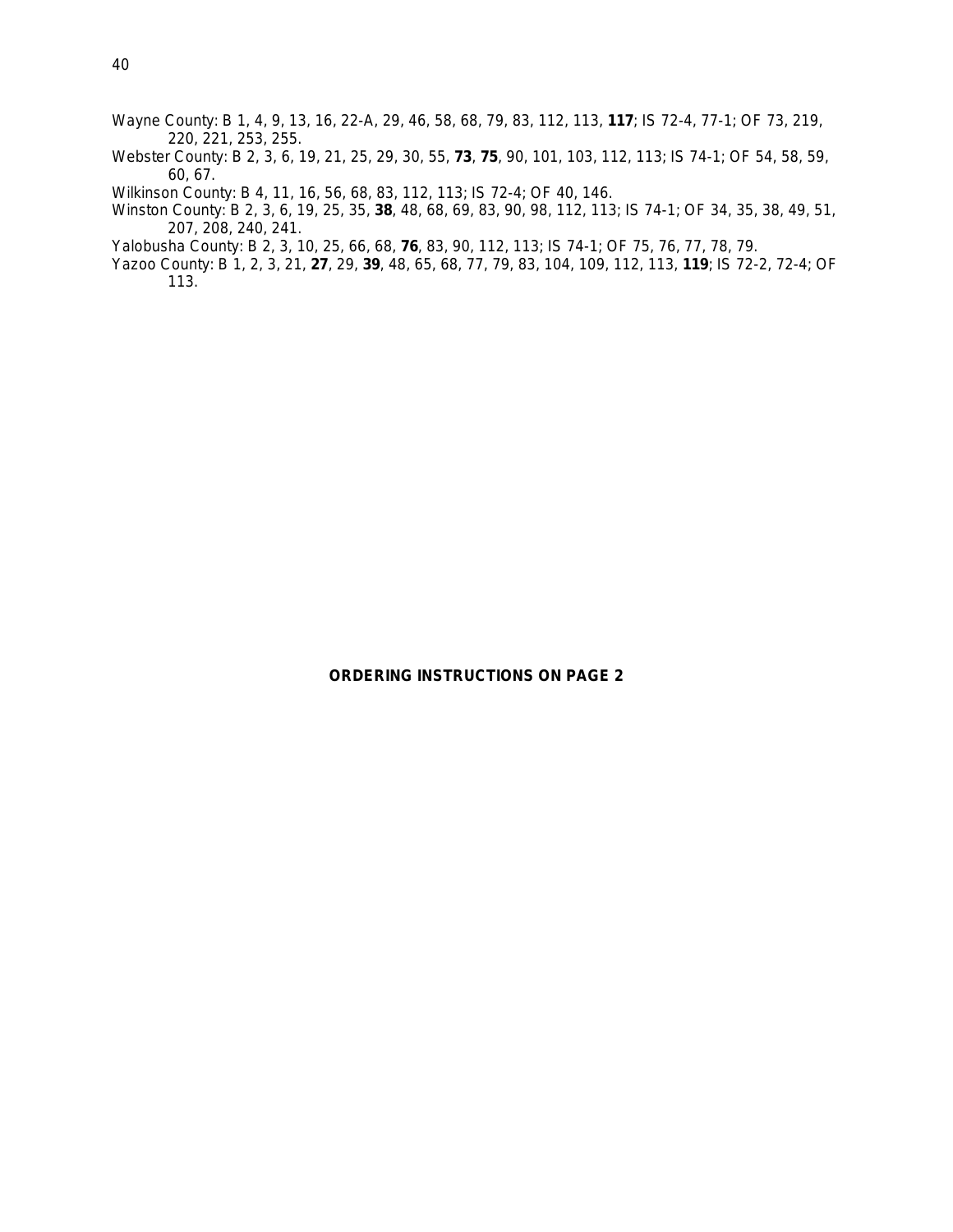Wayne County: B 1, 4, 9, 13, 16, 22-A, 29, 46, 58, 68, 79, 83, 112, 113, **117**; IS 72-4, 77-1; OF 73, 219, 220, 221, 253, 255.

Webster County: B 2, 3, 6, 19, 21, 25, 29, 30, 55, **73**, **75**, 90, 101, 103, 112, 113; IS 74-1; OF 54, 58, 59, 60, 67.

Wilkinson County: B 4, 11, 16, 56, 68, 83, 112, 113; IS 72-4; OF 40, 146.

Winston County: B 2, 3, 6, 19, 25, 35, **38**, 48, 68, 69, 83, 90, 98, 112, 113; IS 74-1; OF 34, 35, 38, 49, 51, 207, 208, 240, 241.

Yalobusha County: B 2, 3, 10, 25, 66, 68, **76**, 83, 90, 112, 113; IS 74-1; OF 75, 76, 77, 78, 79.

Yazoo County: B 1, 2, 3, 21, **27**, 29, **39**, 48, 65, 68, 77, 79, 83, 104, 109, 112, 113, **119**; IS 72-2, 72-4; OF 113.

**ORDERING INSTRUCTIONS ON PAGE 2**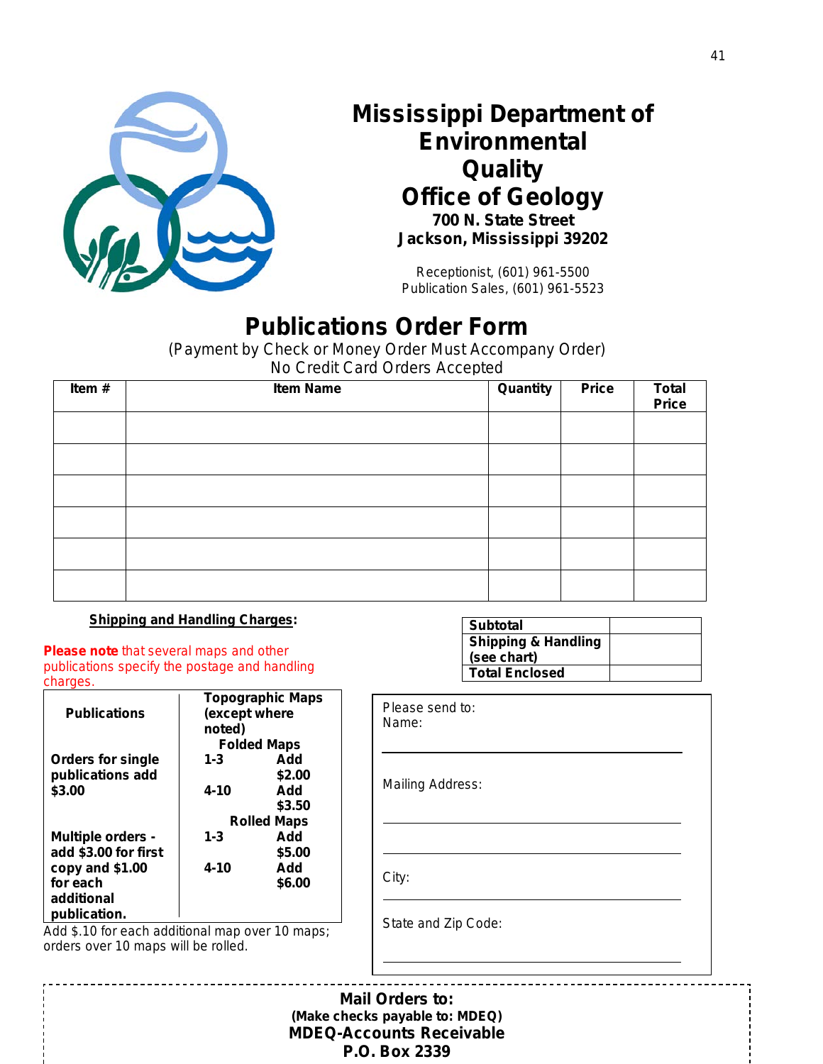# Mississippi Department of Environmental Quality
# Office of Geology

**700 N. State Street**
**Jackson, Mississippi 39202**

Receptionist, (601) 961-5500
Publication Sales, (601) 961-5523

## Publications Order Form

(Payment by Check or Money Order Must Accompany Order)
No Credit Card Orders Accepted

| Item # | Item Name | Quantity | Price | Total Price |
|---|---|---|---|---|
| | | | | |
| | | | | |
| | | | | |
| | | | | |
| | | | | |
| | | | | |

**Shipping and Handling Charges:**

**Please note** that several maps and other publications specify the postage and handling charges.

| Publications | Topographic Maps (except where noted) | |
|---|---|---|
| | **Folded Maps** | |
| Orders for single publications add $3.00 | 1-3 | Add $2.00 |
| | 4-10 | Add $3.50 |
| | **Rolled Maps** | |
| Multiple orders - add $3.00 for first copy and $1.00 for each additional publication. | 1-3 | Add $5.00 |
| | 4-10 | Add $6.00 |

Add $.10 for each additional map over 10 maps; orders over 10 maps will be rolled.

| | |
|---|---|
| **Subtotal** | |
| **Shipping & Handling (see chart)** | |
| **Total Enclosed** | |

Please send to:
Name:

Mailing Address:

City:

State and Zip Code:

**Mail Orders to:**
**(Make checks payable to: MDEQ)**
**MDEQ-Accounts Receivable**
**P.O. Box 2339**